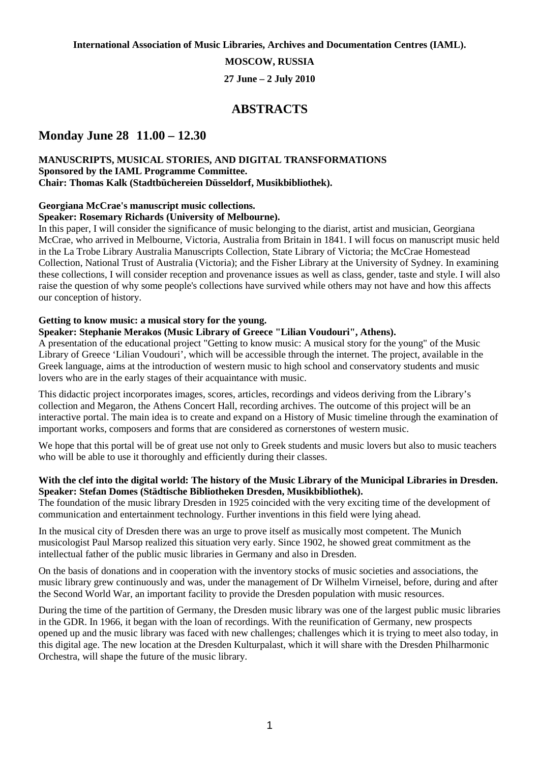**International Association of Music Libraries, Archives and Documentation Centres (IAML).**

**MOSCOW, RUSSIA**

**27 June – 2 July 2010**

# ABSTRACTS

## Monday June 28 11.00 – 12.30

**MANUSCRIPTS, MUSICAL STORIES, AND DIGITAL TRANSFORMATIONS**
**Sponsored by the IAML Programme Committee.**
**Chair: Thomas Kalk (Stadtbüchereien Düsseldorf, Musikbibliothek).**

**Georgiana McCrae's manuscript music collections.**
**Speaker: Rosemary Richards (University of Melbourne).**

In this paper, I will consider the significance of music belonging to the diarist, artist and musician, Georgiana McCrae, who arrived in Melbourne, Victoria, Australia from Britain in 1841. I will focus on manuscript music held in the La Trobe Library Australia Manuscripts Collection, State Library of Victoria; the McCrae Homestead Collection, National Trust of Australia (Victoria); and the Fisher Library at the University of Sydney. In examining these collections, I will consider reception and provenance issues as well as class, gender, taste and style. I will also raise the question of why some people's collections have survived while others may not have and how this affects our conception of history.

**Getting to know music: a musical story for the young.**
**Speaker: Stephanie Merakos (Music Library of Greece "Lilian Voudouri", Athens).**

A presentation of the educational project "Getting to know music: A musical story for the young" of the Music Library of Greece 'Lilian Voudouri', which will be accessible through the internet. The project, available in the Greek language, aims at the introduction of western music to high school and conservatory students and music lovers who are in the early stages of their acquaintance with music.

This didactic project incorporates images, scores, articles, recordings and videos deriving from the Library's collection and Megaron, the Athens Concert Hall, recording archives. The outcome of this project will be an interactive portal. The main idea is to create and expand on a History of Music timeline through the examination of important works, composers and forms that are considered as cornerstones of western music.

We hope that this portal will be of great use not only to Greek students and music lovers but also to music teachers who will be able to use it thoroughly and efficiently during their classes.

**With the clef into the digital world: The history of the Music Library of the Municipal Libraries in Dresden.**
**Speaker: Stefan Domes (Städtische Bibliotheken Dresden, Musikbibliothek).**

The foundation of the music library Dresden in 1925 coincided with the very exciting time of the development of communication and entertainment technology. Further inventions in this field were lying ahead.

In the musical city of Dresden there was an urge to prove itself as musically most competent. The Munich musicologist Paul Marsop realized this situation very early. Since 1902, he showed great commitment as the intellectual father of the public music libraries in Germany and also in Dresden.

On the basis of donations and in cooperation with the inventory stocks of music societies and associations, the music library grew continuously and was, under the management of Dr Wilhelm Virneisel, before, during and after the Second World War, an important facility to provide the Dresden population with music resources.

During the time of the partition of Germany, the Dresden music library was one of the largest public music libraries in the GDR. In 1966, it began with the loan of recordings. With the reunification of Germany, new prospects opened up and the music library was faced with new challenges; challenges which it is trying to meet also today, in this digital age. The new location at the Dresden Kulturpalast, which it will share with the Dresden Philharmonic Orchestra, will shape the future of the music library.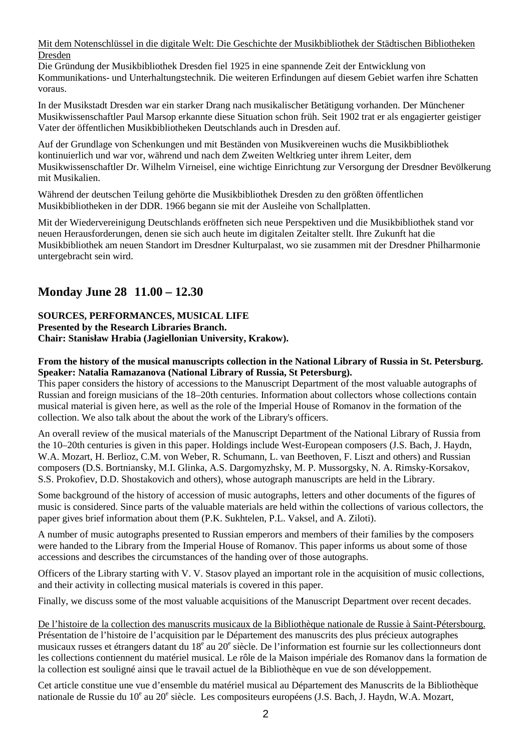Mit dem Notenschlüssel in die digitale Welt: Die Geschichte der Musikbibliothek der Städtischen Bibliotheken Dresden

Die Gründung der Musikbibliothek Dresden fiel 1925 in eine spannende Zeit der Entwicklung von Kommunikations- und Unterhaltungstechnik. Die weiteren Erfindungen auf diesem Gebiet warfen ihre Schatten voraus.

In der Musikstadt Dresden war ein starker Drang nach musikalischer Betätigung vorhanden. Der Münchener Musikwissenschaftler Paul Marsop erkannte diese Situation schon früh. Seit 1902 trat er als engagierter geistiger Vater der öffentlichen Musikbibliotheken Deutschlands auch in Dresden auf.

Auf der Grundlage von Schenkungen und mit Beständen von Musikvereinen wuchs die Musikbibliothek kontinuierlich und war vor, während und nach dem Zweiten Weltkrieg unter ihrem Leiter, dem Musikwissenschaftler Dr. Wilhelm Virneisel, eine wichtige Einrichtung zur Versorgung der Dresdner Bevölkerung mit Musikalien.

Während der deutschen Teilung gehörte die Musikbibliothek Dresden zu den größten öffentlichen Musikbibliotheken in der DDR. 1966 begann sie mit der Ausleihe von Schallplatten.

Mit der Wiedervereinigung Deutschlands eröffneten sich neue Perspektiven und die Musikbibliothek stand vor neuen Herausforderungen, denen sie sich auch heute im digitalen Zeitalter stellt. Ihre Zukunft hat die Musikbibliothek am neuen Standort im Dresdner Kulturpalast, wo sie zusammen mit der Dresdner Philharmonie untergebracht sein wird.

## Monday June 28 11.00 – 12.30

**SOURCES, PERFORMANCES, MUSICAL LIFE**
**Presented by the Research Libraries Branch.**
**Chair: Stanisław Hrabia (Jagiellonian University, Krakow).**

**From the history of the musical manuscripts collection in the National Library of Russia in St. Petersburg.**
**Speaker: Natalia Ramazanova (National Library of Russia, St Petersburg).**

This paper considers the history of accessions to the Manuscript Department of the most valuable autographs of Russian and foreign musicians of the 18–20th centuries. Information about collectors whose collections contain musical material is given here, as well as the role of the Imperial House of Romanov in the formation of the collection. We also talk about the about the work of the Library's officers.

An overall review of the musical materials of the Manuscript Department of the National Library of Russia from the 10–20th centuries is given in this paper. Holdings include West-European composers (J.S. Bach, J. Haydn, W.A. Mozart, H. Berlioz, C.M. von Weber, R. Schumann, L. van Beethoven, F. Liszt and others) and Russian composers (D.S. Bortniansky, M.I. Glinka, A.S. Dargomyzhsky, M. P. Mussorgsky, N. A. Rimsky-Korsakov, S.S. Prokofiev, D.D. Shostakovich and others), whose autograph manuscripts are held in the Library.

Some background of the history of accession of music autographs, letters and other documents of the figures of music is considered. Since parts of the valuable materials are held within the collections of various collectors, the paper gives brief information about them (P.K. Sukhtelen, P.L. Vaksel, and A. Ziloti).

A number of music autographs presented to Russian emperors and members of their families by the composers were handed to the Library from the Imperial House of Romanov. This paper informs us about some of those accessions and describes the circumstances of the handing over of those autographs.

Officers of the Library starting with V. V. Stasov played an important role in the acquisition of music collections, and their activity in collecting musical materials is covered in this paper.

Finally, we discuss some of the most valuable acquisitions of the Manuscript Department over recent decades.

De l'histoire de la collection des manuscrits musicaux de la Bibliothèque nationale de Russie à Saint-Pétersbourg.

Présentation de l'histoire de l'acquisition par le Département des manuscrits des plus précieux autographes musicaux russes et étrangers datant du 18e au 20e siècle. De l'information est fournie sur les collectionneurs dont les collections contiennent du matériel musical. Le rôle de la Maison impériale des Romanov dans la formation de la collection est souligné ainsi que le travail actuel de la Bibliothèque en vue de son développement.

Cet article constitue une vue d'ensemble du matériel musical au Département des Manuscrits de la Bibliothèque nationale de Russie du 10e au 20e siècle. Les compositeurs européens (J.S. Bach, J. Haydn, W.A. Mozart,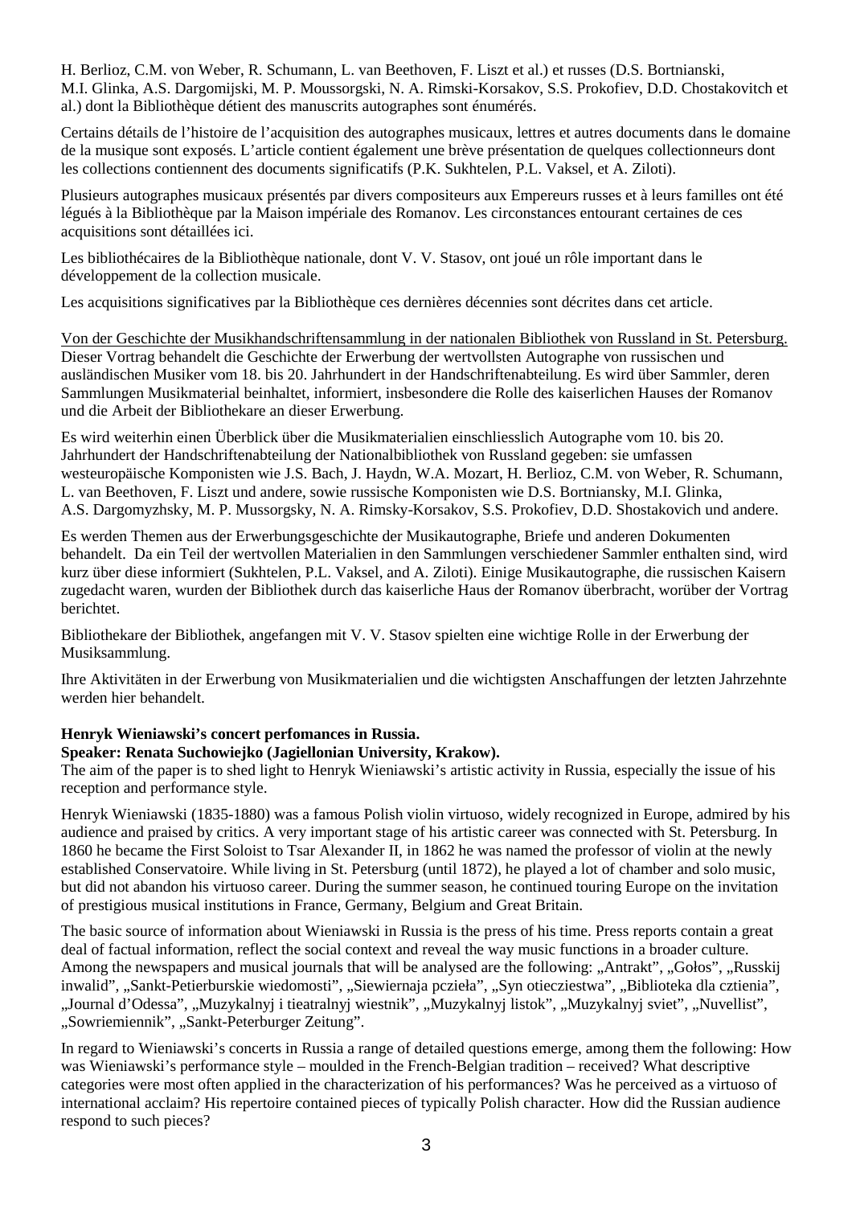H. Berlioz, C.M. von Weber, R. Schumann, L. van Beethoven, F. Liszt et al.) et russes (D.S. Bortnianski, M.I. Glinka, A.S. Dargomijski, M. P. Moussorgski, N. A. Rimski-Korsakov, S.S. Prokofiev, D.D. Chostakovitch et al.) dont la Bibliothèque détient des manuscrits autographes sont énumérés.

Certains détails de l'histoire de l'acquisition des autographes musicaux, lettres et autres documents dans le domaine de la musique sont exposés. L'article contient également une brève présentation de quelques collectionneurs dont les collections contiennent des documents significatifs (P.K. Sukhtelen, P.L. Vaksel, et A. Ziloti).

Plusieurs autographes musicaux présentés par divers compositeurs aux Empereurs russes et à leurs familles ont été légués à la Bibliothèque par la Maison impériale des Romanov. Les circonstances entourant certaines de ces acquisitions sont détaillées ici.

Les bibliothécaires de la Bibliothèque nationale, dont V. V. Stasov, ont joué un rôle important dans le développement de la collection musicale.

Les acquisitions significatives par la Bibliothèque ces dernières décennies sont décrites dans cet article.

Von der Geschichte der Musikhandschriftensammlung in der nationalen Bibliothek von Russland in St. Petersburg.
Dieser Vortrag behandelt die Geschichte der Erwerbung der wertvollsten Autographe von russischen und ausländischen Musiker vom 18. bis 20. Jahrhundert in der Handschriftenabteilung. Es wird über Sammler, deren Sammlungen Musikmaterial beinhaltet, informiert, insbesondere die Rolle des kaiserlichen Hauses der Romanov und die Arbeit der Bibliothekare an dieser Erwerbung.

Es wird weiterhin einen Überblick über die Musikmaterialien einschliesslich Autographe vom 10. bis 20. Jahrhundert der Handschriftenabteilung der Nationalbibliothek von Russland gegeben: sie umfassen westeuropäische Komponisten wie J.S. Bach, J. Haydn, W.A. Mozart, H. Berlioz, C.M. von Weber, R. Schumann, L. van Beethoven, F. Liszt und andere, sowie russische Komponisten wie D.S. Bortniansky, M.I. Glinka, A.S. Dargomyzhsky, M. P. Mussorgsky, N. A. Rimsky-Korsakov, S.S. Prokofiev, D.D. Shostakovich und andere.

Es werden Themen aus der Erwerbungsgeschichte der Musikautographe, Briefe und anderen Dokumenten behandelt. Da ein Teil der wertvollen Materialien in den Sammlungen verschiedener Sammler enthalten sind, wird kurz über diese informiert (Sukhtelen, P.L. Vaksel, and A. Ziloti). Einige Musikautographe, die russischen Kaisern zugedacht waren, wurden der Bibliothek durch das kaiserliche Haus der Romanov überbracht, worüber der Vortrag berichtet.

Bibliothekare der Bibliothek, angefangen mit V. V. Stasov spielten eine wichtige Rolle in der Erwerbung der Musiksammlung.

Ihre Aktivitäten in der Erwerbung von Musikmaterialien und die wichtigsten Anschaffungen der letzten Jahrzehnte werden hier behandelt.

**Henryk Wieniawski's concert perfomances in Russia.**
**Speaker: Renata Suchowiejko (Jagiellonian University, Krakow).**
The aim of the paper is to shed light to Henryk Wieniawski's artistic activity in Russia, especially the issue of his reception and performance style.

Henryk Wieniawski (1835-1880) was a famous Polish violin virtuoso, widely recognized in Europe, admired by his audience and praised by critics. A very important stage of his artistic career was connected with St. Petersburg. In 1860 he became the First Soloist to Tsar Alexander II, in 1862 he was named the professor of violin at the newly established Conservatoire. While living in St. Petersburg (until 1872), he played a lot of chamber and solo music, but did not abandon his virtuoso career. During the summer season, he continued touring Europe on the invitation of prestigious musical institutions in France, Germany, Belgium and Great Britain.

The basic source of information about Wieniawski in Russia is the press of his time. Press reports contain a great deal of factual information, reflect the social context and reveal the way music functions in a broader culture. Among the newspapers and musical journals that will be analysed are the following: „Antrakt", „Gołos", „Russkij inwalid", „Sankt-Petierburskie wiedomosti", „Siewiernaja pczieła", „Syn otieczіestwa", „Biblioteka dla cztienia", „Journal d'Odessa", „Muzykalnyj i tieatralnyj wiestnik", „Muzykalnyj listok", „Muzykalnyj sviet", „Nuvellist", „Sowriemiennik", „Sankt-Peterburger Zeitung".

In regard to Wieniawski's concerts in Russia a range of detailed questions emerge, among them the following: How was Wieniawski's performance style – moulded in the French-Belgian tradition – received? What descriptive categories were most often applied in the characterization of his performances? Was he perceived as a virtuoso of international acclaim? His repertoire contained pieces of typically Polish character. How did the Russian audience respond to such pieces?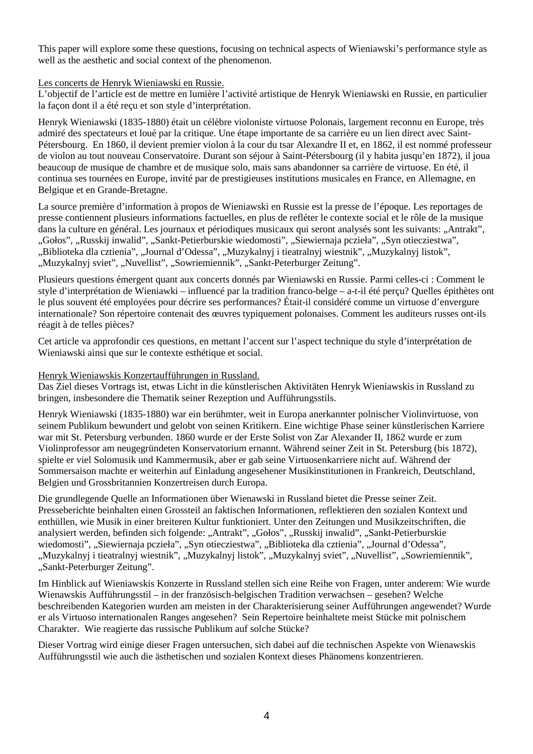This paper will explore some these questions, focusing on technical aspects of Wieniawski's performance style as well as the aesthetic and social context of the phenomenon.

<u>Les concerts de Henryk Wieniawski en Russie.</u>

L'objectif de l'article est de mettre en lumière l'activité artistique de Henryk Wieniawski en Russie, en particulier la façon dont il a été reçu et son style d'interprétation.

Henryk Wieniawski (1835-1880) était un célèbre violoniste virtuose Polonais, largement reconnu en Europe, très admiré des spectateurs et loué par la critique. Une étape importante de sa carrière eu un lien direct avec Saint-Pétersbourg. En 1860, il devient premier violon à la cour du tsar Alexandre II et, en 1862, il est nommé professeur de violon au tout nouveau Conservatoire. Durant son séjour à Saint-Pétersbourg (il y habita jusqu'en 1872), il joua beaucoup de musique de chambre et de musique solo, mais sans abandonner sa carrière de virtuose. En été, il continua ses tournées en Europe, invité par de prestigieuses institutions musicales en France, en Allemagne, en Belgique et en Grande-Bretagne.

La source première d'information à propos de Wieniawski en Russie est la presse de l'époque. Les reportages de presse contiennent plusieurs informations factuelles, en plus de refléter le contexte social et le rôle de la musique dans la culture en général. Les journaux et périodiques musicaux qui seront analysés sont les suivants: „Antrakt", „Gołos", „Russkij inwalid", „Sankt-Petierburskie wiedomosti", „Siewiernaja pczieła", „Syn otiecziestwa", „Biblioteka dla cztienia", „Journal d'Odessa", „Muzykalnyj i tieatralnyj wiestnik", „Muzykalnyj listok", „Muzykalnyj sviet", „Nuvellist", „Sowriemiennik", „Sankt-Peterburger Zeitung".

Plusieurs questions émergent quant aux concerts donnés par Wieniawski en Russie. Parmi celles-ci : Comment le style d'interprétation de Wieniawki – influencé par la tradition franco-belge – a-t-il été perçu? Quelles épithètes ont le plus souvent été employées pour décrire ses performances? Était-il considéré comme un virtuose d'envergure internationale? Son répertoire contenait des œuvres typiquement polonaises. Comment les auditeurs russes ont-ils réagit à de telles pièces?

Cet article va approfondir ces questions, en mettant l'accent sur l'aspect technique du style d'interprétation de Wieniawski ainsi que sur le contexte esthétique et social.

<u>Henryk Wieniawskis Konzertaufführungen in Russland.</u>

Das Ziel dieses Vortrags ist, etwas Licht in die künstlerischen Aktivitäten Henryk Wieniawskis in Russland zu bringen, insbesondere die Thematik seiner Rezeption und Aufführungsstils.

Henryk Wieniawski (1835-1880) war ein berühmter, weit in Europa anerkannter polnischer Violinvirtuose, von seinem Publikum bewundert und gelobt von seinen Kritikern. Eine wichtige Phase seiner künstlerischen Karriere war mit St. Petersburg verbunden. 1860 wurde er der Erste Solist von Zar Alexander II, 1862 wurde er zum Violinprofessor am neugegründeten Konservatorium ernannt. Während seiner Zeit in St. Petersburg (bis 1872), spielte er viel Solomusik und Kammermusik, aber er gab seine Virtuosenkarriere nicht auf. Während der Sommersaison machte er weiterhin auf Einladung angesehener Musikinstitutionen in Frankreich, Deutschland, Belgien und Grossbritannien Konzertreisen durch Europa.

Die grundlegende Quelle an Informationen über Wienawski in Russland bietet die Presse seiner Zeit. Presseberichte beinhalten einen Grossteil an faktischen Informationen, reflektieren den sozialen Kontext und enthüllen, wie Musik in einer breiteren Kultur funktioniert. Unter den Zeitungen und Musikzeitschriften, die analysiert werden, befinden sich folgende: „Antrakt", „Gołos", „Russkij inwalid", „Sankt-Petierburskie wiedomosti", „Siewiernaja pczieła", „Syn otieczestwa", „Biblioteka dla cztienia", „Journal d'Odessa", „Muzykalnyj i tieatralnyj wiestnik", „Muzykalnyj listok", „Muzykalnyj sviet", „Nuvellist", „Sowriemiennik", „Sankt-Peterburger Zeitung".

Im Hinblick auf Wieniawskis Konzerte in Russland stellen sich eine Reihe von Fragen, unter anderem: Wie wurde Wienawskis Aufführungsstil – in der französisch-belgischen Tradition verwachsen – gesehen? Welche beschreibenden Kategorien wurden am meisten in der Charakterisierung seiner Aufführungen angewendet? Wurde er als Virtuoso internationalen Ranges angesehen? Sein Repertoire beinhaltete meist Stücke mit polnischem Charakter. Wie reagierte das russische Publikum auf solche Stücke?

Dieser Vortrag wird einige dieser Fragen untersuchen, sich dabei auf die technischen Aspekte von Wienawskis Aufführungsstil wie auch die ästhetischen und sozialen Kontext dieses Phänomens konzentrieren.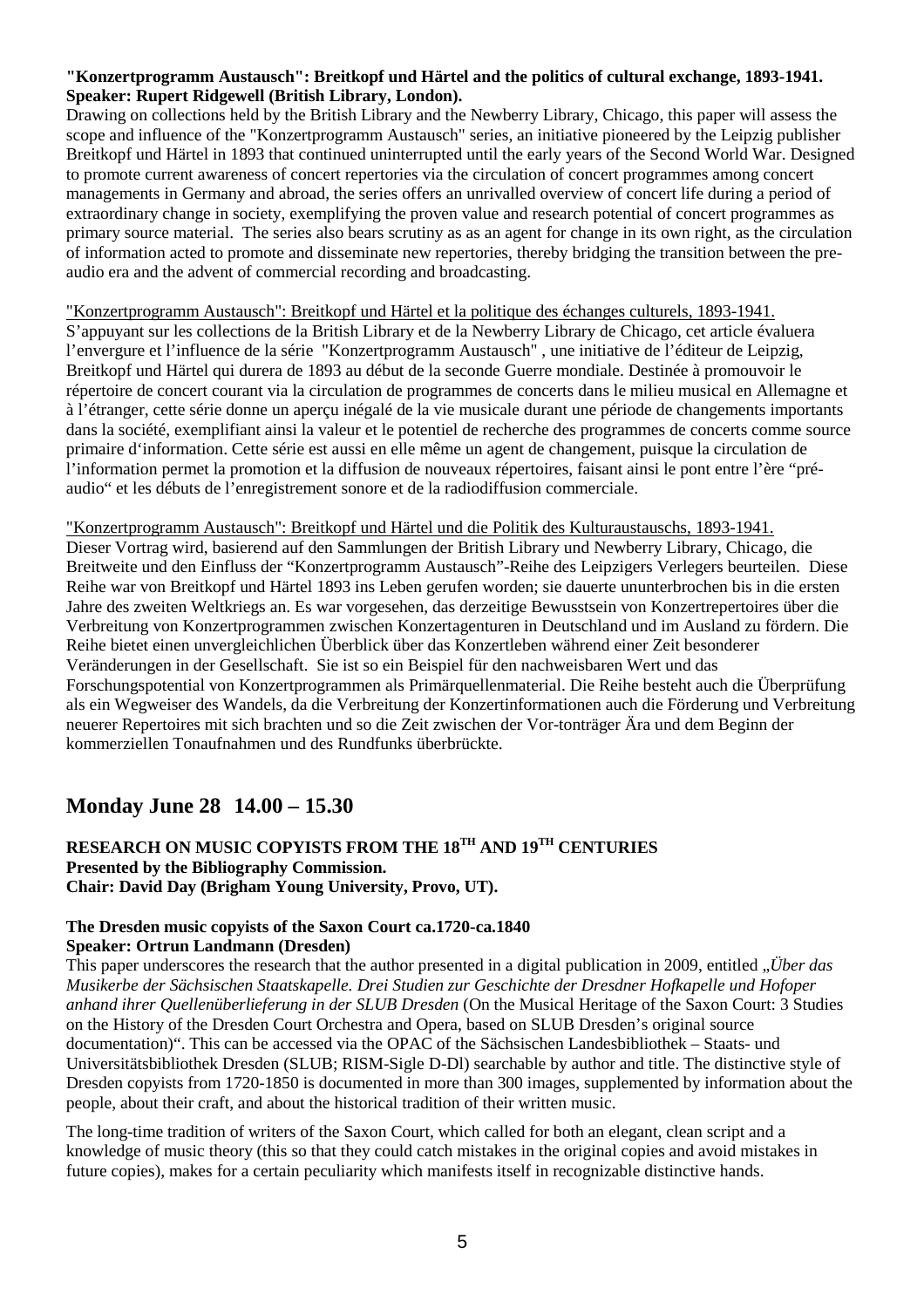**"Konzertprogramm Austausch": Breitkopf und Härtel and the politics of cultural exchange, 1893-1941. Speaker: Rupert Ridgewell (British Library, London).**

Drawing on collections held by the British Library and the Newberry Library, Chicago, this paper will assess the scope and influence of the "Konzertprogramm Austausch" series, an initiative pioneered by the Leipzig publisher Breitkopf und Härtel in 1893 that continued uninterrupted until the early years of the Second World War. Designed to promote current awareness of concert repertories via the circulation of concert programmes among concert managements in Germany and abroad, the series offers an unrivalled overview of concert life during a period of extraordinary change in society, exemplifying the proven value and research potential of concert programmes as primary source material. The series also bears scrutiny as as an agent for change in its own right, as the circulation of information acted to promote and disseminate new repertories, thereby bridging the transition between the pre-audio era and the advent of commercial recording and broadcasting.

<u>"Konzertprogramm Austausch": Breitkopf und Härtel et la politique des échanges culturels, 1893-1941.</u>
S'appuyant sur les collections de la British Library et de la Newberry Library de Chicago, cet article évaluera l'envergure et l'influence de la série "Konzertprogramm Austausch" , une initiative de l'éditeur de Leipzig, Breitkopf und Härtel qui durera de 1893 au début de la seconde Guerre mondiale. Destinée à promouvoir le répertoire de concert courant via la circulation de programmes de concerts dans le milieu musical en Allemagne et à l'étranger, cette série donne un aperçu inégalé de la vie musicale durant une période de changements importants dans la société, exemplifiant ainsi la valeur et le potentiel de recherche des programmes de concerts comme source primaire d'information. Cette série est aussi en elle même un agent de changement, puisque la circulation de l'information permet la promotion et la diffusion de nouveaux répertoires, faisant ainsi le pont entre l'ère "pré-audio" et les débuts de l'enregistrement sonore et de la radiodiffusion commerciale.

<u>"Konzertprogramm Austausch": Breitkopf und Härtel und die Politik des Kulturaustauschs, 1893-1941.</u>
Dieser Vortrag wird, basierend auf den Sammlungen der British Library und Newberry Library, Chicago, die Breitweite und den Einfluss der "Konzertprogramm Austausch"-Reihe des Leipzigers Verlegers beurteilen. Diese Reihe war von Breitkopf und Härtel 1893 ins Leben gerufen worden; sie dauerte ununterbrochen bis in die ersten Jahre des zweiten Weltkriegs an. Es war vorgesehen, das derzeitige Bewusstsein von Konzertrepertoires über die Verbreitung von Konzertprogrammen zwischen Konzertagenturen in Deutschland und im Ausland zu fördern. Die Reihe bietet einen unvergleichlichen Überblick über das Konzertleben während einer Zeit besonderer Veränderungen in der Gesellschaft. Sie ist so ein Beispiel für den nachweisbaren Wert und das Forschungspotential von Konzertprogrammen als Primärquellenmaterial. Die Reihe besteht auch die Überprüfung als ein Wegweiser des Wandels, da die Verbreitung der Konzertinformationen auch die Förderung und Verbreitung neuerer Repertoires mit sich brachten und so die Zeit zwischen der Vor-tonträger Ära und dem Beginn der kommerziellen Tonaufnahmen und des Rundfunks überbrückte.

## Monday June 28 14.00 – 15.30

**RESEARCH ON MUSIC COPYISTS FROM THE 18TH AND 19TH CENTURIES**
**Presented by the Bibliography Commission.**
**Chair: David Day (Brigham Young University, Provo, UT).**

**The Dresden music copyists of the Saxon Court ca.1720-ca.1840**
**Speaker: Ortrun Landmann (Dresden)**

This paper underscores the research that the author presented in a digital publication in 2009, entitled „*Über das Musikerbe der Sächsischen Staatskapelle. Drei Studien zur Geschichte der Dresdner Hofkapelle und Hofoper anhand ihrer Quellenüberlieferung in der SLUB Dresden* (On the Musical Heritage of the Saxon Court: 3 Studies on the History of the Dresden Court Orchestra and Opera, based on SLUB Dresden's original source documentation)". This can be accessed via the OPAC of the Sächsischen Landesbibliothek – Staats- und Universitätsbibliothek Dresden (SLUB; RISM-Sigle D-Dl) searchable by author and title. The distinctive style of Dresden copyists from 1720-1850 is documented in more than 300 images, supplemented by information about the people, about their craft, and about the historical tradition of their written music.

The long-time tradition of writers of the Saxon Court, which called for both an elegant, clean script and a knowledge of music theory (this so that they could catch mistakes in the original copies and avoid mistakes in future copies), makes for a certain peculiarity which manifests itself in recognizable distinctive hands.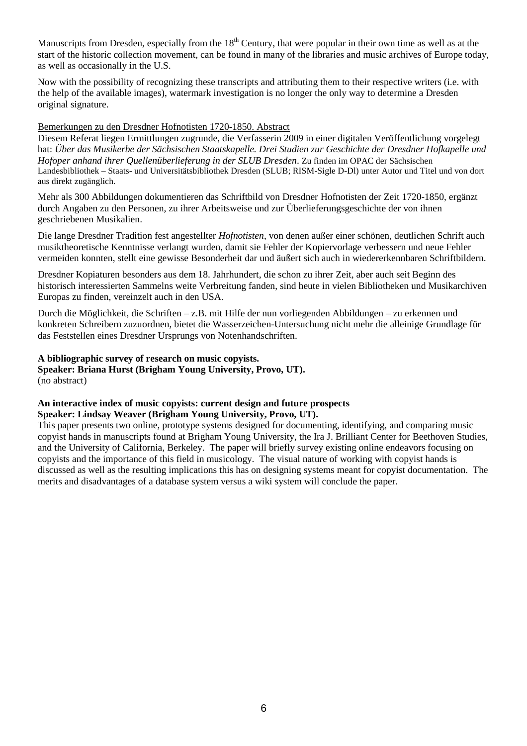Manuscripts from Dresden, especially from the 18th Century, that were popular in their own time as well as at the start of the historic collection movement, can be found in many of the libraries and music archives of Europe today, as well as occasionally in the U.S.

Now with the possibility of recognizing these transcripts and attributing them to their respective writers (i.e. with the help of the available images), watermark investigation is no longer the only way to determine a Dresden original signature.

Bemerkungen zu den Dresdner Hofnotisten 1720-1850. Abstract

Diesem Referat liegen Ermittlungen zugrunde, die Verfasserin 2009 in einer digitalen Veröffentlichung vorgelegt hat: *Über das Musikerbe der Sächsischen Staatskapelle. Drei Studien zur Geschichte der Dresdner Hofkapelle und Hofoper anhand ihrer Quellenüberlieferung in der SLUB Dresden*. Zu finden im OPAC der Sächsischen Landesbibliothek – Staats- und Universitätsbibliothek Dresden (SLUB; RISM-Sigle D-Dl) unter Autor und Titel und von dort aus direkt zugänglich.

Mehr als 300 Abbildungen dokumentieren das Schriftbild von Dresdner Hofnotisten der Zeit 1720-1850, ergänzt durch Angaben zu den Personen, zu ihrer Arbeitsweise und zur Überlieferungsgeschichte der von ihnen geschriebenen Musikalien.

Die lange Dresdner Tradition fest angestellter *Hofnotisten*, von denen außer einer schönen, deutlichen Schrift auch musiktheoretische Kenntnisse verlangt wurden, damit sie Fehler der Kopiervorlage verbessern und neue Fehler vermeiden konnten, stellt eine gewisse Besonderheit dar und äußert sich auch in wiedererkennbaren Schriftbildern.

Dresdner Kopiaturen besonders aus dem 18. Jahrhundert, die schon zu ihrer Zeit, aber auch seit Beginn des historisch interessierten Sammelns weite Verbreitung fanden, sind heute in vielen Bibliotheken und Musikarchiven Europas zu finden, vereinzelt auch in den USA.

Durch die Möglichkeit, die Schriften – z.B. mit Hilfe der nun vorliegenden Abbildungen – zu erkennen und konkreten Schreibern zuzuordnen, bietet die Wasserzeichen-Untersuchung nicht mehr die alleinige Grundlage für das Feststellen eines Dresdner Ursprungs von Notenhandschriften.

**A bibliographic survey of research on music copyists.**
**Speaker: Briana Hurst (Brigham Young University, Provo, UT).**
(no abstract)

**An interactive index of music copyists: current design and future prospects**
**Speaker: Lindsay Weaver (Brigham Young University, Provo, UT).**

This paper presents two online, prototype systems designed for documenting, identifying, and comparing music copyist hands in manuscripts found at Brigham Young University, the Ira J. Brilliant Center for Beethoven Studies, and the University of California, Berkeley. The paper will briefly survey existing online endeavors focusing on copyists and the importance of this field in musicology. The visual nature of working with copyist hands is discussed as well as the resulting implications this has on designing systems meant for copyist documentation. The merits and disadvantages of a database system versus a wiki system will conclude the paper.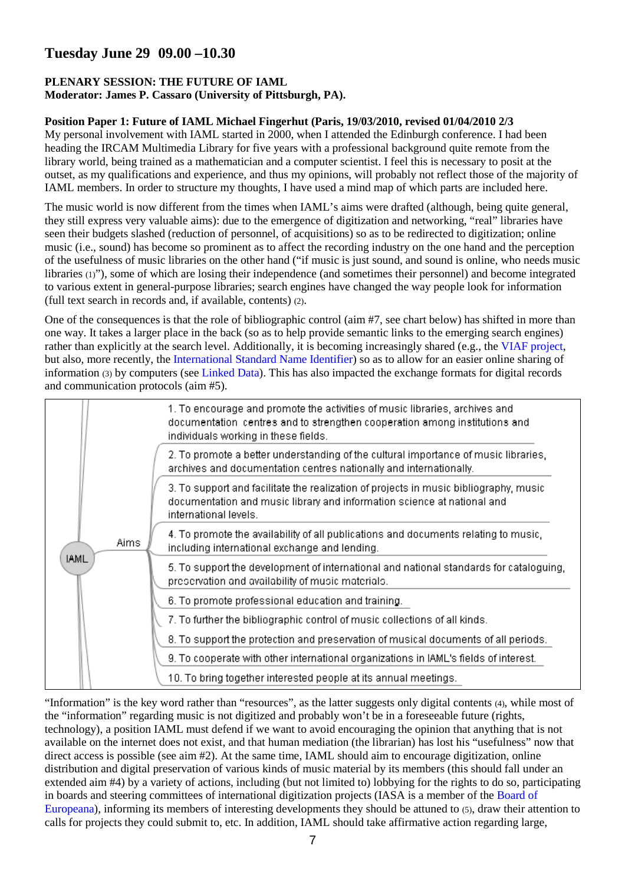## Tuesday June 29 09.00 –10.30

**PLENARY SESSION: THE FUTURE OF IAML**
**Moderator: James P. Cassaro (University of Pittsburgh, PA).**

**Position Paper 1: Future of IAML Michael Fingerhut (Paris, 19/03/2010, revised 01/04/2010 2/3**

My personal involvement with IAML started in 2000, when I attended the Edinburgh conference. I had been heading the IRCAM Multimedia Library for five years with a professional background quite remote from the library world, being trained as a mathematician and a computer scientist. I feel this is necessary to posit at the outset, as my qualifications and experience, and thus my opinions, will probably not reflect those of the majority of IAML members. In order to structure my thoughts, I have used a mind map of which parts are included here.

The music world is now different from the times when IAML's aims were drafted (although, being quite general, they still express very valuable aims): due to the emergence of digitization and networking, "real" libraries have seen their budgets slashed (reduction of personnel, of acquisitions) so as to be redirected to digitization; online music (i.e., sound) has become so prominent as to affect the recording industry on the one hand and the perception of the usefulness of music libraries on the other hand ("if music is just sound, and sound is online, who needs music libraries (1)"), some of which are losing their independence (and sometimes their personnel) and become integrated to various extent in general-purpose libraries; search engines have changed the way people look for information (full text search in records and, if available, contents) (2).

One of the consequences is that the role of bibliographic control (aim #7, see chart below) has shifted in more than one way. It takes a larger place in the back (so as to help provide semantic links to the emerging search engines) rather than explicitly at the search level. Additionally, it is becoming increasingly shared (e.g., the VIAF project, but also, more recently, the International Standard Name Identifier) so as to allow for an easier online sharing of information (3) by computers (see Linked Data). This has also impacted the exchange formats for digital records and communication protocols (aim #5).

IAML — Aims

1. To encourage and promote the activities of music libraries, archives and documentation centres and to strengthen cooperation among institutions and individuals working in these fields.
2. To promote a better understanding of the cultural importance of music libraries, archives and documentation centres nationally and internationally.
3. To support and facilitate the realization of projects in music bibliography, music documentation and music library and information science at national and international levels.
4. To promote the availability of all publications and documents relating to music, including international exchange and lending.
5. To support the development of international and national standards for cataloguing, preservation and availability of music materials.
6. To promote professional education and training.
7. To further the bibliographic control of music collections of all kinds.
8. To support the protection and preservation of musical documents of all periods.
9. To cooperate with other international organizations in IAML's fields of interest.
10. To bring together interested people at its annual meetings.

"Information" is the key word rather than "resources", as the latter suggests only digital contents (4), while most of the "information" regarding music is not digitized and probably won't be in a foreseeable future (rights, technology), a position IAML must defend if we want to avoid encouraging the opinion that anything that is not available on the internet does not exist, and that human mediation (the librarian) has lost his "usefulness" now that direct access is possible (see aim #2). At the same time, IAML should aim to encourage digitization, online distribution and digital preservation of various kinds of music material by its members (this should fall under an extended aim #4) by a variety of actions, including (but not limited to) lobbying for the rights to do so, participating in boards and steering committees of international digitization projects (IASA is a member of the Board of Europeana), informing its members of interesting developments they should be attuned to (5), draw their attention to calls for projects they could submit to, etc. In addition, IAML should take affirmative action regarding large,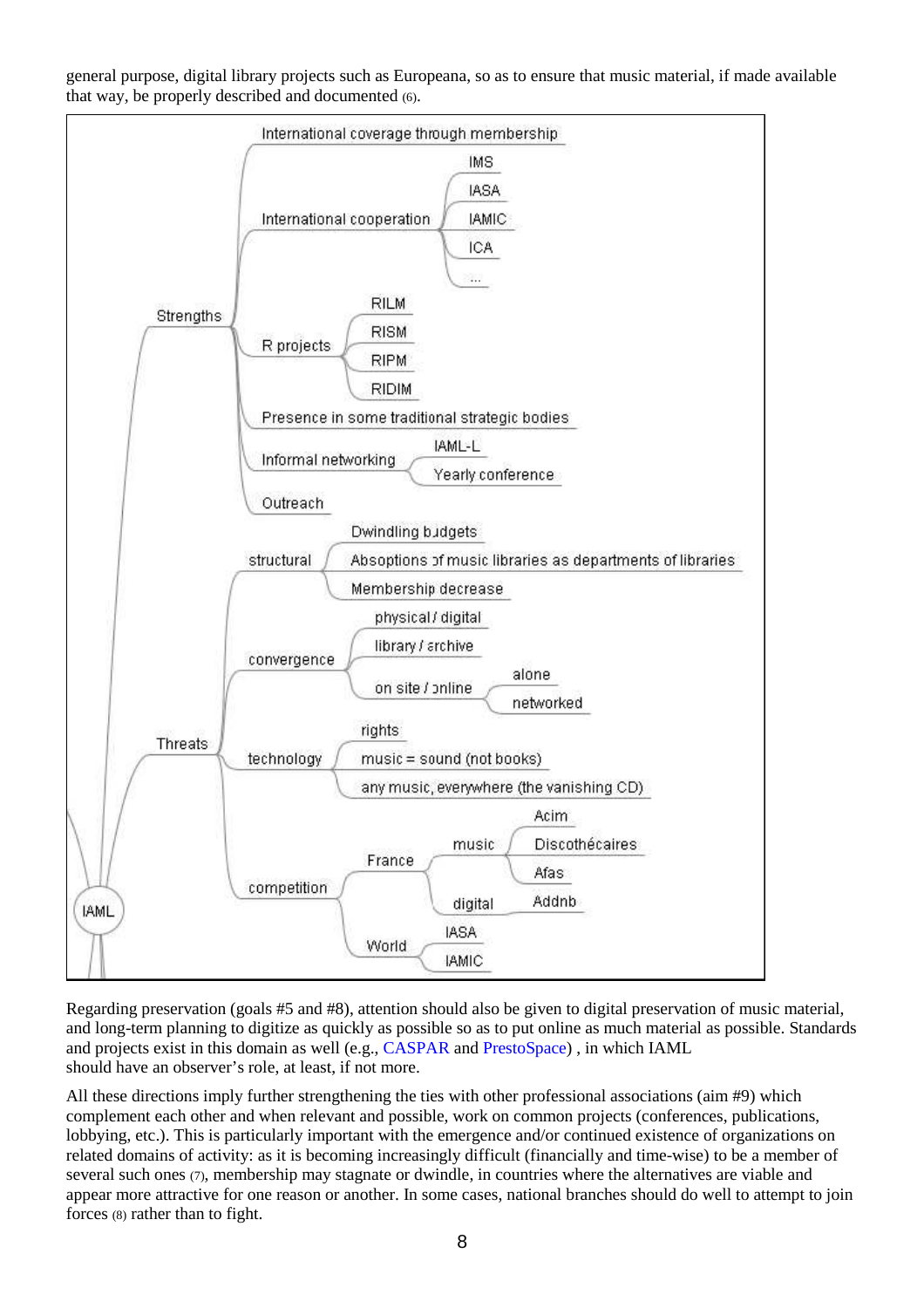general purpose, digital library projects such as Europeana, so as to ensure that music material, if made available that way, be properly described and documented (6).

- IAML
  - Strengths
    - International coverage through membership
    - International cooperation
      - IMS
      - IASA
      - IAMIC
      - ICA
      - ...
    - R projects
      - RILM
      - RISM
      - RIPM
      - RIDIM
    - Presence in some traditional strategic bodies
    - Informal networking
      - IAML-L
      - Yearly conference
    - Outreach
  - Threats
    - structural
      - Dwindling budgets
      - Absoptions of music libraries as departments of libraries
      - Membership decrease
    - convergence
      - physical / digital
      - library / archive
      - on site / online
        - alone
        - networked
    - technology
      - rights
      - music = sound (not books)
      - any music, everywhere (the vanishing CD)
    - competition
      - France
        - music
          - Acim
          - Discothécaires
          - Afas
        - digital
          - Addnb
      - World
        - IASA
        - IAMIC

Regarding preservation (goals #5 and #8), attention should also be given to digital preservation of music material, and long-term planning to digitize as quickly as possible so as to put online as much material as possible. Standards and projects exist in this domain as well (e.g., CASPAR and PrestoSpace) , in which IAML should have an observer's role, at least, if not more.

All these directions imply further strengthening the ties with other professional associations (aim #9) which complement each other and when relevant and possible, work on common projects (conferences, publications, lobbying, etc.). This is particularly important with the emergence and/or continued existence of organizations on related domains of activity: as it is becoming increasingly difficult (financially and time-wise) to be a member of several such ones (7), membership may stagnate or dwindle, in countries where the alternatives are viable and appear more attractive for one reason or another. In some cases, national branches should do well to attempt to join forces (8) rather than to fight.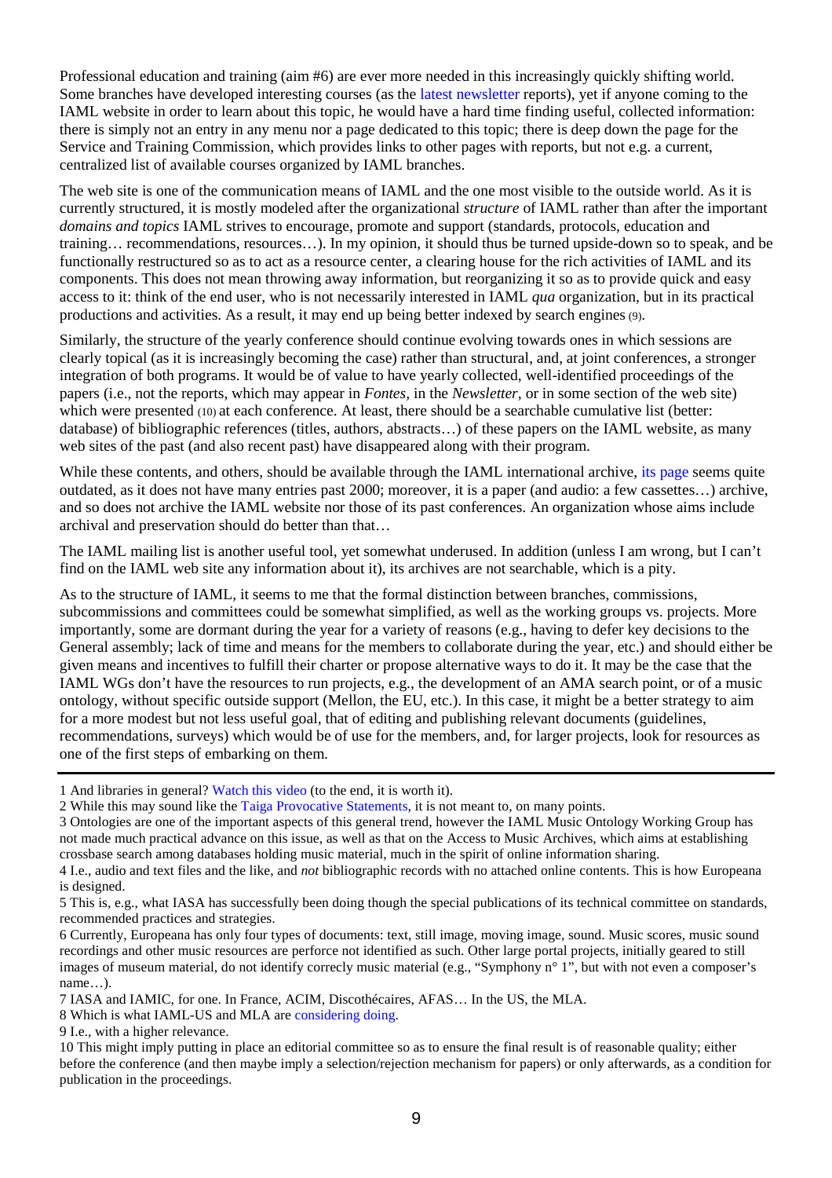Professional education and training (aim #6) are ever more needed in this increasingly quickly shifting world. Some branches have developed interesting courses (as the latest newsletter reports), yet if anyone coming to the IAML website in order to learn about this topic, he would have a hard time finding useful, collected information: there is simply not an entry in any menu nor a page dedicated to this topic; there is deep down the page for the Service and Training Commission, which provides links to other pages with reports, but not e.g. a current, centralized list of available courses organized by IAML branches.

The web site is one of the communication means of IAML and the one most visible to the outside world. As it is currently structured, it is mostly modeled after the organizational *structure* of IAML rather than after the important *domains and topics* IAML strives to encourage, promote and support (standards, protocols, education and training… recommendations, resources…). In my opinion, it should thus be turned upside-down so to speak, and be functionally restructured so as to act as a resource center, a clearing house for the rich activities of IAML and its components. This does not mean throwing away information, but reorganizing it so as to provide quick and easy access to it: think of the end user, who is not necessarily interested in IAML *qua* organization, but in its practical productions and activities. As a result, it may end up being better indexed by search engines (9).

Similarly, the structure of the yearly conference should continue evolving towards ones in which sessions are clearly topical (as it is increasingly becoming the case) rather than structural, and, at joint conferences, a stronger integration of both programs. It would be of value to have yearly collected, well-identified proceedings of the papers (i.e., not the reports, which may appear in *Fontes,* in the *Newsletter,* or in some section of the web site) which were presented (10) at each conference. At least, there should be a searchable cumulative list (better: database) of bibliographic references (titles, authors, abstracts…) of these papers on the IAML website, as many web sites of the past (and also recent past) have disappeared along with their program.

While these contents, and others, should be available through the IAML international archive, its page seems quite outdated, as it does not have many entries past 2000; moreover, it is a paper (and audio: a few cassettes…) archive, and so does not archive the IAML website nor those of its past conferences. An organization whose aims include archival and preservation should do better than that…

The IAML mailing list is another useful tool, yet somewhat underused. In addition (unless I am wrong, but I can't find on the IAML web site any information about it), its archives are not searchable, which is a pity.

As to the structure of IAML, it seems to me that the formal distinction between branches, commissions, subcommissions and committees could be somewhat simplified, as well as the working groups vs. projects. More importantly, some are dormant during the year for a variety of reasons (e.g., having to defer key decisions to the General assembly; lack of time and means for the members to collaborate during the year, etc.) and should either be given means and incentives to fulfill their charter or propose alternative ways to do it. It may be the case that the IAML WGs don't have the resources to run projects, e.g., the development of an AMA search point, or of a music ontology, without specific outside support (Mellon, the EU, etc.). In this case, it might be a better strategy to aim for a more modest but not less useful goal, that of editing and publishing relevant documents (guidelines, recommendations, surveys) which would be of use for the members, and, for larger projects, look for resources as one of the first steps of embarking on them.

---

1 And libraries in general? Watch this video (to the end, it is worth it).

2 While this may sound like the Taiga Provocative Statements, it is not meant to, on many points.

3 Ontologies are one of the important aspects of this general trend, however the IAML Music Ontology Working Group has not made much practical advance on this issue, as well as that on the Access to Music Archives, which aims at establishing crossbase search among databases holding music material, much in the spirit of online information sharing.

4 I.e., audio and text files and the like, and *not* bibliographic records with no attached online contents. This is how Europeana is designed.

5 This is, e.g., what IASA has successfully been doing though the special publications of its technical committee on standards, recommended practices and strategies.

6 Currently, Europeana has only four types of documents: text, still image, moving image, sound. Music scores, music sound recordings and other music resources are perforce not identified as such. Other large portal projects, initially geared to still images of museum material, do not identify correcly music material (e.g., "Symphony n° 1", but with not even a composer's name…).

7 IASA and IAMIC, for one. In France, ACIM, Discothécaires, AFAS… In the US, the MLA.

8 Which is what IAML-US and MLA are considering doing.

9 I.e., with a higher relevance.

10 This might imply putting in place an editorial committee so as to ensure the final result is of reasonable quality; either before the conference (and then maybe imply a selection/rejection mechanism for papers) or only afterwards, as a condition for publication in the proceedings.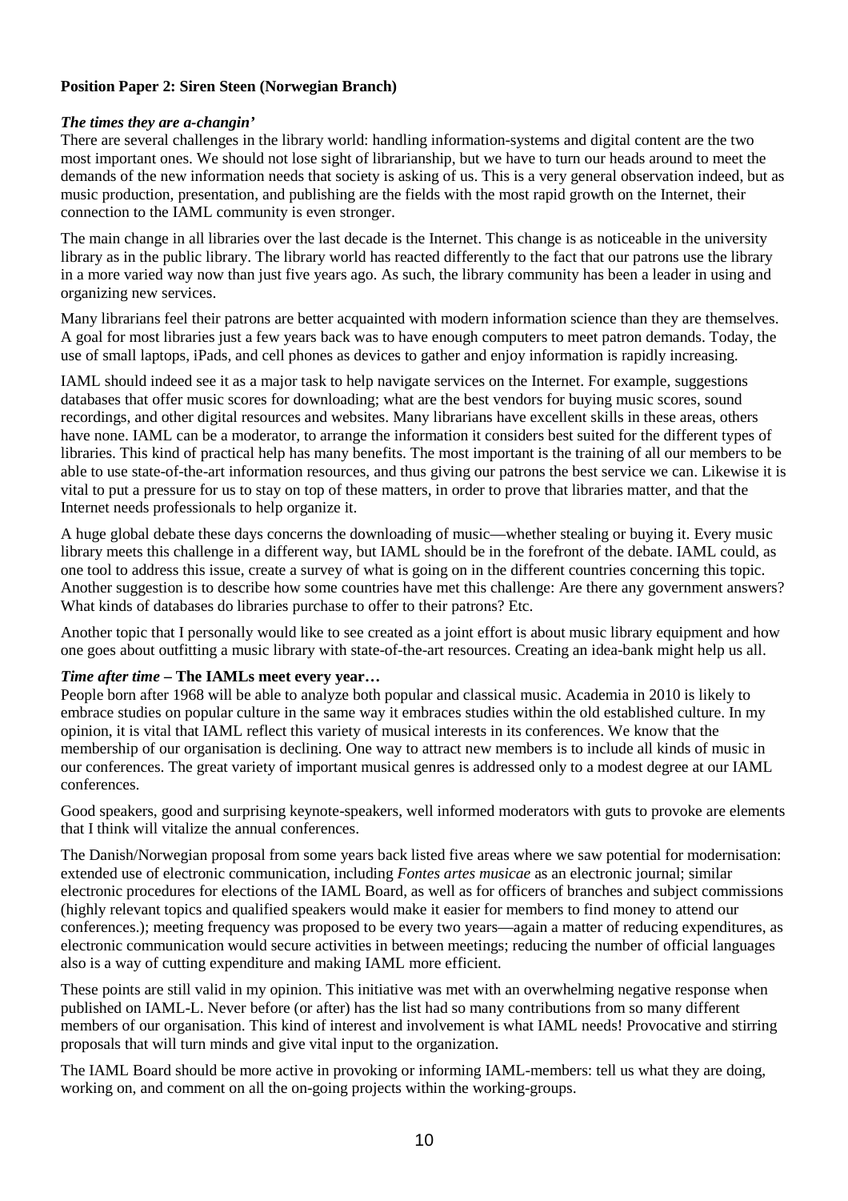**Position Paper 2: Siren Steen (Norwegian Branch)**

***The times they are a-changin'***

There are several challenges in the library world: handling information-systems and digital content are the two most important ones. We should not lose sight of librarianship, but we have to turn our heads around to meet the demands of the new information needs that society is asking of us. This is a very general observation indeed, but as music production, presentation, and publishing are the fields with the most rapid growth on the Internet, their connection to the IAML community is even stronger.

The main change in all libraries over the last decade is the Internet. This change is as noticeable in the university library as in the public library. The library world has reacted differently to the fact that our patrons use the library in a more varied way now than just five years ago. As such, the library community has been a leader in using and organizing new services.

Many librarians feel their patrons are better acquainted with modern information science than they are themselves. A goal for most libraries just a few years back was to have enough computers to meet patron demands. Today, the use of small laptops, iPads, and cell phones as devices to gather and enjoy information is rapidly increasing.

IAML should indeed see it as a major task to help navigate services on the Internet. For example, suggestions databases that offer music scores for downloading; what are the best vendors for buying music scores, sound recordings, and other digital resources and websites. Many librarians have excellent skills in these areas, others have none. IAML can be a moderator, to arrange the information it considers best suited for the different types of libraries. This kind of practical help has many benefits. The most important is the training of all our members to be able to use state-of-the-art information resources, and thus giving our patrons the best service we can. Likewise it is vital to put a pressure for us to stay on top of these matters, in order to prove that libraries matter, and that the Internet needs professionals to help organize it.

A huge global debate these days concerns the downloading of music—whether stealing or buying it. Every music library meets this challenge in a different way, but IAML should be in the forefront of the debate. IAML could, as one tool to address this issue, create a survey of what is going on in the different countries concerning this topic. Another suggestion is to describe how some countries have met this challenge: Are there any government answers? What kinds of databases do libraries purchase to offer to their patrons? Etc.

Another topic that I personally would like to see created as a joint effort is about music library equipment and how one goes about outfitting a music library with state-of-the-art resources. Creating an idea-bank might help us all.

***Time after time* – The IAMLs meet every year…**

People born after 1968 will be able to analyze both popular and classical music. Academia in 2010 is likely to embrace studies on popular culture in the same way it embraces studies within the old established culture. In my opinion, it is vital that IAML reflect this variety of musical interests in its conferences. We know that the membership of our organisation is declining. One way to attract new members is to include all kinds of music in our conferences. The great variety of important musical genres is addressed only to a modest degree at our IAML conferences.

Good speakers, good and surprising keynote-speakers, well informed moderators with guts to provoke are elements that I think will vitalize the annual conferences.

The Danish/Norwegian proposal from some years back listed five areas where we saw potential for modernisation: extended use of electronic communication, including *Fontes artes musicae* as an electronic journal; similar electronic procedures for elections of the IAML Board, as well as for officers of branches and subject commissions (highly relevant topics and qualified speakers would make it easier for members to find money to attend our conferences.); meeting frequency was proposed to be every two years—again a matter of reducing expenditures, as electronic communication would secure activities in between meetings; reducing the number of official languages also is a way of cutting expenditure and making IAML more efficient.

These points are still valid in my opinion. This initiative was met with an overwhelming negative response when published on IAML-L. Never before (or after) has the list had so many contributions from so many different members of our organisation. This kind of interest and involvement is what IAML needs! Provocative and stirring proposals that will turn minds and give vital input to the organization.

The IAML Board should be more active in provoking or informing IAML-members: tell us what they are doing, working on, and comment on all the on-going projects within the working-groups.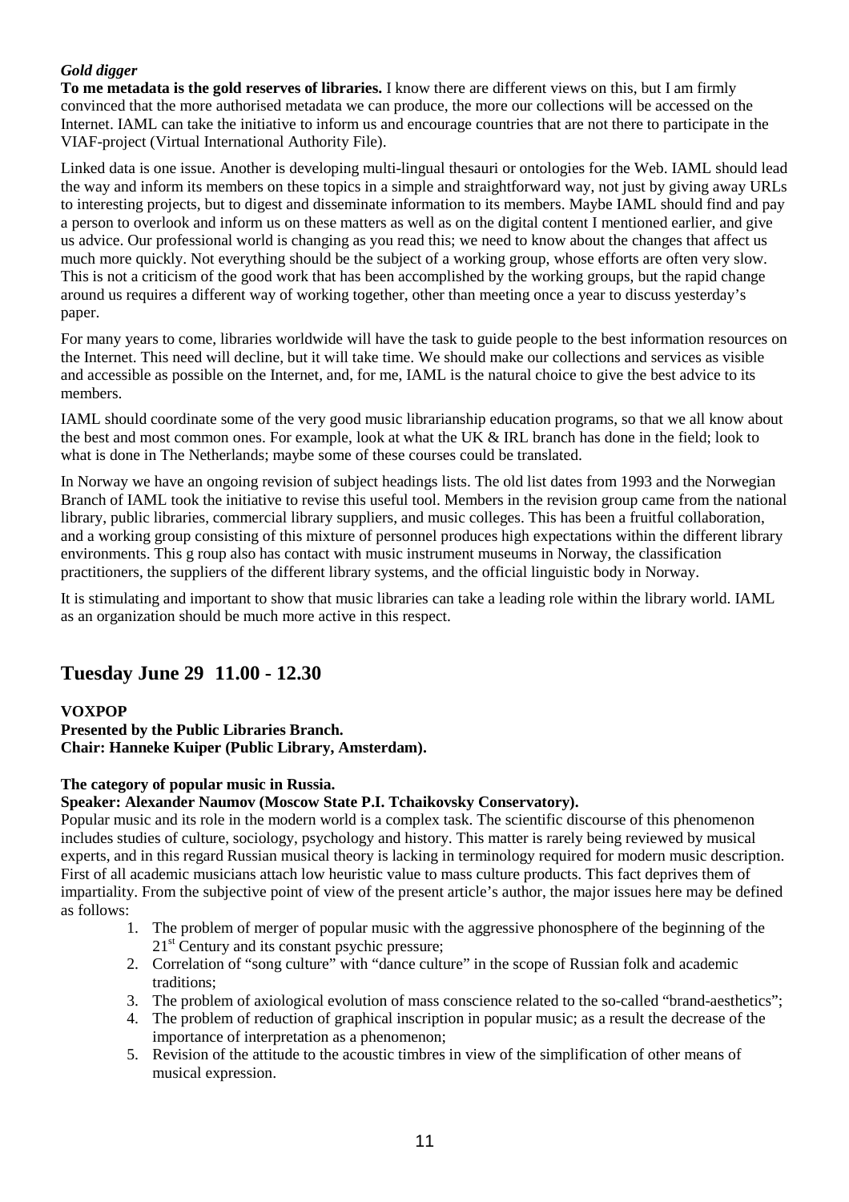***Gold digger***

**To me metadata is the gold reserves of libraries.** I know there are different views on this, but I am firmly convinced that the more authorised metadata we can produce, the more our collections will be accessed on the Internet. IAML can take the initiative to inform us and encourage countries that are not there to participate in the VIAF-project (Virtual International Authority File).

Linked data is one issue. Another is developing multi-lingual thesauri or ontologies for the Web. IAML should lead the way and inform its members on these topics in a simple and straightforward way, not just by giving away URLs to interesting projects, but to digest and disseminate information to its members. Maybe IAML should find and pay a person to overlook and inform us on these matters as well as on the digital content I mentioned earlier, and give us advice. Our professional world is changing as you read this; we need to know about the changes that affect us much more quickly. Not everything should be the subject of a working group, whose efforts are often very slow. This is not a criticism of the good work that has been accomplished by the working groups, but the rapid change around us requires a different way of working together, other than meeting once a year to discuss yesterday's paper.

For many years to come, libraries worldwide will have the task to guide people to the best information resources on the Internet. This need will decline, but it will take time. We should make our collections and services as visible and accessible as possible on the Internet, and, for me, IAML is the natural choice to give the best advice to its members.

IAML should coordinate some of the very good music librarianship education programs, so that we all know about the best and most common ones. For example, look at what the UK & IRL branch has done in the field; look to what is done in The Netherlands; maybe some of these courses could be translated.

In Norway we have an ongoing revision of subject headings lists. The old list dates from 1993 and the Norwegian Branch of IAML took the initiative to revise this useful tool. Members in the revision group came from the national library, public libraries, commercial library suppliers, and music colleges. This has been a fruitful collaboration, and a working group consisting of this mixture of personnel produces high expectations within the different library environments. This g roup also has contact with music instrument museums in Norway, the classification practitioners, the suppliers of the different library systems, and the official linguistic body in Norway.

It is stimulating and important to show that music libraries can take a leading role within the library world. IAML as an organization should be much more active in this respect.

## Tuesday June 29 11.00 - 12.30

**VOXPOP**
**Presented by the Public Libraries Branch.**
**Chair: Hanneke Kuiper (Public Library, Amsterdam).**

**The category of popular music in Russia.**
**Speaker: Alexander Naumov (Moscow State P.I. Tchaikovsky Conservatory).**
Popular music and its role in the modern world is a complex task. The scientific discourse of this phenomenon includes studies of culture, sociology, psychology and history. This matter is rarely being reviewed by musical experts, and in this regard Russian musical theory is lacking in terminology required for modern music description. First of all academic musicians attach low heuristic value to mass culture products. This fact deprives them of impartiality. From the subjective point of view of the present article's author, the major issues here may be defined as follows:

1. The problem of merger of popular music with the aggressive phonosphere of the beginning of the 21st Century and its constant psychic pressure;
2. Correlation of "song culture" with "dance culture" in the scope of Russian folk and academic traditions;
3. The problem of axiological evolution of mass conscience related to the so-called "brand-aesthetics";
4. The problem of reduction of graphical inscription in popular music; as a result the decrease of the importance of interpretation as a phenomenon;
5. Revision of the attitude to the acoustic timbres in view of the simplification of other means of musical expression.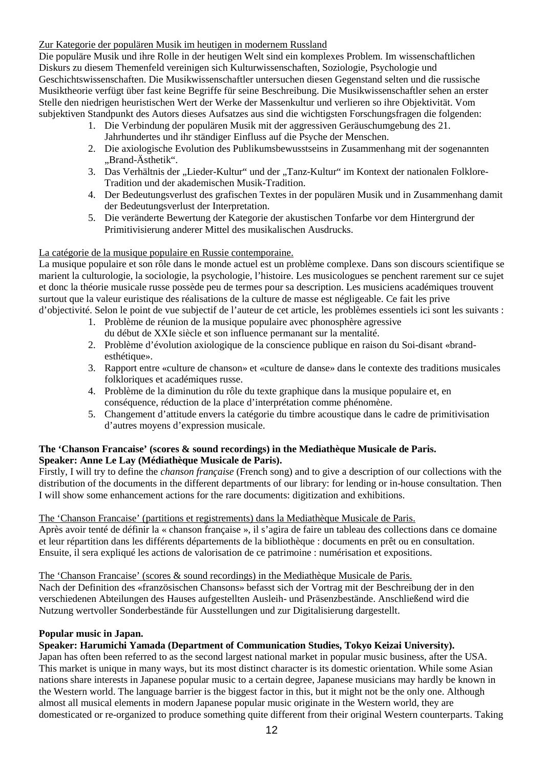Zur Kategorie der populären Musik im heutigen in modernem Russland

Die populäre Musik und ihre Rolle in der heutigen Welt sind ein komplexes Problem. Im wissenschaftlichen Diskurs zu diesem Themenfeld vereinigen sich Kulturwissenschaften, Soziologie, Psychologie und Geschichtswissenschaften. Die Musikwissenschaftler untersuchen diesen Gegenstand selten und die russische Musiktheorie verfügt über fast keine Begriffe für seine Beschreibung. Die Musikwissenschaftler sehen an erster Stelle den niedrigen heuristischen Wert der Werke der Massenkultur und verlieren so ihre Objektivität. Vom subjektiven Standpunkt des Autors dieses Aufsatzes aus sind die wichtigsten Forschungsfragen die folgenden:

1. Die Verbindung der populären Musik mit der aggressiven Geräuschumgebung des 21. Jahrhundertes und ihr ständiger Einfluss auf die Psyche der Menschen.
2. Die axiologische Evolution des Publikumsbewusstseins in Zusammenhang mit der sogenannten „Brand-Ästhetik".
3. Das Verhältnis der „Lieder-Kultur" und der „Tanz-Kultur" im Kontext der nationalen Folklore-Tradition und der akademischen Musik-Tradition.
4. Der Bedeutungsverlust des grafischen Textes in der populären Musik und in Zusammenhang damit der Bedeutungsverlust der Interpretation.
5. Die veränderte Bewertung der Kategorie der akustischen Tonfarbe vor dem Hintergrund der Primitivisierung anderer Mittel des musikalischen Ausdrucks.

La catégorie de la musique populaire en Russie contemporaine.

La musique populaire et son rôle dans le monde actuel est un problème complexe. Dans son discours scientifique se marient la culturologie, la sociologie, la psychologie, l'histoire. Les musicologues se penchent rarement sur ce sujet et donc la théorie musicale russe possède peu de termes pour sa description. Les musiciens académiques trouvent surtout que la valeur euristique des réalisations de la culture de masse est négligeable. Ce fait les prive d'objectivité. Selon le point de vue subjectif de l'auteur de cet article, les problèmes essentiels ici sont les suivants :

1. Problème de réunion de la musique populaire avec phonosphère agressive du début de XXIe siècle et son influence permanant sur la mentalité.
2. Problème d'évolution axiologique de la conscience publique en raison du Soi-disant «brand-esthétique».
3. Rapport entre «culture de chanson» et «culture de danse» dans le contexte des traditions musicales folkloriques et académiques russe.
4. Problème de la diminution du rôle du texte graphique dans la musique populaire et, en conséquence, réduction de la place d'interprétation comme phénomène.
5. Changement d'attitude envers la catégorie du timbre acoustique dans le cadre de primitivisation d'autres moyens d'expression musicale.

**The 'Chanson Francaise' (scores & sound recordings) in the Mediathèque Musicale de Paris.**
**Speaker: Anne Le Lay (Médiathèque Musicale de Paris).**

Firstly, I will try to define the *chanson française* (French song) and to give a description of our collections with the distribution of the documents in the different departments of our library: for lending or in-house consultation. Then I will show some enhancement actions for the rare documents: digitization and exhibitions.

The 'Chanson Francaise' (partitions et registrements) dans la Mediathèque Musicale de Paris.

Après avoir tenté de définir la « chanson française », il s'agira de faire un tableau des collections dans ce domaine et leur répartition dans les différents départements de la bibliothèque : documents en prêt ou en consultation. Ensuite, il sera expliqué les actions de valorisation de ce patrimoine : numérisation et expositions.

The 'Chanson Francaise' (scores & sound recordings) in the Mediathèque Musicale de Paris.

Nach der Definition des «französischen Chansons» befasst sich der Vortrag mit der Beschreibung der in den verschiedenen Abteilungen des Hauses aufgestellten Ausleih- und Präsenzbestände. Anschließend wird die Nutzung wertvoller Sonderbestände für Ausstellungen und zur Digitalisierung dargestellt.

**Popular music in Japan.**
**Speaker: Harumichi Yamada (Department of Communication Studies, Tokyo Keizai University).**

Japan has often been referred to as the second largest national market in popular music business, after the USA. This market is unique in many ways, but its most distinct character is its domestic orientation. While some Asian nations share interests in Japanese popular music to a certain degree, Japanese musicians may hardly be known in the Western world. The language barrier is the biggest factor in this, but it might not be the only one. Although almost all musical elements in modern Japanese popular music originate in the Western world, they are domesticated or re-organized to produce something quite different from their original Western counterparts. Taking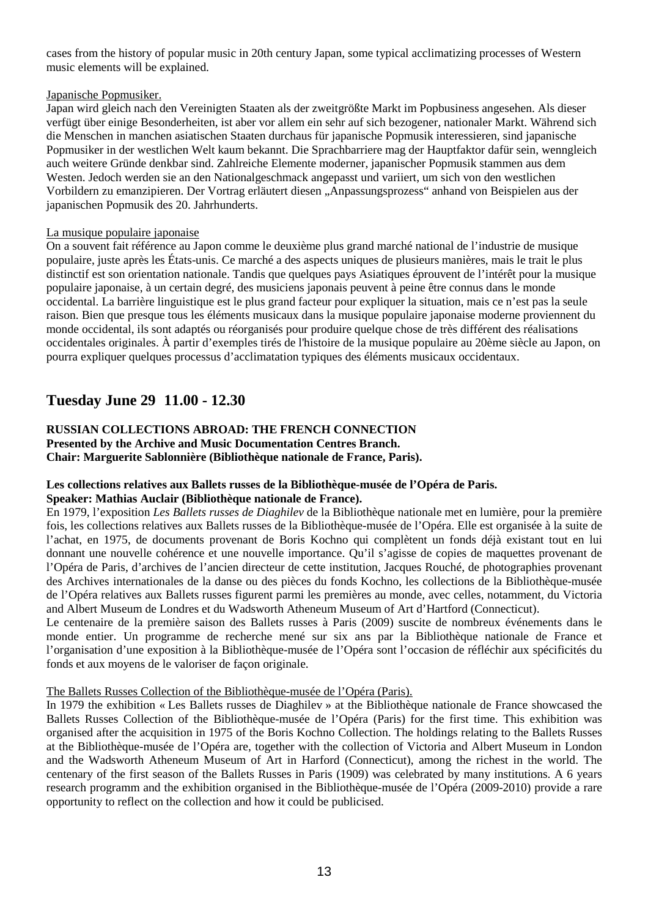cases from the history of popular music in 20th century Japan, some typical acclimatizing processes of Western music elements will be explained.

Japanische Popmusiker.

Japan wird gleich nach den Vereinigten Staaten als der zweitgrößte Markt im Popbusiness angesehen. Als dieser verfügt über einige Besonderheiten, ist aber vor allem ein sehr auf sich bezogener, nationaler Markt. Während sich die Menschen in manchen asiatischen Staaten durchaus für japanische Popmusik interessieren, sind japanische Popmusiker in der westlichen Welt kaum bekannt. Die Sprachbarriere mag der Hauptfaktor dafür sein, wenngleich auch weitere Gründe denkbar sind. Zahlreiche Elemente moderner, japanischer Popmusik stammen aus dem Westen. Jedoch werden sie an den Nationalgeschmack angepasst und variiert, um sich von den westlichen Vorbildern zu emanzipieren. Der Vortrag erläutert diesen „Anpassungsprozess" anhand von Beispielen aus der japanischen Popmusik des 20. Jahrhunderts.

La musique populaire japonaise

On a souvent fait référence au Japon comme le deuxième plus grand marché national de l'industrie de musique populaire, juste après les États-unis. Ce marché a des aspects uniques de plusieurs manières, mais le trait le plus distinctif est son orientation nationale. Tandis que quelques pays Asiatiques éprouvent de l'intérêt pour la musique populaire japonaise, à un certain degré, des musiciens japonais peuvent à peine être connus dans le monde occidental. La barrière linguistique est le plus grand facteur pour expliquer la situation, mais ce n'est pas la seule raison. Bien que presque tous les éléments musicaux dans la musique populaire japonaise moderne proviennent du monde occidental, ils sont adaptés ou réorganisés pour produire quelque chose de très différent des réalisations occidentales originales. À partir d'exemples tirés de l'histoire de la musique populaire au 20ème siècle au Japon, on pourra expliquer quelques processus d'acclimatation typiques des éléments musicaux occidentaux.

## Tuesday June 29 11.00 - 12.30

**RUSSIAN COLLECTIONS ABROAD: THE FRENCH CONNECTION**
**Presented by the Archive and Music Documentation Centres Branch.**
**Chair: Marguerite Sablonnière (Bibliothèque nationale de France, Paris).**

**Les collections relatives aux Ballets russes de la Bibliothèque-musée de l'Opéra de Paris.**
**Speaker: Mathias Auclair (Bibliothèque nationale de France).**

En 1979, l'exposition *Les Ballets russes de Diaghilev* de la Bibliothèque nationale met en lumière, pour la première fois, les collections relatives aux Ballets russes de la Bibliothèque-musée de l'Opéra. Elle est organisée à la suite de l'achat, en 1975, de documents provenant de Boris Kochno qui complètent un fonds déjà existant tout en lui donnant une nouvelle cohérence et une nouvelle importance. Qu'il s'agisse de copies de maquettes provenant de l'Opéra de Paris, d'archives de l'ancien directeur de cette institution, Jacques Rouché, de photographies provenant des Archives internationales de la danse ou des pièces du fonds Kochno, les collections de la Bibliothèque-musée de l'Opéra relatives aux Ballets russes figurent parmi les premières au monde, avec celles, notamment, du Victoria and Albert Museum de Londres et du Wadsworth Atheneum Museum of Art d'Hartford (Connecticut).

Le centenaire de la première saison des Ballets russes à Paris (2009) suscite de nombreux événements dans le monde entier. Un programme de recherche mené sur six ans par la Bibliothèque nationale de France et l'organisation d'une exposition à la Bibliothèque-musée de l'Opéra sont l'occasion de réfléchir aux spécificités du fonds et aux moyens de le valoriser de façon originale.

The Ballets Russes Collection of the Bibliothèque-musée de l'Opéra (Paris).

In 1979 the exhibition « Les Ballets russes de Diaghilev » at the Bibliothèque nationale de France showcased the Ballets Russes Collection of the Bibliothèque-musée de l'Opéra (Paris) for the first time. This exhibition was organised after the acquisition in 1975 of the Boris Kochno Collection. The holdings relating to the Ballets Russes at the Bibliothèque-musée de l'Opéra are, together with the collection of Victoria and Albert Museum in London and the Wadsworth Atheneum Museum of Art in Harford (Connecticut), among the richest in the world. The centenary of the first season of the Ballets Russes in Paris (1909) was celebrated by many institutions. A 6 years research programm and the exhibition organised in the Bibliothèque-musée de l'Opéra (2009-2010) provide a rare opportunity to reflect on the collection and how it could be publicised.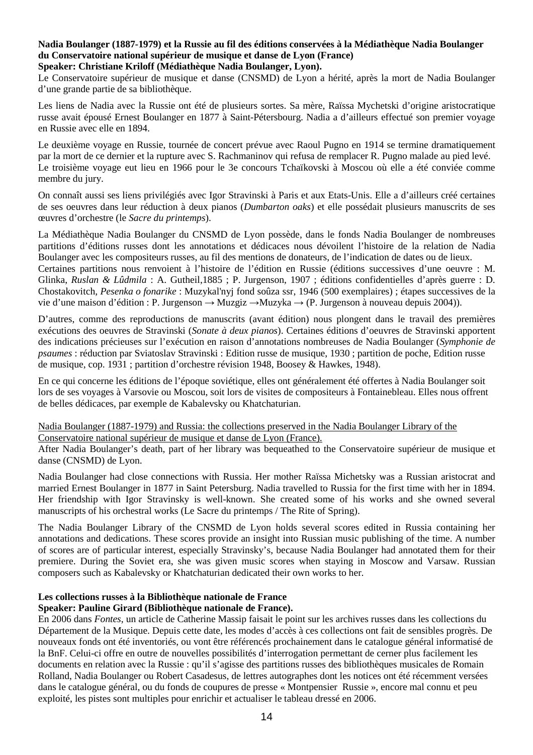**Nadia Boulanger (1887-1979) et la Russie au fil des éditions conservées à la Médiathèque Nadia Boulanger du Conservatoire national supérieur de musique et danse de Lyon (France)**
**Speaker: Christiane Kriloff (Médiathèque Nadia Boulanger, Lyon).**

Le Conservatoire supérieur de musique et danse (CNSMD) de Lyon a hérité, après la mort de Nadia Boulanger d'une grande partie de sa bibliothèque.

Les liens de Nadia avec la Russie ont été de plusieurs sortes. Sa mère, Raïssa Mychetski d'origine aristocratique russe avait épousé Ernest Boulanger en 1877 à Saint-Pétersbourg. Nadia a d'ailleurs effectué son premier voyage en Russie avec elle en 1894.

Le deuxième voyage en Russie, tournée de concert prévue avec Raoul Pugno en 1914 se termine dramatiquement par la mort de ce dernier et la rupture avec S. Rachmaninov qui refusa de remplacer R. Pugno malade au pied levé. Le troisième voyage eut lieu en 1966 pour le 3e concours Tchaïkovski à Moscou où elle a été conviée comme membre du jury.

On connaît aussi ses liens privilégiés avec Igor Stravinski à Paris et aux Etats-Unis. Elle a d'ailleurs créé certaines de ses oeuvres dans leur réduction à deux pianos (*Dumbarton oaks*) et elle possédait plusieurs manuscrits de ses œuvres d'orchestre (le *Sacre du printemps*).

La Médiathèque Nadia Boulanger du CNSMD de Lyon possède, dans le fonds Nadia Boulanger de nombreuses partitions d'éditions russes dont les annotations et dédicaces nous dévoilent l'histoire de la relation de Nadia Boulanger avec les compositeurs russes, au fil des mentions de donateurs, de l'indication de dates ou de lieux. Certaines partitions nous renvoient à l'histoire de l'édition en Russie (éditions successives d'une oeuvre : M. Glinka, *Ruslan & Lûdmila* : A. Gutheil,1885 ; P. Jurgenson, 1907 ; éditions confidentielles d'après guerre : D. Chostakovitch, *Pesenka o fonarike* : Muzykal'nyj fond soûza ssr, 1946 (500 exemplaires) ; étapes successives de la vie d'une maison d'édition : P. Jurgenson → Muzgiz →Muzyka → (P. Jurgenson à nouveau depuis 2004)).

D'autres, comme des reproductions de manuscrits (avant édition) nous plongent dans le travail des premières exécutions des oeuvres de Stravinski (*Sonate à deux pianos*). Certaines éditions d'oeuvres de Stravinski apportent des indications précieuses sur l'exécution en raison d'annotations nombreuses de Nadia Boulanger (*Symphonie de psaumes* : réduction par Sviatoslav Stravinski : Edition russe de musique, 1930 ; partition de poche, Edition russe de musique, cop. 1931 ; partition d'orchestre révision 1948, Boosey & Hawkes, 1948).

En ce qui concerne les éditions de l'époque soviétique, elles ont généralement été offertes à Nadia Boulanger soit lors de ses voyages à Varsovie ou Moscou, soit lors de visites de compositeurs à Fontainebleau. Elles nous offrent de belles dédicaces, par exemple de Kabalevsky ou Khatchaturian.

<u>Nadia Boulanger (1887-1979) and Russia: the collections preserved in the Nadia Boulanger Library of the Conservatoire national supérieur de musique et danse de Lyon (France).</u>

After Nadia Boulanger's death, part of her library was bequeathed to the Conservatoire supérieur de musique et danse (CNSMD) de Lyon.

Nadia Boulanger had close connections with Russia. Her mother Raïssa Michetsky was a Russian aristocrat and married Ernest Boulanger in 1877 in Saint Petersburg. Nadia travelled to Russia for the first time with her in 1894. Her friendship with Igor Stravinsky is well-known. She created some of his works and she owned several manuscripts of his orchestral works (Le Sacre du printemps / The Rite of Spring).

The Nadia Boulanger Library of the CNSMD de Lyon holds several scores edited in Russia containing her annotations and dedications. These scores provide an insight into Russian music publishing of the time. A number of scores are of particular interest, especially Stravinsky's, because Nadia Boulanger had annotated them for their premiere. During the Soviet era, she was given music scores when staying in Moscow and Varsaw. Russian composers such as Kabalevsky or Khatchaturian dedicated their own works to her.

**Les collections russes à la Bibliothèque nationale de France**
**Speaker: Pauline Girard (Bibliothèque nationale de France).**

En 2006 dans *Fontes*, un article de Catherine Massip faisait le point sur les archives russes dans les collections du Département de la Musique. Depuis cette date, les modes d'accès à ces collections ont fait de sensibles progrès. De nouveaux fonds ont été inventoriés, ou vont être référencés prochainement dans le catalogue général informatisé de la BnF. Celui-ci offre en outre de nouvelles possibilités d'interrogation permettant de cerner plus facilement les documents en relation avec la Russie : qu'il s'agisse des partitions russes des bibliothèques musicales de Romain Rolland, Nadia Boulanger ou Robert Casadesus, de lettres autographes dont les notices ont été récemment versées dans le catalogue général, ou du fonds de coupures de presse « Montpensier Russie », encore mal connu et peu exploité, les pistes sont multiples pour enrichir et actualiser le tableau dressé en 2006.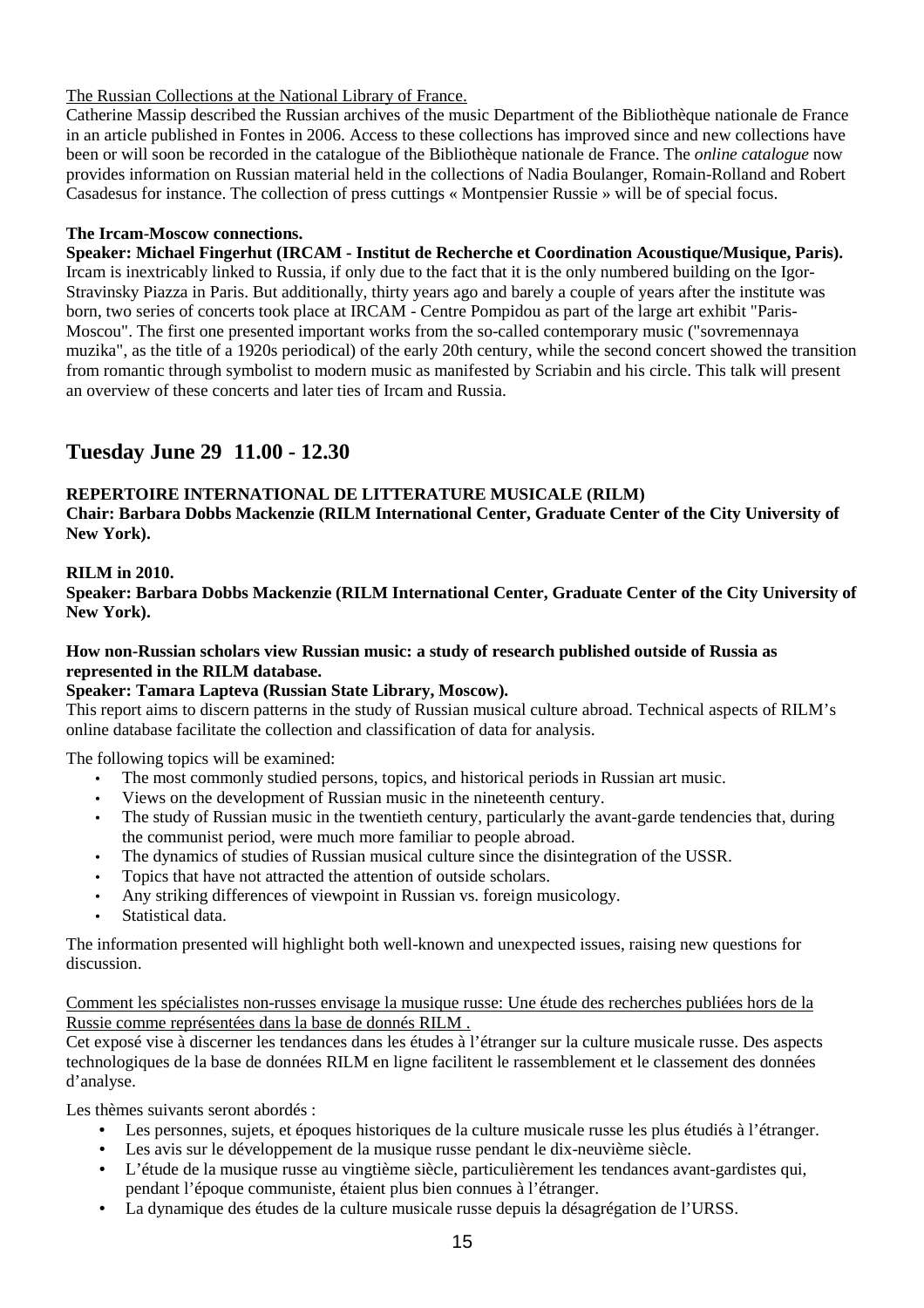The Russian Collections at the National Library of France.

Catherine Massip described the Russian archives of the music Department of the Bibliothèque nationale de France in an article published in Fontes in 2006. Access to these collections has improved since and new collections have been or will soon be recorded in the catalogue of the Bibliothèque nationale de France. The *online catalogue* now provides information on Russian material held in the collections of Nadia Boulanger, Romain-Rolland and Robert Casadesus for instance. The collection of press cuttings « Montpensier Russie » will be of special focus.

**The Ircam-Moscow connections.**

**Speaker: Michael Fingerhut (IRCAM - Institut de Recherche et Coordination Acoustique/Musique, Paris).**

Ircam is inextricably linked to Russia, if only due to the fact that it is the only numbered building on the Igor-Stravinsky Piazza in Paris. But additionally, thirty years ago and barely a couple of years after the institute was born, two series of concerts took place at IRCAM - Centre Pompidou as part of the large art exhibit "Paris-Moscou". The first one presented important works from the so-called contemporary music ("sovremennaya muzika", as the title of a 1920s periodical) of the early 20th century, while the second concert showed the transition from romantic through symbolist to modern music as manifested by Scriabin and his circle. This talk will present an overview of these concerts and later ties of Ircam and Russia.

## Tuesday June 29 11.00 - 12.30

**REPERTOIRE INTERNATIONAL DE LITTERATURE MUSICALE (RILM)**

**Chair: Barbara Dobbs Mackenzie (RILM International Center, Graduate Center of the City University of New York).**

**RILM in 2010.**

**Speaker: Barbara Dobbs Mackenzie (RILM International Center, Graduate Center of the City University of New York).**

**How non-Russian scholars view Russian music: a study of research published outside of Russia as represented in the RILM database.**

**Speaker: Tamara Lapteva (Russian State Library, Moscow).**

This report aims to discern patterns in the study of Russian musical culture abroad. Technical aspects of RILM's online database facilitate the collection and classification of data for analysis.

The following topics will be examined:

- The most commonly studied persons, topics, and historical periods in Russian art music.
- Views on the development of Russian music in the nineteenth century.
- The study of Russian music in the twentieth century, particularly the avant-garde tendencies that, during the communist period, were much more familiar to people abroad.
- The dynamics of studies of Russian musical culture since the disintegration of the USSR.
- Topics that have not attracted the attention of outside scholars.
- Any striking differences of viewpoint in Russian vs. foreign musicology.
- Statistical data.

The information presented will highlight both well-known and unexpected issues, raising new questions for discussion.

Comment les spécialistes non-russes envisage la musique russe: Une étude des recherches publiées hors de la Russie comme représentées dans la base de donnés RILM .

Cet exposé vise à discerner les tendances dans les études à l'étranger sur la culture musicale russe. Des aspects technologiques de la base de données RILM en ligne facilitent le rassemblement et le classement des données d'analyse.

Les thèmes suivants seront abordés :

- Les personnes, sujets, et époques historiques de la culture musicale russe les plus étudiés à l'étranger.
- Les avis sur le développement de la musique russe pendant le dix-neuvième siècle.
- L'étude de la musique russe au vingtième siècle, particulièrement les tendances avant-gardistes qui, pendant l'époque communiste, étaient plus bien connues à l'étranger.
- La dynamique des études de la culture musicale russe depuis la désagrégation de l'URSS.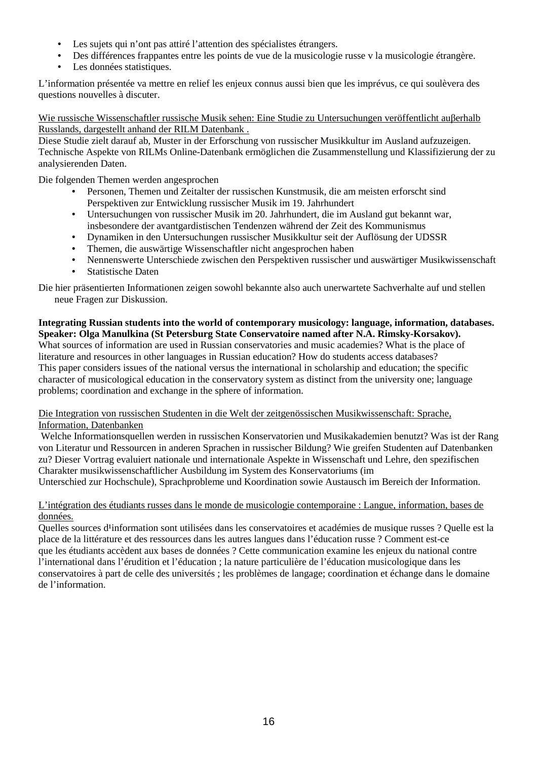- Les sujets qui n'ont pas attiré l'attention des spécialistes étrangers.
- Des différences frappantes entre les points de vue de la musicologie russe v la musicologie étrangère.
- Les données statistiques.

L'information présentée va mettre en relief les enjeux connus aussi bien que les imprévus, ce qui soulèvera des questions nouvelles à discuter.

Wie russische Wissenschaftler russische Musik sehen: Eine Studie zu Untersuchungen veröffentlicht auβerhalb Russlands, dargestellt anhand der RILM Datenbank .

Diese Studie zielt darauf ab, Muster in der Erforschung von russischer Musikkultur im Ausland aufzuzeigen. Technische Aspekte von RILMs Online-Datenbank ermöglichen die Zusammenstellung und Klassifizierung der zu analysierenden Daten.

Die folgenden Themen werden angesprochen

- Personen, Themen und Zeitalter der russischen Kunstmusik, die am meisten erforscht sind Perspektiven zur Entwicklung russischer Musik im 19. Jahrhundert
- Untersuchungen von russischer Musik im 20. Jahrhundert, die im Ausland gut bekannt war, insbesondere der avantgardistischen Tendenzen während der Zeit des Kommunismus
- Dynamiken in den Untersuchungen russischer Musikkultur seit der Auflösung der UDSSR
- Themen, die auswärtige Wissenschaftler nicht angesprochen haben
- Nennenswerte Unterschiede zwischen den Perspektiven russischer und auswärtiger Musikwissenschaft
- Statistische Daten

Die hier präsentierten Informationen zeigen sowohl bekannte also auch unerwartete Sachverhalte auf und stellen neue Fragen zur Diskussion.

**Integrating Russian students into the world of contemporary musicology: language, information, databases. Speaker: Olga Manulkina (St Petersburg State Conservatoire named after N.A. Rimsky-Korsakov).**

What sources of information are used in Russian conservatories and music academies? What is the place of literature and resources in other languages in Russian education? How do students access databases? This paper considers issues of the national versus the international in scholarship and education; the specific character of musicological education in the conservatory system as distinct from the university one; language problems; coordination and exchange in the sphere of information.

Die Integration von russischen Studenten in die Welt der zeitgenössischen Musikwissenschaft: Sprache, Information, Datenbanken

Welche Informationsquellen werden in russischen Konservatorien und Musikakademien benutzt? Was ist der Rang von Literatur und Ressourcen in anderen Sprachen in russischer Bildung? Wie greifen Studenten auf Datenbanken zu? Dieser Vortrag evaluiert nationale und internationale Aspekte in Wissenschaft und Lehre, den spezifischen Charakter musikwissenschaftlicher Ausbildung im System des Konservatoriums (im Unterschied zur Hochschule), Sprachprobleme und Koordination sowie Austausch im Bereich der Information.

L'intégration des étudiants russes dans le monde de musicologie contemporaine : Langue, information, bases de données.

Quelles sources d'information sont utilisées dans les conservatoires et académies de musique russes ? Quelle est la place de la littérature et des ressources dans les autres langues dans l'éducation russe ? Comment est-ce que les étudiants accèdent aux bases de données ? Cette communication examine les enjeux du national contre l'international dans l'érudition et l'éducation ; la nature particulière de l'éducation musicologique dans les conservatoires à part de celle des universités ; les problèmes de langage; coordination et échange dans le domaine de l'information.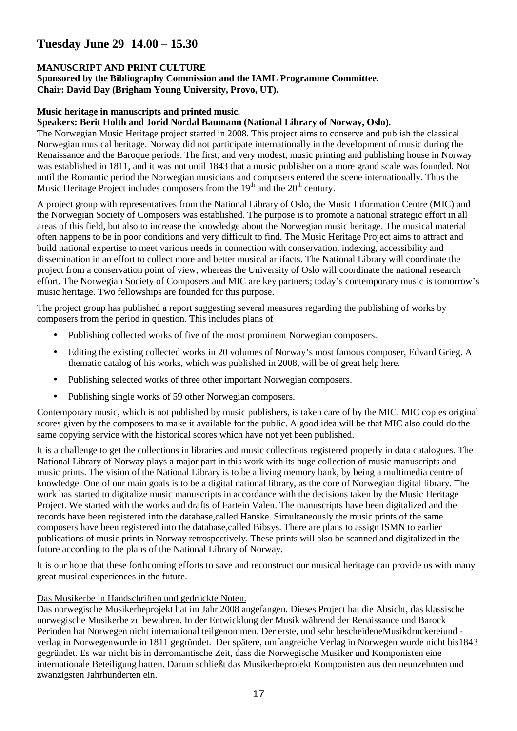## Tuesday June 29 14.00 – 15.30

**MANUSCRIPT AND PRINT CULTURE**
**Sponsored by the Bibliography Commission and the IAML Programme Committee.**
**Chair: David Day (Brigham Young University, Provo, UT).**

**Music heritage in manuscripts and printed music.**
**Speakers: Berit Holth and Jorid Nordal Baumann (National Library of Norway, Oslo).**

The Norwegian Music Heritage project started in 2008. This project aims to conserve and publish the classical Norwegian musical heritage. Norway did not participate internationally in the development of music during the Renaissance and the Baroque periods. The first, and very modest, music printing and publishing house in Norway was established in 1811, and it was not until 1843 that a music publisher on a more grand scale was founded. Not until the Romantic period the Norwegian musicians and composers entered the scene internationally. Thus the Music Heritage Project includes composers from the 19th and the 20th century.

A project group with representatives from the National Library of Oslo, the Music Information Centre (MIC) and the Norwegian Society of Composers was established. The purpose is to promote a national strategic effort in all areas of this field, but also to increase the knowledge about the Norwegian music heritage. The musical material often happens to be in poor conditions and very difficult to find. The Music Heritage Project aims to attract and build national expertise to meet various needs in connection with conservation, indexing, accessibility and dissemination in an effort to collect more and better musical artifacts. The National Library will coordinate the project from a conservation point of view, whereas the University of Oslo will coordinate the national research effort. The Norwegian Society of Composers and MIC are key partners; today's contemporary music is tomorrow's music heritage. Two fellowships are founded for this purpose.

The project group has published a report suggesting several measures regarding the publishing of works by composers from the period in question. This includes plans of

- Publishing collected works of five of the most prominent Norwegian composers.
- Editing the existing collected works in 20 volumes of Norway's most famous composer, Edvard Grieg. A thematic catalog of his works, which was published in 2008, will be of great help here.
- Publishing selected works of three other important Norwegian composers.
- Publishing single works of 59 other Norwegian composers.

Contemporary music, which is not published by music publishers, is taken care of by the MIC. MIC copies original scores given by the composers to make it available for the public. A good idea will be that MIC also could do the same copying service with the historical scores which have not yet been published.

It is a challenge to get the collections in libraries and music collections registered properly in data catalogues. The National Library of Norway plays a major part in this work with its huge collection of music manuscripts and music prints. The vision of the National Library is to be a living memory bank, by being a multimedia centre of knowledge. One of our main goals is to be a digital national library, as the core of Norwegian digital library. The work has started to digitalize music manuscripts in accordance with the decisions taken by the Music Heritage Project. We started with the works and drafts of Fartein Valen. The manuscripts have been digitalized and the records have been registered into the database,called Hanske. Simultaneously the music prints of the same composers have been registered into the database,called Bibsys. There are plans to assign ISMN to earlier publications of music prints in Norway retrospectively. These prints will also be scanned and digitalized in the future according to the plans of the National Library of Norway.

It is our hope that these forthcoming efforts to save and reconstruct our musical heritage can provide us with many great musical experiences in the future.

Das Musikerbe in Handschriften und gedrückte Noten.

Das norwegische Musikerbeprojekt hat im Jahr 2008 angefangen. Dieses Project hat die Absicht, das klassische norwegische Musikerbe zu bewahren. In der Entwicklung der Musik während der Renaissance und Barock Perioden hat Norwegen nicht international teilgenommen. Der erste, und sehr bescheideneMusikdruckereiund - verlag in Norwegenwurde in 1811 gegründet. Der spätere, umfangreiche Verlag in Norwegen wurde nicht bis1843 gegründet. Es war nicht bis in derromantische Zeit, dass die Norwegische Musiker und Komponisten eine internationale Beteiligung hatten. Darum schließt das Musikerbeprojekt Komponisten aus den neunzehnten und zwanzigsten Jahrhunderten ein.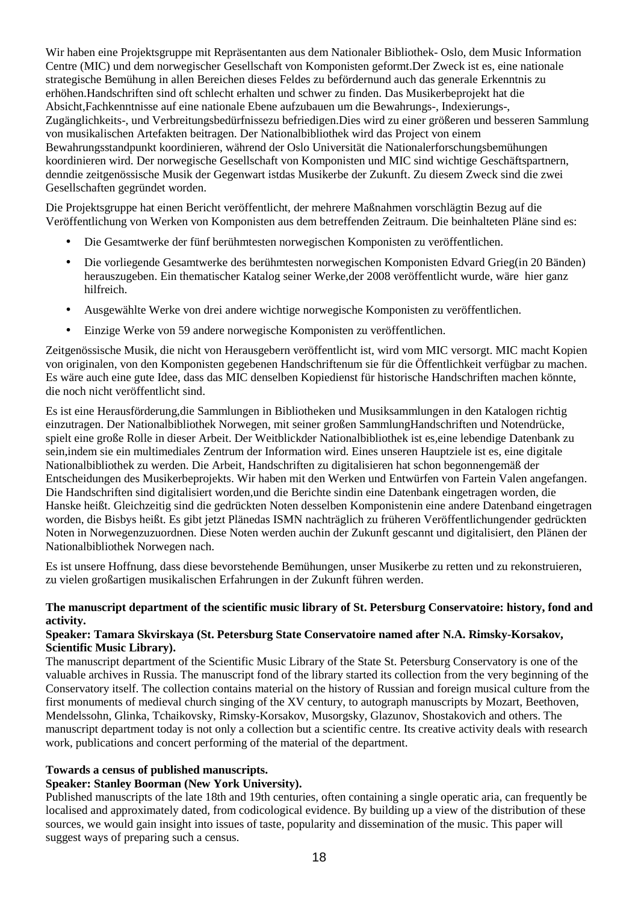Wir haben eine Projektsgruppe mit Repräsentanten aus dem Nationaler Bibliothek- Oslo, dem Music Information Centre (MIC) und dem norwegischer Gesellschaft von Komponisten geformt.Der Zweck ist es, eine nationale strategische Bemühung in allen Bereichen dieses Feldes zu befördernund auch das generale Erkenntnis zu erhöhen.Handschriften sind oft schlecht erhalten und schwer zu finden. Das Musikerbeprojekt hat die Absicht,Fachkenntnisse auf eine nationale Ebene aufzubauen um die Bewahrungs-, Indexierungs-, Zugänglichkeits-, und Verbreitungsbedürfnissezu befriedigen.Dies wird zu einer größeren und besseren Sammlung von musikalischen Artefakten beitragen. Der Nationalbibliothek wird das Project von einem Bewahrungsstandpunkt koordinieren, während der Oslo Universität die Nationalerforschungsbemühungen koordinieren wird. Der norwegische Gesellschaft von Komponisten und MIC sind wichtige Geschäftspartnern, denndie zeitgenössische Musik der Gegenwart istdas Musikerbe der Zukunft. Zu diesem Zweck sind die zwei Gesellschaften gegründet worden.

Die Projektsgruppe hat einen Bericht veröffentlicht, der mehrere Maßnahmen vorschlägtin Bezug auf die Veröffentlichung von Werken von Komponisten aus dem betreffenden Zeitraum. Die beinhalteten Pläne sind es:

- Die Gesamtwerke der fünf berühmtesten norwegischen Komponisten zu veröffentlichen.
- Die vorliegende Gesamtwerke des berühmtesten norwegischen Komponisten Edvard Grieg(in 20 Bänden) herauszugeben. Ein thematischer Katalog seiner Werke,der 2008 veröffentlicht wurde, wäre hier ganz hilfreich.
- Ausgewählte Werke von drei andere wichtige norwegische Komponisten zu veröffentlichen.
- Einzige Werke von 59 andere norwegische Komponisten zu veröffentlichen.

Zeitgenössische Musik, die nicht von Herausgebern veröffentlicht ist, wird vom MIC versorgt. MIC macht Kopien von originalen, von den Komponisten gegebenen Handschriftenum sie für die Öffentlichkeit verfügbar zu machen. Es wäre auch eine gute Idee, dass das MIC denselben Kopiedienst für historische Handschriften machen könnte, die noch nicht veröffentlicht sind.

Es ist eine Herausförderung,die Sammlungen in Bibliotheken und Musiksammlungen in den Katalogen richtig einzutragen. Der Nationalbibliothek Norwegen, mit seiner großen SammlungHandschriften und Notendrücke, spielt eine große Rolle in dieser Arbeit. Der Weitblickder Nationalbibliothek ist es,eine lebendige Datenbank zu sein,indem sie ein multimediales Zentrum der Information wird. Eines unseren Hauptziele ist es, eine digitale Nationalbibliothek zu werden. Die Arbeit, Handschriften zu digitalisieren hat schon begonnengemäß der Entscheidungen des Musikerbeprojekts. Wir haben mit den Werken und Entwürfen von Fartein Valen angefangen. Die Handschriften sind digitalisiert worden,und die Berichte sindin eine Datenbank eingetragen worden, die Hanske heißt. Gleichzeitig sind die gedrückten Noten desselben Komponistenin eine andere Datenband eingetragen worden, die Bisbys heißt. Es gibt jetzt Plänedas ISMN nachträglich zu früheren Veröffentlichungender gedrückten Noten in Norwegenzuzuordnen. Diese Noten werden auchin der Zukunft gescannt und digitalisiert, den Plänen der Nationalbibliothek Norwegen nach.

Es ist unsere Hoffnung, dass diese bevorstehende Bemühungen, unser Musikerbe zu retten und zu rekonstruieren, zu vielen großartigen musikalischen Erfahrungen in der Zukunft führen werden.

**The manuscript department of the scientific music library of St. Petersburg Conservatoire: history, fond and activity.**
**Speaker: Tamara Skvirskaya (St. Petersburg State Conservatoire named after N.A. Rimsky-Korsakov, Scientific Music Library).**
The manuscript department of the Scientific Music Library of the State St. Petersburg Conservatory is one of the valuable archives in Russia. The manuscript fond of the library started its collection from the very beginning of the Conservatory itself. The collection contains material on the history of Russian and foreign musical culture from the first monuments of medieval church singing of the XV century, to autograph manuscripts by Mozart, Beethoven, Mendelssohn, Glinka, Tchaikovsky, Rimsky-Korsakov, Musorgsky, Glazunov, Shostakovich and others. The manuscript department today is not only a collection but a scientific centre. Its creative activity deals with research work, publications and concert performing of the material of the department.

**Towards a census of published manuscripts.**
**Speaker: Stanley Boorman (New York University).**
Published manuscripts of the late 18th and 19th centuries, often containing a single operatic aria, can frequently be localised and approximately dated, from codicological evidence. By building up a view of the distribution of these sources, we would gain insight into issues of taste, popularity and dissemination of the music. This paper will suggest ways of preparing such a census.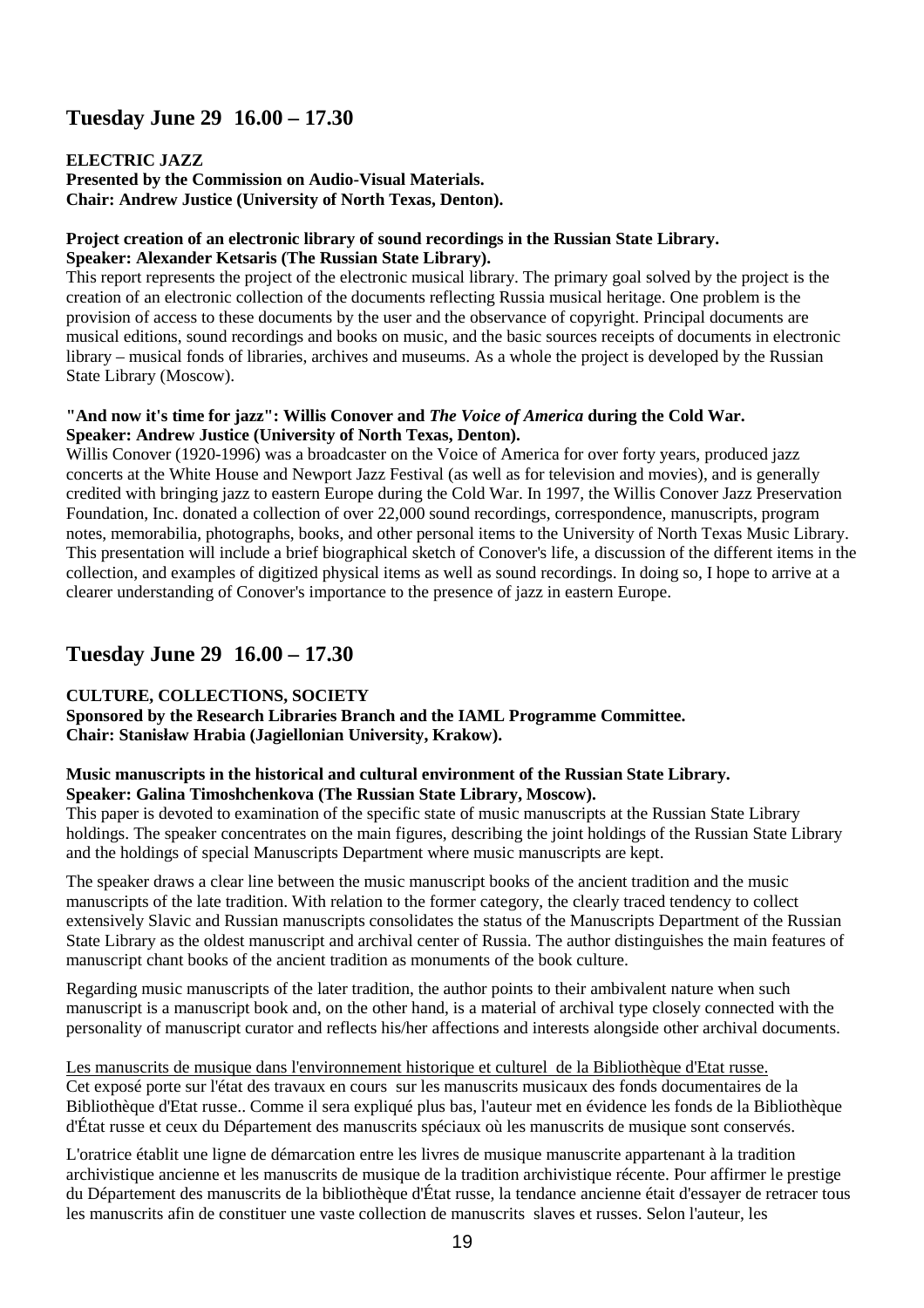## Tuesday June 29 16.00 – 17.30

**ELECTRIC JAZZ**
**Presented by the Commission on Audio-Visual Materials.**
**Chair: Andrew Justice (University of North Texas, Denton).**

**Project creation of an electronic library of sound recordings in the Russian State Library.**
**Speaker: Alexander Ketsaris (The Russian State Library).**

This report represents the project of the electronic musical library. The primary goal solved by the project is the creation of an electronic collection of the documents reflecting Russia musical heritage. One problem is the provision of access to these documents by the user and the observance of copyright. Principal documents are musical editions, sound recordings and books on music, and the basic sources receipts of documents in electronic library – musical fonds of libraries, archives and museums. As a whole the project is developed by the Russian State Library (Moscow).

**"And now it's time for jazz": Willis Conover and *The Voice of America* during the Cold War.**
**Speaker: Andrew Justice (University of North Texas, Denton).**

Willis Conover (1920-1996) was a broadcaster on the Voice of America for over forty years, produced jazz concerts at the White House and Newport Jazz Festival (as well as for television and movies), and is generally credited with bringing jazz to eastern Europe during the Cold War. In 1997, the Willis Conover Jazz Preservation Foundation, Inc. donated a collection of over 22,000 sound recordings, correspondence, manuscripts, program notes, memorabilia, photographs, books, and other personal items to the University of North Texas Music Library. This presentation will include a brief biographical sketch of Conover's life, a discussion of the different items in the collection, and examples of digitized physical items as well as sound recordings. In doing so, I hope to arrive at a clearer understanding of Conover's importance to the presence of jazz in eastern Europe.

## Tuesday June 29 16.00 – 17.30

**CULTURE, COLLECTIONS, SOCIETY**
**Sponsored by the Research Libraries Branch and the IAML Programme Committee.**
**Chair: Stanisław Hrabia (Jagiellonian University, Krakow).**

**Music manuscripts in the historical and cultural environment of the Russian State Library.**
**Speaker: Galina Timoshchenkova (The Russian State Library, Moscow).**

This paper is devoted to examination of the specific state of music manuscripts at the Russian State Library holdings. The speaker concentrates on the main figures, describing the joint holdings of the Russian State Library and the holdings of special Manuscripts Department where music manuscripts are kept.

The speaker draws a clear line between the music manuscript books of the ancient tradition and the music manuscripts of the late tradition. With relation to the former category, the clearly traced tendency to collect extensively Slavic and Russian manuscripts consolidates the status of the Manuscripts Department of the Russian State Library as the oldest manuscript and archival center of Russia. The author distinguishes the main features of manuscript chant books of the ancient tradition as monuments of the book culture.

Regarding music manuscripts of the later tradition, the author points to their ambivalent nature when such manuscript is a manuscript book and, on the other hand, is a material of archival type closely connected with the personality of manuscript curator and reflects his/her affections and interests alongside other archival documents.

Les manuscrits de musique dans l'environnement historique et culturel de la Bibliothèque d'Etat russe.
Cet exposé porte sur l'état des travaux en cours sur les manuscrits musicaux des fonds documentaires de la Bibliothèque d'Etat russe.. Comme il sera expliqué plus bas, l'auteur met en évidence les fonds de la Bibliothèque d'État russe et ceux du Département des manuscrits spéciaux où les manuscrits de musique sont conservés.

L'oratrice établit une ligne de démarcation entre les livres de musique manuscrite appartenant à la tradition archivistique ancienne et les manuscrits de musique de la tradition archivistique récente. Pour affirmer le prestige du Département des manuscrits de la bibliothèque d'État russe, la tendance ancienne était d'essayer de retracer tous les manuscrits afin de constituer une vaste collection de manuscrits slaves et russes. Selon l'auteur, les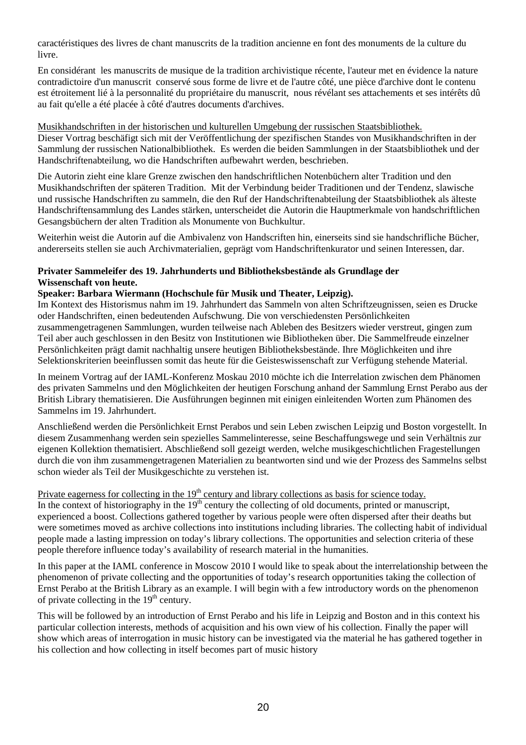caractéristiques des livres de chant manuscrits de la tradition ancienne en font des monuments de la culture du livre.

En considérant les manuscrits de musique de la tradition archivistique récente, l'auteur met en évidence la nature contradictoire d'un manuscrit conservé sous forme de livre et de l'autre côté, une pièce d'archive dont le contenu est étroitement lié à la personnalité du propriétaire du manuscrit, nous révélant ses attachements et ses intérêts dû au fait qu'elle a été placée à côté d'autres documents d'archives.

Musikhandschriften in der historischen und kulturellen Umgebung der russischen Staatsbibliothek.
Dieser Vortrag beschäfigt sich mit der Veröffentlichung der spezifischen Standes von Musikhandschriften in der Sammlung der russischen Nationalbibliothek. Es werden die beiden Sammlungen in der Staatsbibliothek und der Handschriftenabteilung, wo die Handschriften aufbewahrt werden, beschrieben.

Die Autorin zieht eine klare Grenze zwischen den handschriftlichen Notenbüchern alter Tradition und den Musikhandschriften der späteren Tradition. Mit der Verbindung beider Traditionen und der Tendenz, slawische und russische Handschriften zu sammeln, die den Ruf der Handschriftenabteilung der Staatsbibliothek als älteste Handschriftensammlung des Landes stärken, unterscheidet die Autorin die Hauptmerkmale von handschriftlichen Gesangsbüchern der alten Tradition als Monumente von Buchkultur.

Weiterhin weist die Autorin auf die Ambivalenz von Handscriften hin, einerseits sind sie handschrifliche Bücher, andererseits stellen sie auch Archivmaterialien, geprägt vom Handschriftenkurator und seinen Interessen, dar.

**Privater Sammeleifer des 19. Jahrhunderts und Bibliotheksbestände als Grundlage der Wissenschaft von heute.**
**Speaker: Barbara Wiermann (Hochschule für Musik und Theater, Leipzig).**
Im Kontext des Historismus nahm im 19. Jahrhundert das Sammeln von alten Schriftzeugnissen, seien es Drucke oder Handschriften, einen bedeutenden Aufschwung. Die von verschiedensten Persönlichkeiten zusammengetragenen Sammlungen, wurden teilweise nach Ableben des Besitzers wieder verstreut, gingen zum Teil aber auch geschlossen in den Besitz von Institutionen wie Bibliotheken über. Die Sammelfreude einzelner Persönlichkeiten prägt damit nachhaltig unsere heutigen Bibliotheksbestände. Ihre Möglichkeiten und ihre Selektionskriterien beeinflussen somit das heute für die Geisteswissenschaft zur Verfügung stehende Material.

In meinem Vortrag auf der IAML-Konferenz Moskau 2010 möchte ich die Interrelation zwischen dem Phänomen des privaten Sammelns und den Möglichkeiten der heutigen Forschung anhand der Sammlung Ernst Perabo aus der British Library thematisieren. Die Ausführungen beginnen mit einigen einleitenden Worten zum Phänomen des Sammelns im 19. Jahrhundert.

Anschließend werden die Persönlichkeit Ernst Perabos und sein Leben zwischen Leipzig und Boston vorgestellt. In diesem Zusammenhang werden sein spezielles Sammelinteresse, seine Beschaffungswege und sein Verhältnis zur eigenen Kollektion thematisiert. Abschließend soll gezeigt werden, welche musikgeschichtlichen Fragestellungen durch die von ihm zusammengetragenen Materialien zu beantworten sind und wie der Prozess des Sammelns selbst schon wieder als Teil der Musikgeschichte zu verstehen ist.

Private eagerness for collecting in the 19th century and library collections as basis for science today.
In the context of historiography in the 19th century the collecting of old documents, printed or manuscript, experienced a boost. Collections gathered together by various people were often dispersed after their deaths but were sometimes moved as archive collections into institutions including libraries. The collecting habit of individual people made a lasting impression on today's library collections. The opportunities and selection criteria of these people therefore influence today's availability of research material in the humanities.

In this paper at the IAML conference in Moscow 2010 I would like to speak about the interrelationship between the phenomenon of private collecting and the opportunities of today's research opportunities taking the collection of Ernst Perabo at the British Library as an example. I will begin with a few introductory words on the phenomenon of private collecting in the 19th century.

This will be followed by an introduction of Ernst Perabo and his life in Leipzig and Boston and in this context his particular collection interests, methods of acquisition and his own view of his collection. Finally the paper will show which areas of interrogation in music history can be investigated via the material he has gathered together in his collection and how collecting in itself becomes part of music history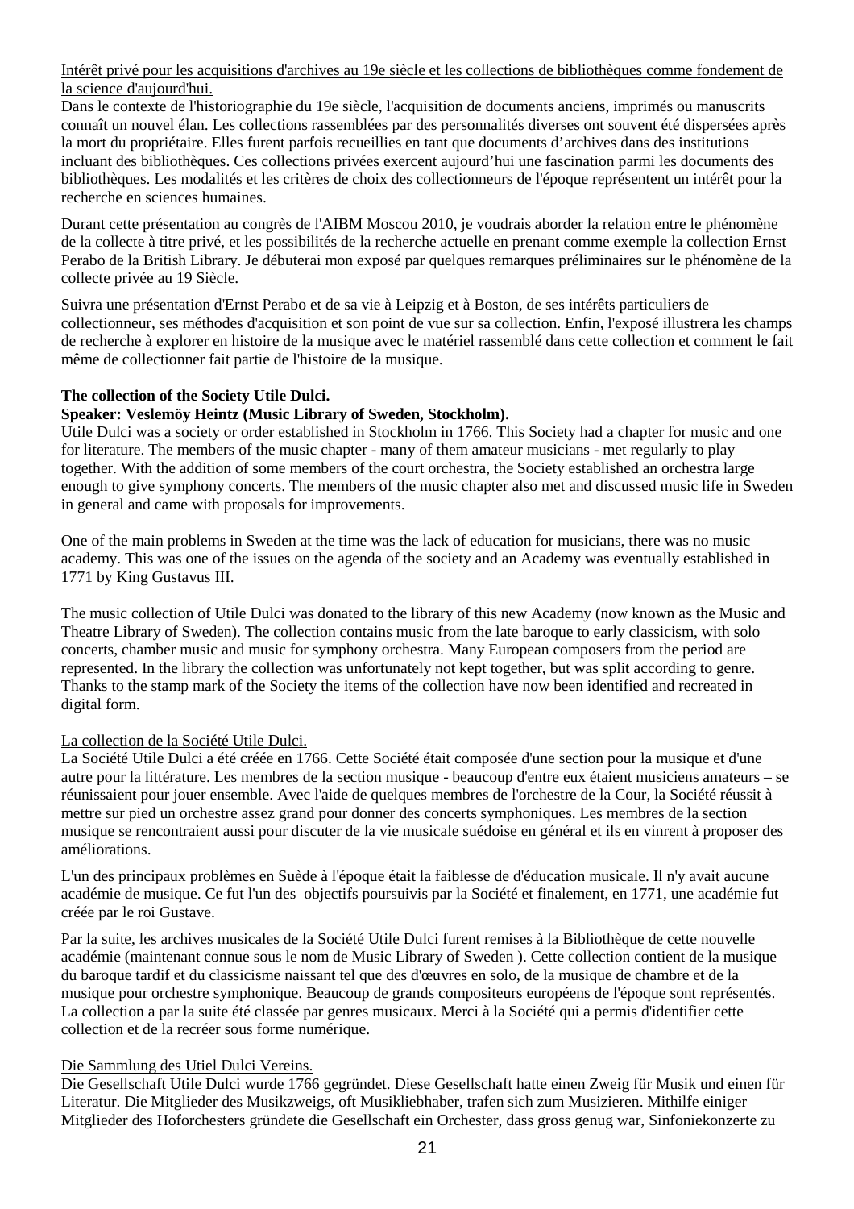Intérêt privé pour les acquisitions d'archives au 19e siècle et les collections de bibliothèques comme fondement de la science d'aujourd'hui.

Dans le contexte de l'historiographie du 19e siècle, l'acquisition de documents anciens, imprimés ou manuscrits connaît un nouvel élan. Les collections rassemblées par des personnalités diverses ont souvent été dispersées après la mort du propriétaire. Elles furent parfois recueillies en tant que documents d'archives dans des institutions incluant des bibliothèques. Ces collections privées exercent aujourd'hui une fascination parmi les documents des bibliothèques. Les modalités et les critères de choix des collectionneurs de l'époque représentent un intérêt pour la recherche en sciences humaines.

Durant cette présentation au congrès de l'AIBM Moscou 2010, je voudrais aborder la relation entre le phénomène de la collecte à titre privé, et les possibilités de la recherche actuelle en prenant comme exemple la collection Ernst Perabo de la British Library. Je débuterai mon exposé par quelques remarques préliminaires sur le phénomène de la collecte privée au 19 Siècle.

Suivra une présentation d'Ernst Perabo et de sa vie à Leipzig et à Boston, de ses intérêts particuliers de collectionneur, ses méthodes d'acquisition et son point de vue sur sa collection. Enfin, l'exposé illustrera les champs de recherche à explorer en histoire de la musique avec le matériel rassemblé dans cette collection et comment le fait même de collectionner fait partie de l'histoire de la musique.

**The collection of the Society Utile Dulci.**
**Speaker: Veslemöy Heintz (Music Library of Sweden, Stockholm).**

Utile Dulci was a society or order established in Stockholm in 1766. This Society had a chapter for music and one for literature. The members of the music chapter - many of them amateur musicians - met regularly to play together. With the addition of some members of the court orchestra, the Society established an orchestra large enough to give symphony concerts. The members of the music chapter also met and discussed music life in Sweden in general and came with proposals for improvements.

One of the main problems in Sweden at the time was the lack of education for musicians, there was no music academy. This was one of the issues on the agenda of the society and an Academy was eventually established in 1771 by King Gustavus III.

The music collection of Utile Dulci was donated to the library of this new Academy (now known as the Music and Theatre Library of Sweden). The collection contains music from the late baroque to early classicism, with solo concerts, chamber music and music for symphony orchestra. Many European composers from the period are represented. In the library the collection was unfortunately not kept together, but was split according to genre. Thanks to the stamp mark of the Society the items of the collection have now been identified and recreated in digital form.

La collection de la Société Utile Dulci.

La Société Utile Dulci a été créée en 1766. Cette Société était composée d'une section pour la musique et d'une autre pour la littérature. Les membres de la section musique - beaucoup d'entre eux étaient musiciens amateurs – se réunissaient pour jouer ensemble. Avec l'aide de quelques membres de l'orchestre de la Cour, la Société réussit à mettre sur pied un orchestre assez grand pour donner des concerts symphoniques. Les membres de la section musique se rencontraient aussi pour discuter de la vie musicale suédoise en général et ils en vinrent à proposer des améliorations.

L'un des principaux problèmes en Suède à l'époque était la faiblesse de d'éducation musicale. Il n'y avait aucune académie de musique. Ce fut l'un des objectifs poursuivis par la Société et finalement, en 1771, une académie fut créée par le roi Gustave.

Par la suite, les archives musicales de la Société Utile Dulci furent remises à la Bibliothèque de cette nouvelle académie (maintenant connue sous le nom de Music Library of Sweden ). Cette collection contient de la musique du baroque tardif et du classicisme naissant tel que des d'œuvres en solo, de la musique de chambre et de la musique pour orchestre symphonique. Beaucoup de grands compositeurs européens de l'époque sont représentés. La collection a par la suite été classée par genres musicaux. Merci à la Société qui a permis d'identifier cette collection et de la recréer sous forme numérique.

Die Sammlung des Utiel Dulci Vereins.

Die Gesellschaft Utile Dulci wurde 1766 gegründet. Diese Gesellschaft hatte einen Zweig für Musik und einen für Literatur. Die Mitglieder des Musikzweigs, oft Musikliebhaber, trafen sich zum Musizieren. Mithilfe einiger Mitglieder des Hoforchesters gründete die Gesellschaft ein Orchester, dass gross genug war, Sinfoniekonzerte zu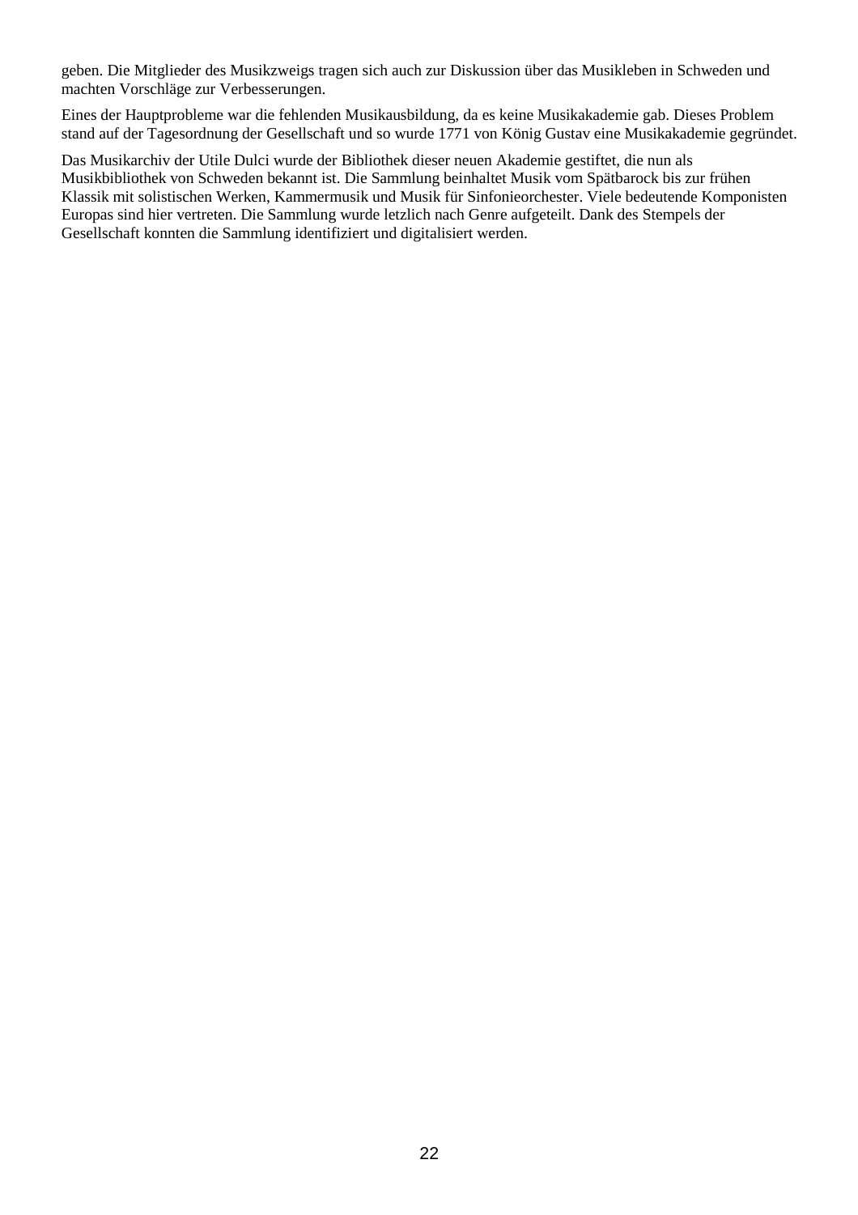geben. Die Mitglieder des Musikzweigs tragen sich auch zur Diskussion über das Musikleben in Schweden und machten Vorschläge zur Verbesserungen.

Eines der Hauptprobleme war die fehlenden Musikausbildung, da es keine Musikakademie gab. Dieses Problem stand auf der Tagesordnung der Gesellschaft und so wurde 1771 von König Gustav eine Musikakademie gegründet.

Das Musikarchiv der Utile Dulci wurde der Bibliothek dieser neuen Akademie gestiftet, die nun als Musikbibliothek von Schweden bekannt ist. Die Sammlung beinhaltet Musik vom Spätbarock bis zur frühen Klassik mit solistischen Werken, Kammermusik und Musik für Sinfonieorchester. Viele bedeutende Komponisten Europas sind hier vertreten. Die Sammlung wurde letzlich nach Genre aufgeteilt. Dank des Stempels der Gesellschaft konnten die Sammlung identifiziert und digitalisiert werden.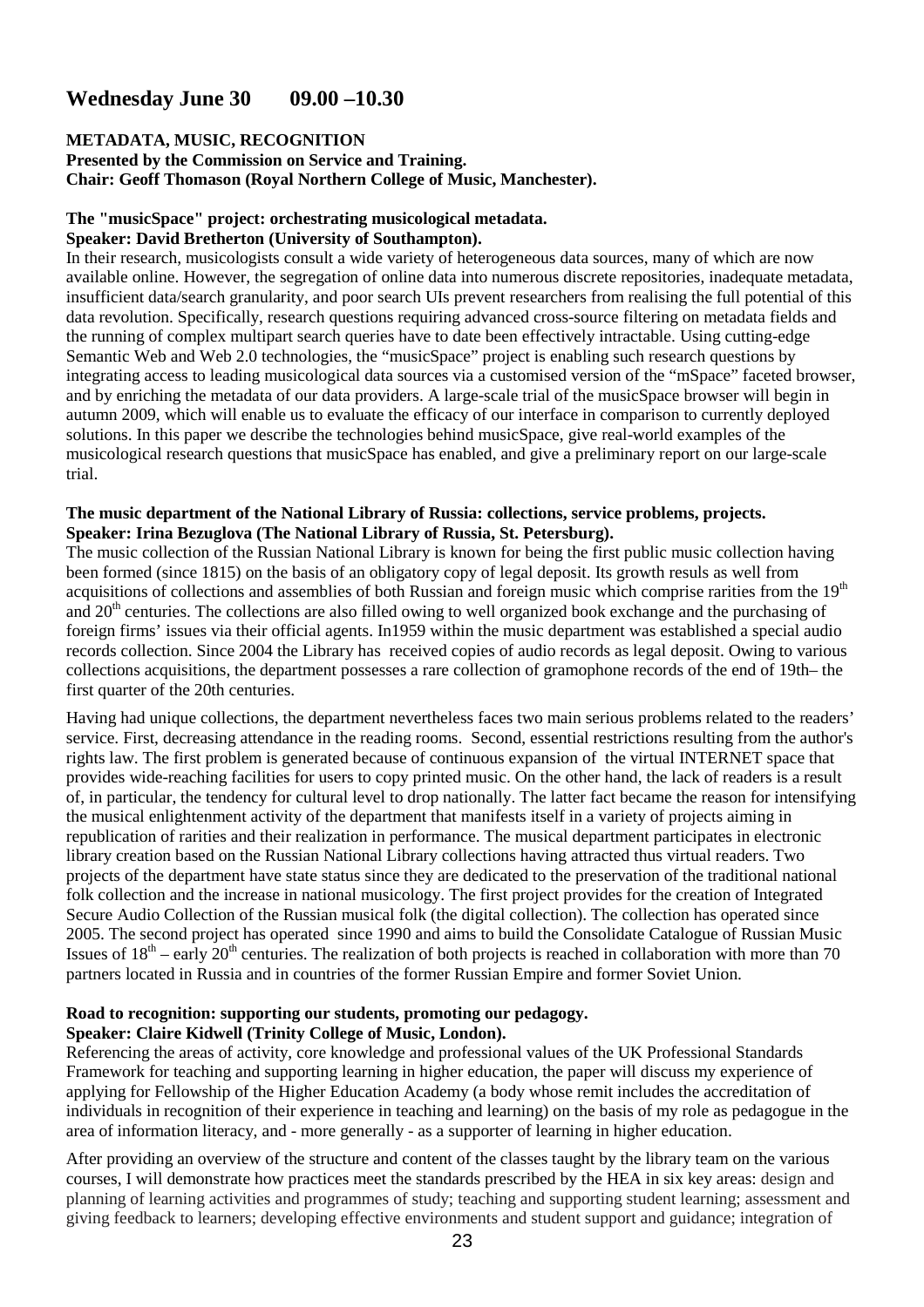## Wednesday June 30     09.00 –10.30

**METADATA, MUSIC, RECOGNITION**
**Presented by the Commission on Service and Training.**
**Chair: Geoff Thomason (Royal Northern College of Music, Manchester).**

**The "musicSpace" project: orchestrating musicological metadata.**
**Speaker: David Bretherton (University of Southampton).**

In their research, musicologists consult a wide variety of heterogeneous data sources, many of which are now available online. However, the segregation of online data into numerous discrete repositories, inadequate metadata, insufficient data/search granularity, and poor search UIs prevent researchers from realising the full potential of this data revolution. Specifically, research questions requiring advanced cross-source filtering on metadata fields and the running of complex multipart search queries have to date been effectively intractable. Using cutting-edge Semantic Web and Web 2.0 technologies, the "musicSpace" project is enabling such research questions by integrating access to leading musicological data sources via a customised version of the "mSpace" faceted browser, and by enriching the metadata of our data providers. A large-scale trial of the musicSpace browser will begin in autumn 2009, which will enable us to evaluate the efficacy of our interface in comparison to currently deployed solutions. In this paper we describe the technologies behind musicSpace, give real-world examples of the musicological research questions that musicSpace has enabled, and give a preliminary report on our large-scale trial.

**The music department of the National Library of Russia: collections, service problems, projects.**
**Speaker: Irina Bezuglova (The National Library of Russia, St. Petersburg).**

The music collection of the Russian National Library is known for being the first public music collection having been formed (since 1815) on the basis of an obligatory copy of legal deposit. Its growth resuls as well from acquisitions of collections and assemblies of both Russian and foreign music which comprise rarities from the 19th and 20th centuries. The collections are also filled owing to well organized book exchange and the purchasing of foreign firms' issues via their official agents. In1959 within the music department was established a special audio records collection. Since 2004 the Library has received copies of audio records as legal deposit. Owing to various collections acquisitions, the department possesses a rare collection of gramophone records of the end of 19th– the first quarter of the 20th centuries.

Having had unique collections, the department nevertheless faces two main serious problems related to the readers' service. First, decreasing attendance in the reading rooms. Second, essential restrictions resulting from the author's rights law. The first problem is generated because of continuous expansion of the virtual INTERNET space that provides wide-reaching facilities for users to copy printed music. On the other hand, the lack of readers is a result of, in particular, the tendency for cultural level to drop nationally. The latter fact became the reason for intensifying the musical enlightenment activity of the department that manifests itself in a variety of projects aiming in republication of rarities and their realization in performance. The musical department participates in electronic library creation based on the Russian National Library collections having attracted thus virtual readers. Two projects of the department have state status since they are dedicated to the preservation of the traditional national folk collection and the increase in national musicology. The first project provides for the creation of Integrated Secure Audio Collection of the Russian musical folk (the digital collection). The collection has operated since 2005. The second project has operated since 1990 and aims to build the Consolidate Catalogue of Russian Music Issues of 18th – early 20th centuries. The realization of both projects is reached in collaboration with more than 70 partners located in Russia and in countries of the former Russian Empire and former Soviet Union.

**Road to recognition: supporting our students, promoting our pedagogy.**
**Speaker: Claire Kidwell (Trinity College of Music, London).**

Referencing the areas of activity, core knowledge and professional values of the UK Professional Standards Framework for teaching and supporting learning in higher education, the paper will discuss my experience of applying for Fellowship of the Higher Education Academy (a body whose remit includes the accreditation of individuals in recognition of their experience in teaching and learning) on the basis of my role as pedagogue in the area of information literacy, and - more generally - as a supporter of learning in higher education.

After providing an overview of the structure and content of the classes taught by the library team on the various courses, I will demonstrate how practices meet the standards prescribed by the HEA in six key areas: design and planning of learning activities and programmes of study; teaching and supporting student learning; assessment and giving feedback to learners; developing effective environments and student support and guidance; integration of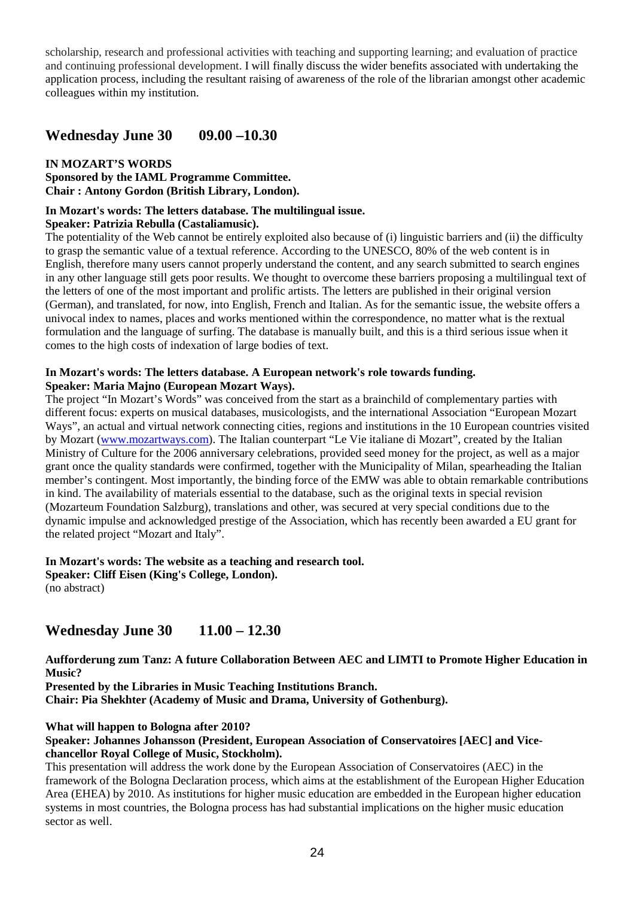scholarship, research and professional activities with teaching and supporting learning; and evaluation of practice and continuing professional development. I will finally discuss the wider benefits associated with undertaking the application process, including the resultant raising of awareness of the role of the librarian amongst other academic colleagues within my institution.

## Wednesday June 30 09.00 –10.30

**IN MOZART'S WORDS**
**Sponsored by the IAML Programme Committee.**
**Chair : Antony Gordon (British Library, London).**

**In Mozart's words: The letters database. The multilingual issue.**
**Speaker: Patrizia Rebulla (Castaliamusic).**

The potentiality of the Web cannot be entirely exploited also because of (i) linguistic barriers and (ii) the difficulty to grasp the semantic value of a textual reference. According to the UNESCO, 80% of the web content is in English, therefore many users cannot properly understand the content, and any search submitted to search engines in any other language still gets poor results. We thought to overcome these barriers proposing a multilingual text of the letters of one of the most important and prolific artists. The letters are published in their original version (German), and translated, for now, into English, French and Italian. As for the semantic issue, the website offers a univocal index to names, places and works mentioned within the correspondence, no matter what is the rextual formulation and the language of surfing. The database is manually built, and this is a third serious issue when it comes to the high costs of indexation of large bodies of text.

**In Mozart's words: The letters database. A European network's role towards funding.**
**Speaker: Maria Majno (European Mozart Ways).**

The project "In Mozart's Words" was conceived from the start as a brainchild of complementary parties with different focus: experts on musical databases, musicologists, and the international Association "European Mozart Ways", an actual and virtual network connecting cities, regions and institutions in the 10 European countries visited by Mozart (www.mozartways.com). The Italian counterpart "Le Vie italiane di Mozart", created by the Italian Ministry of Culture for the 2006 anniversary celebrations, provided seed money for the project, as well as a major grant once the quality standards were confirmed, together with the Municipality of Milan, spearheading the Italian member's contingent. Most importantly, the binding force of the EMW was able to obtain remarkable contributions in kind. The availability of materials essential to the database, such as the original texts in special revision (Mozarteum Foundation Salzburg), translations and other, was secured at very special conditions due to the dynamic impulse and acknowledged prestige of the Association, which has recently been awarded a EU grant for the related project "Mozart and Italy".

**In Mozart's words: The website as a teaching and research tool.**
**Speaker: Cliff Eisen (King's College, London).**
(no abstract)

## Wednesday June 30 11.00 – 12.30

**Aufforderung zum Tanz: A future Collaboration Between AEC and LIMTI to Promote Higher Education in Music?**
**Presented by the Libraries in Music Teaching Institutions Branch.**
**Chair: Pia Shekhter (Academy of Music and Drama, University of Gothenburg).**

**What will happen to Bologna after 2010?**
**Speaker: Johannes Johansson (President, European Association of Conservatoires [AEC] and Vice-chancellor Royal College of Music, Stockholm).**

This presentation will address the work done by the European Association of Conservatoires (AEC) in the framework of the Bologna Declaration process, which aims at the establishment of the European Higher Education Area (EHEA) by 2010. As institutions for higher music education are embedded in the European higher education systems in most countries, the Bologna process has had substantial implications on the higher music education sector as well.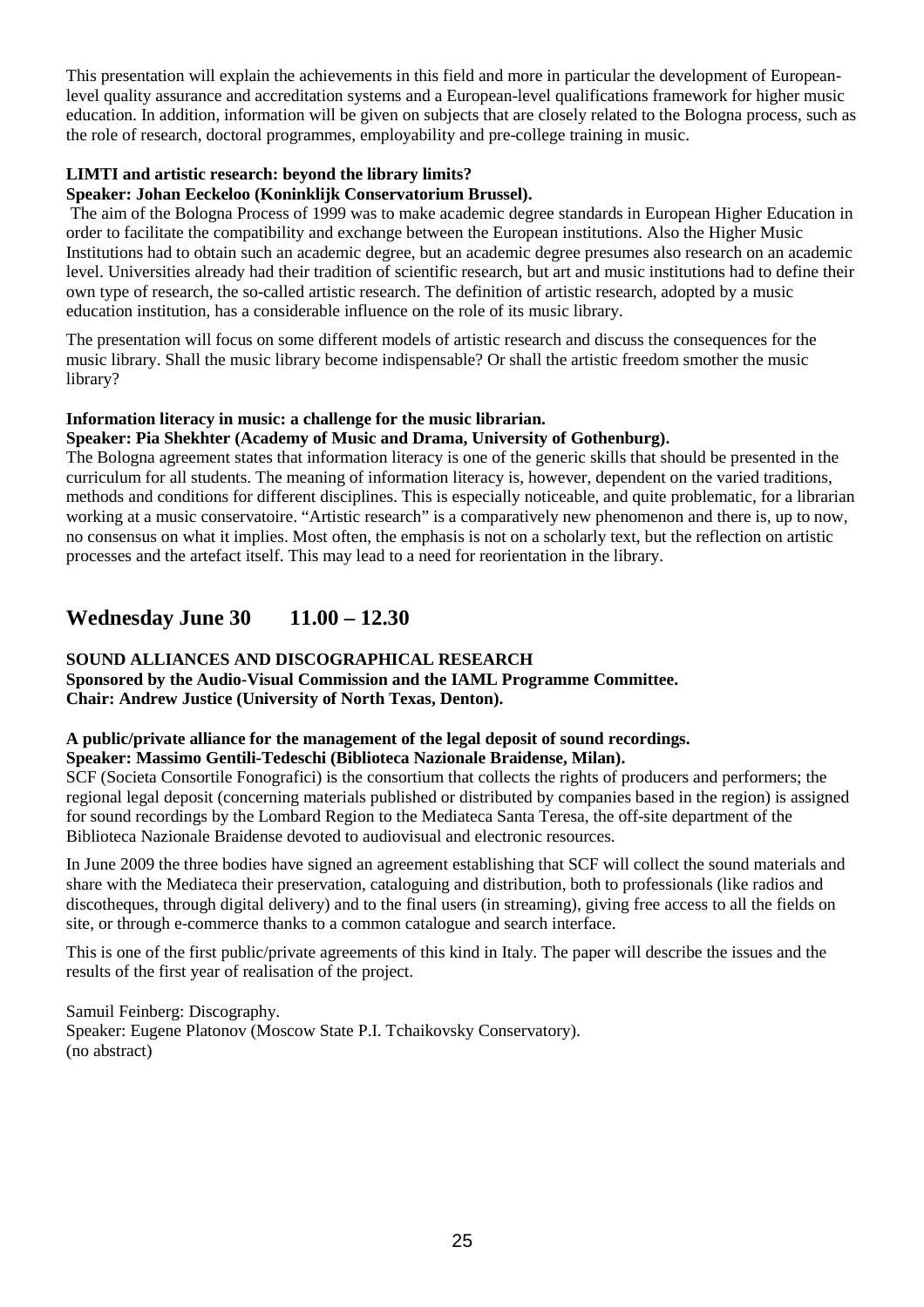This presentation will explain the achievements in this field and more in particular the development of European-level quality assurance and accreditation systems and a European-level qualifications framework for higher music education. In addition, information will be given on subjects that are closely related to the Bologna process, such as the role of research, doctoral programmes, employability and pre-college training in music.

**LIMTI and artistic research: beyond the library limits?**
**Speaker: Johan Eeckeloo (Koninklijk Conservatorium Brussel).**

The aim of the Bologna Process of 1999 was to make academic degree standards in European Higher Education in order to facilitate the compatibility and exchange between the European institutions. Also the Higher Music Institutions had to obtain such an academic degree, but an academic degree presumes also research on an academic level. Universities already had their tradition of scientific research, but art and music institutions had to define their own type of research, the so-called artistic research. The definition of artistic research, adopted by a music education institution, has a considerable influence on the role of its music library.

The presentation will focus on some different models of artistic research and discuss the consequences for the music library. Shall the music library become indispensable? Or shall the artistic freedom smother the music library?

**Information literacy in music: a challenge for the music librarian.**
**Speaker: Pia Shekhter (Academy of Music and Drama, University of Gothenburg).**

The Bologna agreement states that information literacy is one of the generic skills that should be presented in the curriculum for all students. The meaning of information literacy is, however, dependent on the varied traditions, methods and conditions for different disciplines. This is especially noticeable, and quite problematic, for a librarian working at a music conservatoire. "Artistic research" is a comparatively new phenomenon and there is, up to now, no consensus on what it implies. Most often, the emphasis is not on a scholarly text, but the reflection on artistic processes and the artefact itself. This may lead to a need for reorientation in the library.

## Wednesday June 30 11.00 – 12.30

**SOUND ALLIANCES AND DISCOGRAPHICAL RESEARCH**
**Sponsored by the Audio-Visual Commission and the IAML Programme Committee.**
**Chair: Andrew Justice (University of North Texas, Denton).**

**A public/private alliance for the management of the legal deposit of sound recordings.**
**Speaker: Massimo Gentili-Tedeschi (Biblioteca Nazionale Braidense, Milan).**

SCF (Societa Consortile Fonografici) is the consortium that collects the rights of producers and performers; the regional legal deposit (concerning materials published or distributed by companies based in the region) is assigned for sound recordings by the Lombard Region to the Mediateca Santa Teresa, the off-site department of the Biblioteca Nazionale Braidense devoted to audiovisual and electronic resources.

In June 2009 the three bodies have signed an agreement establishing that SCF will collect the sound materials and share with the Mediateca their preservation, cataloguing and distribution, both to professionals (like radios and discotheques, through digital delivery) and to the final users (in streaming), giving free access to all the fields on site, or through e-commerce thanks to a common catalogue and search interface.

This is one of the first public/private agreements of this kind in Italy. The paper will describe the issues and the results of the first year of realisation of the project.

Samuil Feinberg: Discography.
Speaker: Eugene Platonov (Moscow State P.I. Tchaikovsky Conservatory).
(no abstract)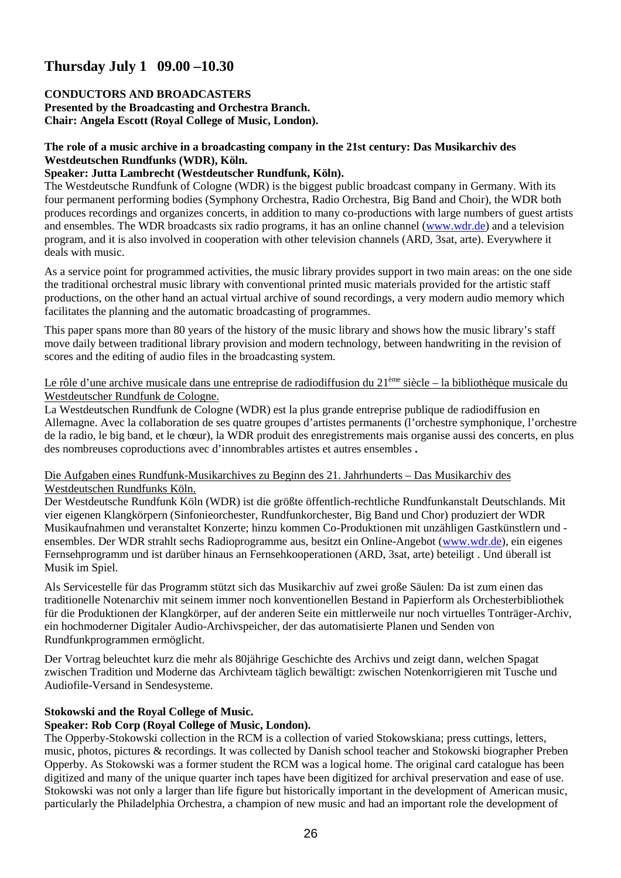## Thursday July 1 09.00 –10.30

**CONDUCTORS AND BROADCASTERS**
**Presented by the Broadcasting and Orchestra Branch.**
**Chair: Angela Escott (Royal College of Music, London).**

**The role of a music archive in a broadcasting company in the 21st century: Das Musikarchiv des Westdeutschen Rundfunks (WDR), Köln.**
**Speaker: Jutta Lambrecht (Westdeutscher Rundfunk, Köln).**

The Westdeutsche Rundfunk of Cologne (WDR) is the biggest public broadcast company in Germany. With its four permanent performing bodies (Symphony Orchestra, Radio Orchestra, Big Band and Choir), the WDR both produces recordings and organizes concerts, in addition to many co-productions with large numbers of guest artists and ensembles. The WDR broadcasts six radio programs, it has an online channel (www.wdr.de) and a television program, and it is also involved in cooperation with other television channels (ARD, 3sat, arte). Everywhere it deals with music.

As a service point for programmed activities, the music library provides support in two main areas: on the one side the traditional orchestral music library with conventional printed music materials provided for the artistic staff productions, on the other hand an actual virtual archive of sound recordings, a very modern audio memory which facilitates the planning and the automatic broadcasting of programmes.

This paper spans more than 80 years of the history of the music library and shows how the music library's staff move daily between traditional library provision and modern technology, between handwriting in the revision of scores and the editing of audio files in the broadcasting system.

Le rôle d'une archive musicale dans une entreprise de radiodiffusion du 21ème siècle – la bibliothèque musicale du Westdeutscher Rundfunk de Cologne.

La Westdeutschen Rundfunk de Cologne (WDR) est la plus grande entreprise publique de radiodiffusion en Allemagne. Avec la collaboration de ses quatre groupes d'artistes permanents (l'orchestre symphonique, l'orchestre de la radio, le big band, et le chœur), la WDR produit des enregistrements mais organise aussi des concerts, en plus des nombreuses coproductions avec d'innombrables artistes et autres ensembles **.**

Die Aufgaben eines Rundfunk-Musikarchives zu Beginn des 21. Jahrhunderts – Das Musikarchiv des Westdeutschen Rundfunks Köln.

Der Westdeutsche Rundfunk Köln (WDR) ist die größte öffentlich-rechtliche Rundfunkanstalt Deutschlands. Mit vier eigenen Klangkörpern (Sinfonieorchester, Rundfunkorchester, Big Band und Chor) produziert der WDR Musikaufnahmen und veranstaltet Konzerte; hinzu kommen Co-Produktionen mit unzähligen Gastkünstlern und -ensembles. Der WDR strahlt sechs Radioprogramme aus, besitzt ein Online-Angebot (www.wdr.de), ein eigenes Fernsehprogramm und ist darüber hinaus an Fernsehkooperationen (ARD, 3sat, arte) beteiligt . Und überall ist Musik im Spiel.

Als Servicestelle für das Programm stützt sich das Musikarchiv auf zwei große Säulen: Da ist zum einen das traditionelle Notenarchiv mit seinem immer noch konventionellen Bestand in Papierform als Orchesterbibliothek für die Produktionen der Klangkörper, auf der anderen Seite ein mittlerweile nur noch virtuelles Tonträger-Archiv, ein hochmoderner Digitaler Audio-Archivspeicher, der das automatisierte Planen und Senden von Rundfunkprogrammen ermöglicht.

Der Vortrag beleuchtet kurz die mehr als 80jährige Geschichte des Archivs und zeigt dann, welchen Spagat zwischen Tradition und Moderne das Archivteam täglich bewältigt: zwischen Notenkorrigieren mit Tusche und Audiofile-Versand in Sendesysteme.

**Stokowski and the Royal College of Music.**
**Speaker: Rob Corp (Royal College of Music, London).**

The Opperby-Stokowski collection in the RCM is a collection of varied Stokowskiana; press cuttings, letters, music, photos, pictures & recordings. It was collected by Danish school teacher and Stokowski biographer Preben Opperby. As Stokowski was a former student the RCM was a logical home. The original card catalogue has been digitized and many of the unique quarter inch tapes have been digitized for archival preservation and ease of use. Stokowski was not only a larger than life figure but historically important in the development of American music, particularly the Philadelphia Orchestra, a champion of new music and had an important role the development of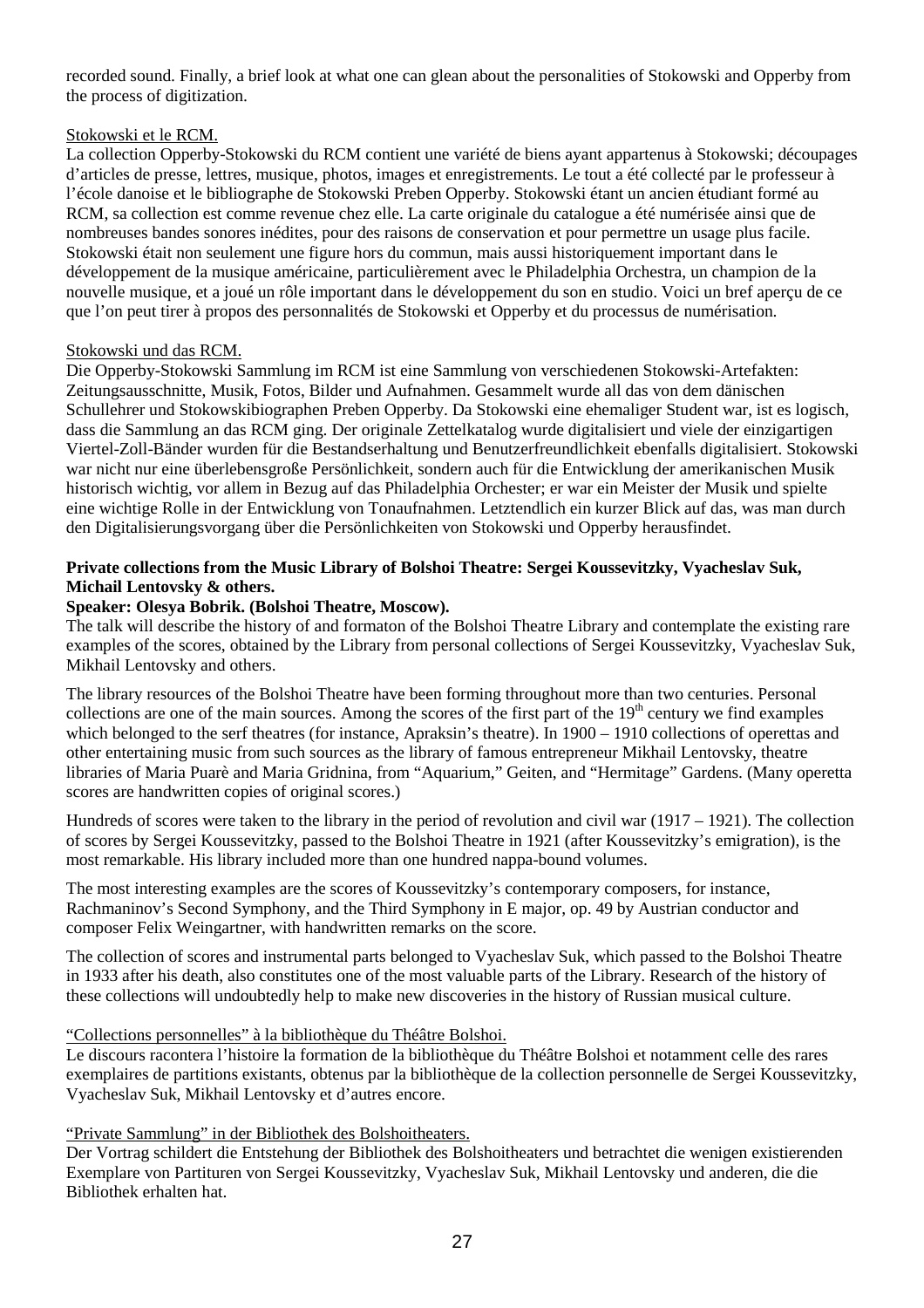recorded sound. Finally, a brief look at what one can glean about the personalities of Stokowski and Opperby from the process of digitization.

Stokowski et le RCM.

La collection Opperby-Stokowski du RCM contient une variété de biens ayant appartenus à Stokowski; découpages d'articles de presse, lettres, musique, photos, images et enregistrements. Le tout a été collecté par le professeur à l'école danoise et le bibliographe de Stokowski Preben Opperby. Stokowski étant un ancien étudiant formé au RCM, sa collection est comme revenue chez elle. La carte originale du catalogue a été numérisée ainsi que de nombreuses bandes sonores inédites, pour des raisons de conservation et pour permettre un usage plus facile. Stokowski était non seulement une figure hors du commun, mais aussi historiquement important dans le développement de la musique américaine, particulièrement avec le Philadelphia Orchestra, un champion de la nouvelle musique, et a joué un rôle important dans le développement du son en studio. Voici un bref aperçu de ce que l'on peut tirer à propos des personnalités de Stokowski et Opperby et du processus de numérisation.

Stokowski und das RCM.

Die Opperby-Stokowski Sammlung im RCM ist eine Sammlung von verschiedenen Stokowski-Artefakten: Zeitungsausschnitte, Musik, Fotos, Bilder und Aufnahmen. Gesammelt wurde all das von dem dänischen Schullehrer und Stokowskibiographen Preben Opperby. Da Stokowski eine ehemaliger Student war, ist es logisch, dass die Sammlung an das RCM ging. Der originale Zettelkatalog wurde digitalisiert und viele der einzigartigen Viertel-Zoll-Bänder wurden für die Bestandserhaltung und Benutzerfreundlichkeit ebenfalls digitalisiert. Stokowski war nicht nur eine überlebensgroße Persönlichkeit, sondern auch für die Entwicklung der amerikanischen Musik historisch wichtig, vor allem in Bezug auf das Philadelphia Orchester; er war ein Meister der Musik und spielte eine wichtige Rolle in der Entwicklung von Tonaufnahmen. Letztendlich ein kurzer Blick auf das, was man durch den Digitalisierungsvorgang über die Persönlichkeiten von Stokowski und Opperby herausfindet.

**Private collections from the Music Library of Bolshoi Theatre: Sergei Koussevitzky, Vyacheslav Suk, Michail Lentovsky & others.**

**Speaker: Olesya Bobrik. (Bolshoi Theatre, Moscow).**

The talk will describe the history of and formaton of the Bolshoi Theatre Library and contemplate the existing rare examples of the scores, obtained by the Library from personal collections of Sergei Koussevitzky, Vyacheslav Suk, Mikhail Lentovsky and others.

The library resources of the Bolshoi Theatre have been forming throughout more than two centuries. Personal collections are one of the main sources. Among the scores of the first part of the 19th century we find examples which belonged to the serf theatres (for instance, Apraksin's theatre). In 1900 – 1910 collections of operettas and other entertaining music from such sources as the library of famous entrepreneur Mikhail Lentovsky, theatre libraries of Maria Puarè and Maria Gridnina, from "Aquarium," Geiten, and "Hermitage" Gardens. (Many operetta scores are handwritten copies of original scores.)

Hundreds of scores were taken to the library in the period of revolution and civil war (1917 – 1921). The collection of scores by Sergei Koussevitzky, passed to the Bolshoi Theatre in 1921 (after Koussevitzky's emigration), is the most remarkable. His library included more than one hundred nappa-bound volumes.

The most interesting examples are the scores of Koussevitzky's contemporary composers, for instance, Rachmaninov's Second Symphony, and the Third Symphony in E major, op. 49 by Austrian conductor and composer Felix Weingartner, with handwritten remarks on the score.

The collection of scores and instrumental parts belonged to Vyacheslav Suk, which passed to the Bolshoi Theatre in 1933 after his death, also constitutes one of the most valuable parts of the Library. Research of the history of these collections will undoubtedly help to make new discoveries in the history of Russian musical culture.

"Collections personnelles" à la bibliothèque du Théâtre Bolshoi.

Le discours racontera l'histoire la formation de la bibliothèque du Théâtre Bolshoi et notamment celle des rares exemplaires de partitions existants, obtenus par la bibliothèque de la collection personnelle de Sergei Koussevitzky, Vyacheslav Suk, Mikhail Lentovsky et d'autres encore.

"Private Sammlung" in der Bibliothek des Bolshoitheaters.

Der Vortrag schildert die Entstehung der Bibliothek des Bolshoitheaters und betrachtet die wenigen existierenden Exemplare von Partituren von Sergei Koussevitzky, Vyacheslav Suk, Mikhail Lentovsky und anderen, die die Bibliothek erhalten hat.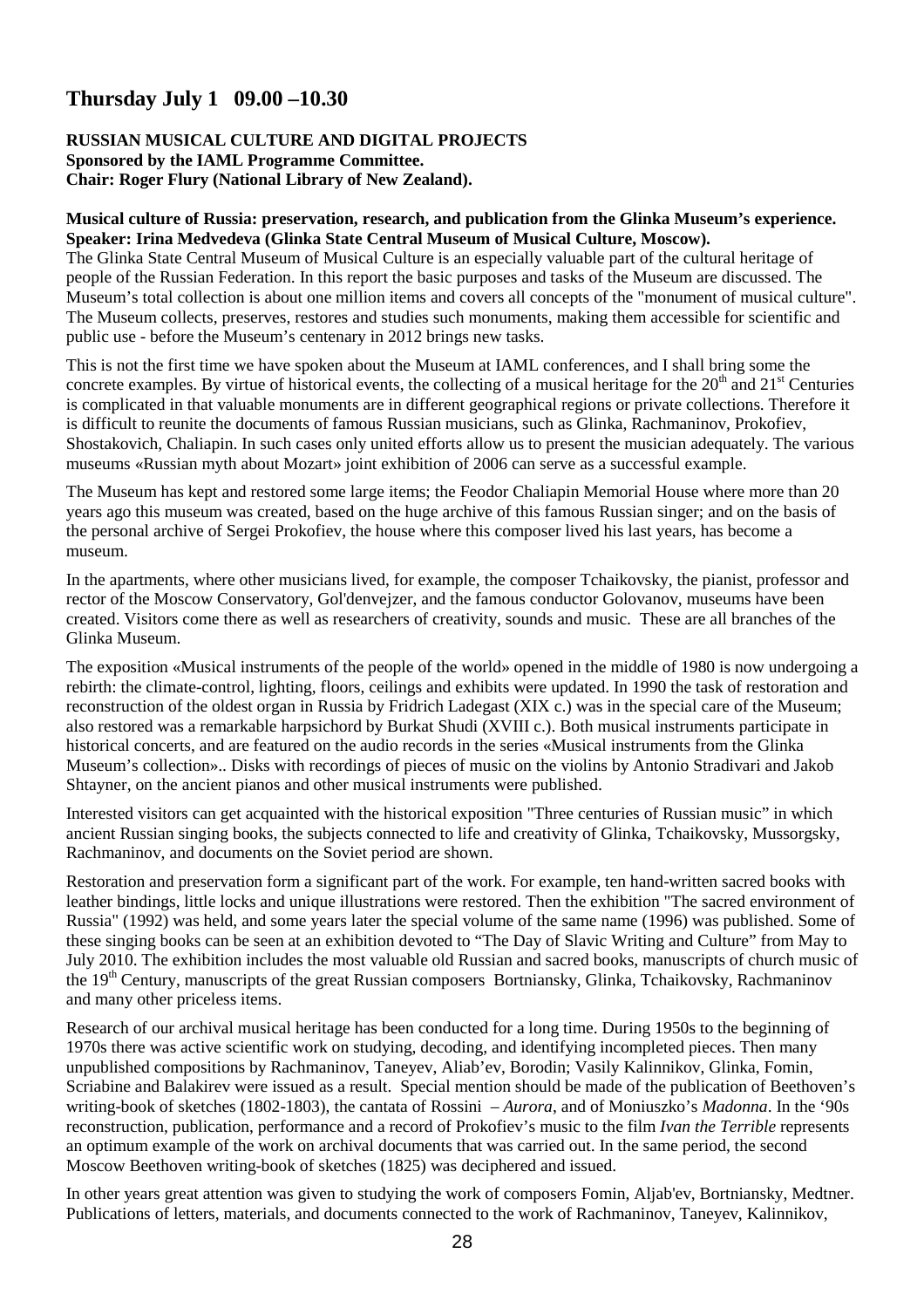## Thursday July 1 09.00 –10.30

**RUSSIAN MUSICAL CULTURE AND DIGITAL PROJECTS**
**Sponsored by the IAML Programme Committee.**
**Chair: Roger Flury (National Library of New Zealand).**

**Musical culture of Russia: preservation, research, and publication from the Glinka Museum's experience.**
**Speaker: Irina Medvedeva (Glinka State Central Museum of Musical Culture, Moscow).**

The Glinka State Central Museum of Musical Culture is an especially valuable part of the cultural heritage of people of the Russian Federation. In this report the basic purposes and tasks of the Museum are discussed. The Museum's total collection is about one million items and covers all concepts of the "monument of musical culture". The Museum collects, preserves, restores and studies such monuments, making them accessible for scientific and public use - before the Museum's centenary in 2012 brings new tasks.

This is not the first time we have spoken about the Museum at IAML conferences, and I shall bring some the concrete examples. By virtue of historical events, the collecting of a musical heritage for the 20th and 21st Centuries is complicated in that valuable monuments are in different geographical regions or private collections. Therefore it is difficult to reunite the documents of famous Russian musicians, such as Glinka, Rachmaninov, Prokofiev, Shostakovich, Chaliapin. In such cases only united efforts allow us to present the musician adequately. The various museums «Russian myth about Mozart» joint exhibition of 2006 can serve as a successful example.

The Museum has kept and restored some large items; the Feodor Chaliapin Memorial House where more than 20 years ago this museum was created, based on the huge archive of this famous Russian singer; and on the basis of the personal archive of Sergei Prokofiev, the house where this composer lived his last years, has become a museum.

In the apartments, where other musicians lived, for example, the composer Tchaikovsky, the pianist, professor and rector of the Moscow Conservatory, Gol'denvejzer, and the famous conductor Golovanov, museums have been created. Visitors come there as well as researchers of creativity, sounds and music. These are all branches of the Glinka Museum.

The exposition «Musical instruments of the people of the world» opened in the middle of 1980 is now undergoing a rebirth: the climate-control, lighting, floors, ceilings and exhibits were updated. In 1990 the task of restoration and reconstruction of the oldest organ in Russia by Fridrich Ladegast (XIX c.) was in the special care of the Museum; also restored was a remarkable harpsichord by Burkat Shudi (XVIII c.). Both musical instruments participate in historical concerts, and are featured on the audio records in the series «Musical instruments from the Glinka Museum's collection».. Disks with recordings of pieces of music on the violins by Antonio Stradivari and Jakob Shtayner, on the ancient pianos and other musical instruments were published.

Interested visitors can get acquainted with the historical exposition "Three centuries of Russian music" in which ancient Russian singing books, the subjects connected to life and creativity of Glinka, Tchaikovsky, Mussorgsky, Rachmaninov, and documents on the Soviet period are shown.

Restoration and preservation form a significant part of the work. For example, ten hand-written sacred books with leather bindings, little locks and unique illustrations were restored. Then the exhibition "The sacred environment of Russia" (1992) was held, and some years later the special volume of the same name (1996) was published. Some of these singing books can be seen at an exhibition devoted to "The Day of Slavic Writing and Culture" from May to July 2010. The exhibition includes the most valuable old Russian and sacred books, manuscripts of church music of the 19th Century, manuscripts of the great Russian composers Bortniansky, Glinka, Tchaikovsky, Rachmaninov and many other priceless items.

Research of our archival musical heritage has been conducted for a long time. During 1950s to the beginning of 1970s there was active scientific work on studying, decoding, and identifying incompleted pieces. Then many unpublished compositions by Rachmaninov, Taneyev, Aliab'ev, Borodin; Vasily Kalinnikov, Glinka, Fomin, Scriabine and Balakirev were issued as a result. Special mention should be made of the publication of Beethoven's writing-book of sketches (1802-1803), the cantata of Rossini – *Aurora*, and of Moniuszko's *Madonna*. In the '90s reconstruction, publication, performance and a record of Prokofiev's music to the film *Ivan the Terrible* represents an optimum example of the work on archival documents that was carried out. In the same period, the second Moscow Beethoven writing-book of sketches (1825) was deciphered and issued.

In other years great attention was given to studying the work of composers Fomin, Aljab'ev, Bortniansky, Medtner. Publications of letters, materials, and documents connected to the work of Rachmaninov, Taneyev, Kalinnikov,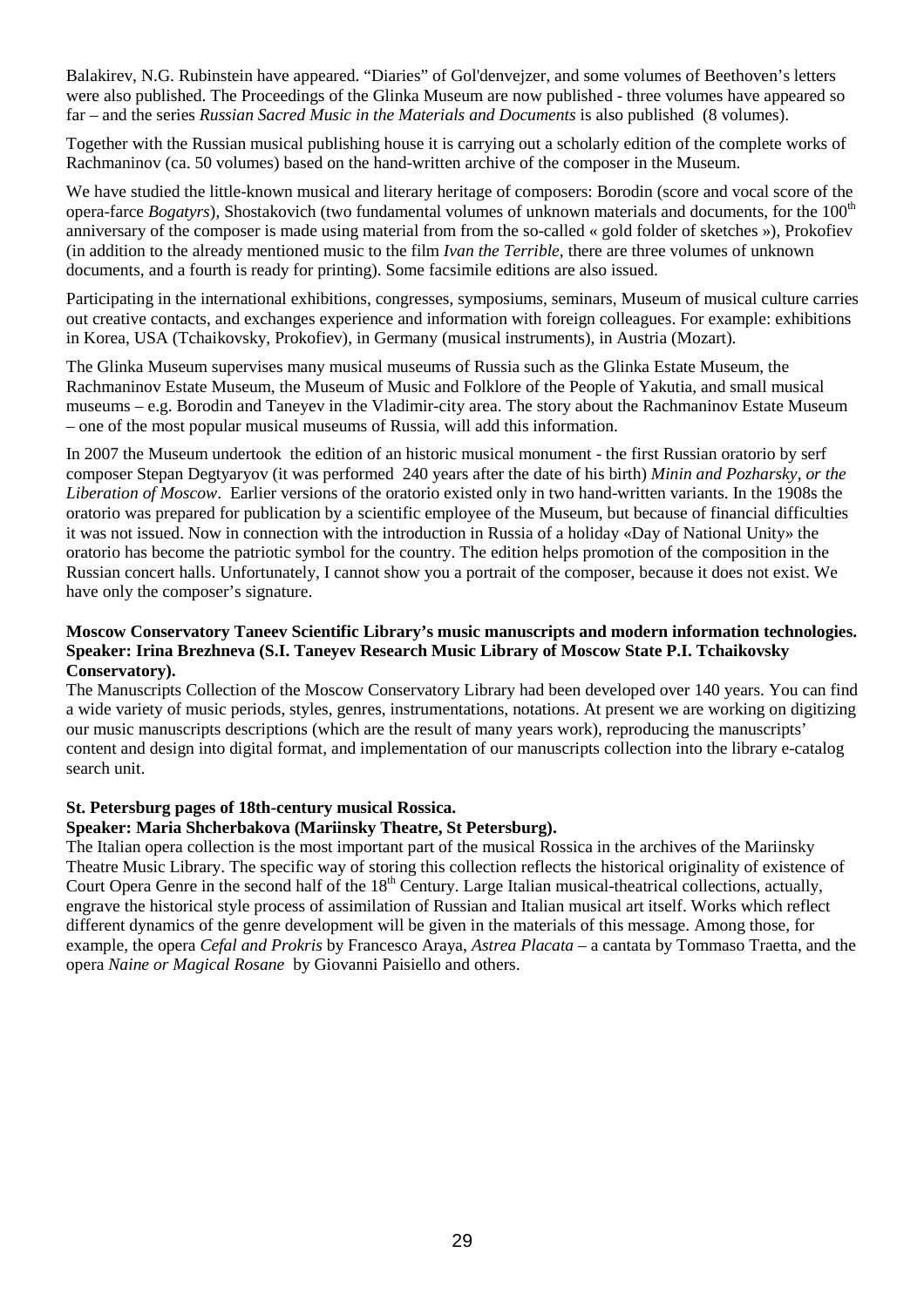Balakirev, N.G. Rubinstein have appeared. "Diaries" of Gol'denvejzer, and some volumes of Beethoven's letters were also published. The Proceedings of the Glinka Museum are now published - three volumes have appeared so far – and the series *Russian Sacred Music in the Materials and Documents* is also published (8 volumes).

Together with the Russian musical publishing house it is carrying out a scholarly edition of the complete works of Rachmaninov (ca. 50 volumes) based on the hand-written archive of the composer in the Museum.

We have studied the little-known musical and literary heritage of composers: Borodin (score and vocal score of the opera-farce *Bogatyrs*), Shostakovich (two fundamental volumes of unknown materials and documents, for the 100th anniversary of the composer is made using material from from the so-called « gold folder of sketches »), Prokofiev (in addition to the already mentioned music to the film *Ivan the Terrible*, there are three volumes of unknown documents, and a fourth is ready for printing). Some facsimile editions are also issued.

Participating in the international exhibitions, congresses, symposiums, seminars, Museum of musical culture carries out creative contacts, and exchanges experience and information with foreign colleagues. For example: exhibitions in Korea, USA (Tchaikovsky, Prokofiev), in Germany (musical instruments), in Austria (Mozart).

The Glinka Museum supervises many musical museums of Russia such as the Glinka Estate Museum, the Rachmaninov Estate Museum, the Museum of Music and Folklore of the People of Yakutia, and small musical museums – e.g. Borodin and Taneyev in the Vladimir-city area. The story about the Rachmaninov Estate Museum – one of the most popular musical museums of Russia, will add this information.

In 2007 the Museum undertook the edition of an historic musical monument - the first Russian oratorio by serf composer Stepan Degtyaryov (it was performed 240 years after the date of his birth) *Minin and Pozharsky, or the Liberation of Moscow*. Earlier versions of the oratorio existed only in two hand-written variants. In the 1908s the oratorio was prepared for publication by a scientific employee of the Museum, but because of financial difficulties it was not issued. Now in connection with the introduction in Russia of a holiday «Day of National Unity» the oratorio has become the patriotic symbol for the country. The edition helps promotion of the composition in the Russian concert halls. Unfortunately, I cannot show you a portrait of the composer, because it does not exist. We have only the composer's signature.

**Moscow Conservatory Taneev Scientific Library's music manuscripts and modern information technologies. Speaker: Irina Brezhneva (S.I. Taneyev Research Music Library of Moscow State P.I. Tchaikovsky Conservatory).**

The Manuscripts Collection of the Moscow Conservatory Library had been developed over 140 years. You can find a wide variety of music periods, styles, genres, instrumentations, notations. At present we are working on digitizing our music manuscripts descriptions (which are the result of many years work), reproducing the manuscripts' content and design into digital format, and implementation of our manuscripts collection into the library e-catalog search unit.

**St. Petersburg pages of 18th-century musical Rossica.**
**Speaker: Maria Shcherbakova (Mariinsky Theatre, St Petersburg).**

The Italian opera collection is the most important part of the musical Rossica in the archives of the Mariinsky Theatre Music Library. The specific way of storing this collection reflects the historical originality of existence of Court Opera Genre in the second half of the 18th Century. Large Italian musical-theatrical collections, actually, engrave the historical style process of assimilation of Russian and Italian musical art itself. Works which reflect different dynamics of the genre development will be given in the materials of this message. Among those, for example, the opera *Cefal and Prokris* by Francesco Araya, *Astrea Placata* – a cantata by Tommaso Traetta, and the opera *Naine or Magical Rosane* by Giovanni Paisiello and others.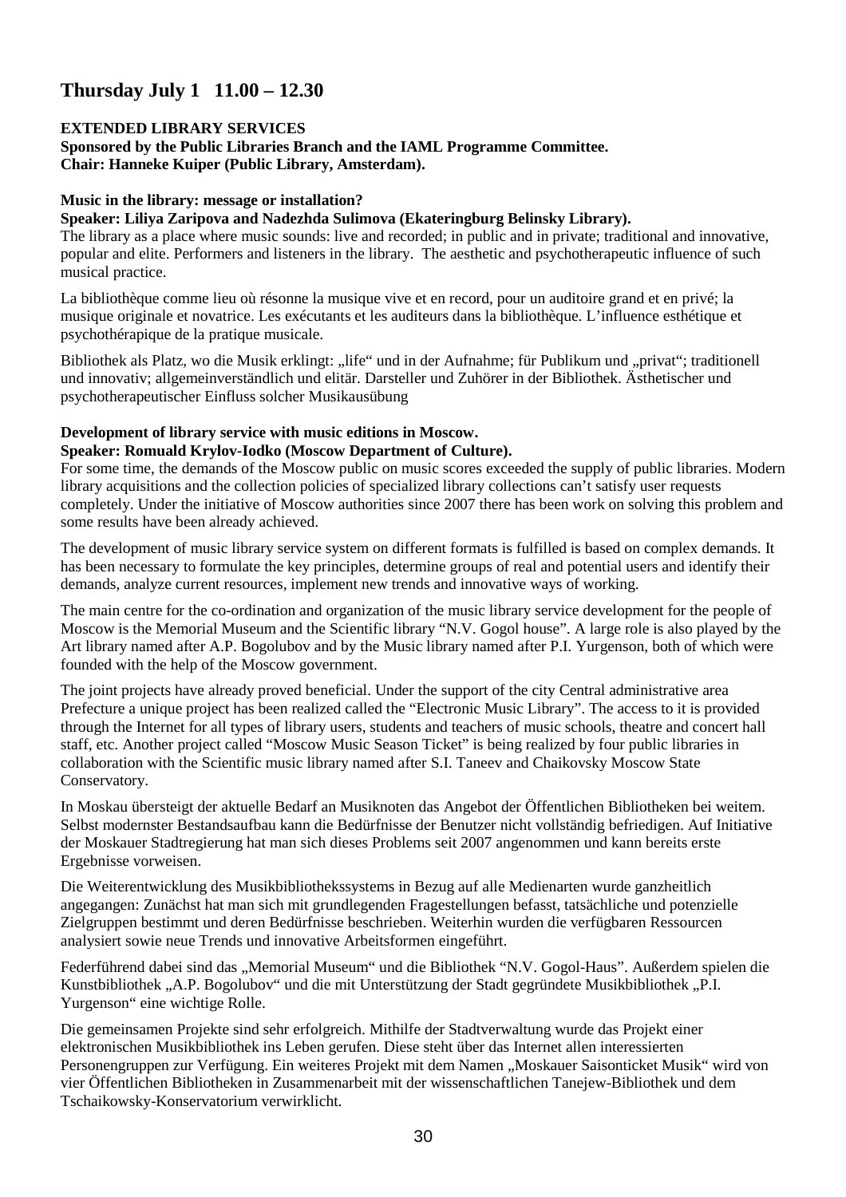# Thursday July 1   11.00 – 12.30

**EXTENDED LIBRARY SERVICES**
**Sponsored by the Public Libraries Branch and the IAML Programme Committee.**
**Chair: Hanneke Kuiper (Public Library, Amsterdam).**

**Music in the library: message or installation?**
**Speaker: Liliya Zaripova and Nadezhda Sulimova (Ekateringburg Belinsky Library).**
The library as a place where music sounds: live and recorded; in public and in private; traditional and innovative, popular and elite. Performers and listeners in the library.  The aesthetic and psychotherapeutic influence of such musical practice.

La bibliothèque comme lieu où résonne la musique vive et en record, pour un auditoire grand et en privé; la musique originale et novatrice. Les exécutants et les auditeurs dans la bibliothèque. L'influence esthétique et psychothérapique de la pratique musicale.

Bibliothek als Platz, wo die Musik erklingt: „life" und in der Aufnahme; für Publikum und „privat"; traditionell und innovativ; allgemeinverständlich und elitär. Darsteller und Zuhörer in der Bibliothek. Ästhetischer und psychotherapeutischer Einfluss solcher Musikausübung

**Development of library service with music editions in Moscow.**
**Speaker: Romuald Krylov-Iodko (Moscow Department of Culture).**
For some time, the demands of the Moscow public on music scores exceeded the supply of public libraries. Modern library acquisitions and the collection policies of specialized library collections can't satisfy user requests completely. Under the initiative of Moscow authorities since 2007 there has been work on solving this problem and some results have been already achieved.

The development of music library service system on different formats is fulfilled is based on complex demands. It has been necessary to formulate the key principles, determine groups of real and potential users and identify their demands, analyze current resources, implement new trends and innovative ways of working.

The main centre for the co-ordination and organization of the music library service development for the people of Moscow is the Memorial Museum and the Scientific library "N.V. Gogol house". A large role is also played by the Art library named after A.P. Bogolubov and by the Music library named after P.I. Yurgenson, both of which were founded with the help of the Moscow government.

The joint projects have already proved beneficial. Under the support of the city Central administrative area Prefecture a unique project has been realized called the "Electronic Music Library". The access to it is provided through the Internet for all types of library users, students and teachers of music schools, theatre and concert hall staff, etc. Another project called "Moscow Music Season Ticket" is being realized by four public libraries in collaboration with the Scientific music library named after S.I. Taneev and Chaikovsky Moscow State Conservatory.

In Moskau übersteigt der aktuelle Bedarf an Musiknoten das Angebot der Öffentlichen Bibliotheken bei weitem. Selbst modernster Bestandsaufbau kann die Bedürfnisse der Benutzer nicht vollständig befriedigen. Auf Initiative der Moskauer Stadtregierung hat man sich dieses Problems seit 2007 angenommen und kann bereits erste Ergebnisse vorweisen.

Die Weiterentwicklung des Musikbibliothekssystems in Bezug auf alle Medienarten wurde ganzheitlich angegangen: Zunächst hat man sich mit grundlegenden Fragestellungen befasst, tatsächliche und potenzielle Zielgruppen bestimmt und deren Bedürfnisse beschrieben. Weiterhin wurden die verfügbaren Ressourcen analysiert sowie neue Trends und innovative Arbeitsformen eingeführt.

Federführend dabei sind das „Memorial Museum" und die Bibliothek "N.V. Gogol-Haus". Außerdem spielen die Kunstbibliothek „A.P. Bogolubov" und die mit Unterstützung der Stadt gegründete Musikbibliothek „P.I. Yurgenson" eine wichtige Rolle.

Die gemeinsamen Projekte sind sehr erfolgreich. Mithilfe der Stadtverwaltung wurde das Projekt einer elektronischen Musikbibliothek ins Leben gerufen. Diese steht über das Internet allen interessierten Personengruppen zur Verfügung. Ein weiteres Projekt mit dem Namen „Moskauer Saisonticket Musik" wird von vier Öffentlichen Bibliotheken in Zusammenarbeit mit der wissenschaftlichen Tanejew-Bibliothek und dem Tschaikowsky-Konservatorium verwirklicht.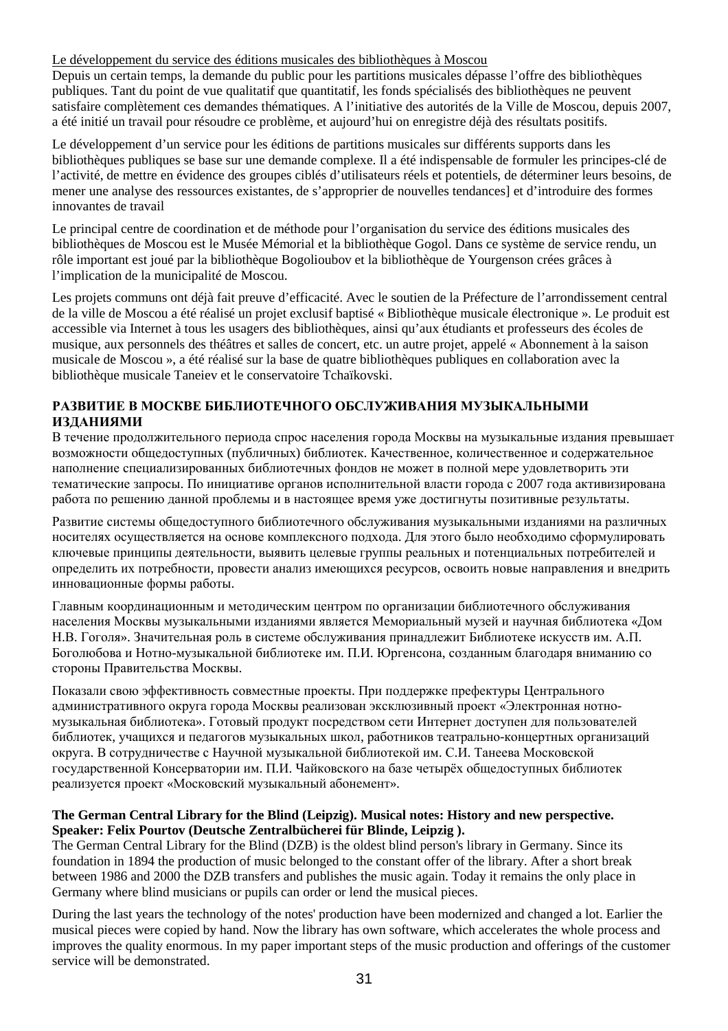Le développement du service des éditions musicales des bibliothèques à Moscou

Depuis un certain temps, la demande du public pour les partitions musicales dépasse l'offre des bibliothèques publiques. Tant du point de vue qualitatif que quantitatif, les fonds spécialisés des bibliothèques ne peuvent satisfaire complètement ces demandes thématiques. A l'initiative des autorités de la Ville de Moscou, depuis 2007, a été initié un travail pour résoudre ce problème, et aujourd'hui on enregistre déjà des résultats positifs.

Le développement d'un service pour les éditions de partitions musicales sur différents supports dans les bibliothèques publiques se base sur une demande complexe. Il a été indispensable de formuler les principes-clé de l'activité, de mettre en évidence des groupes ciblés d'utilisateurs réels et potentiels, de déterminer leurs besoins, de mener une analyse des ressources existantes, de s'approprier de nouvelles tendances] et d'introduire des formes innovantes de travail

Le principal centre de coordination et de méthode pour l'organisation du service des éditions musicales des bibliothèques de Moscou est le Musée Mémorial et la bibliothèque Gogol. Dans ce système de service rendu, un rôle important est joué par la bibliothèque Bogolioubov et la bibliothèque de Yourgenson crées grâces à l'implication de la municipalité de Moscou.

Les projets communs ont déjà fait preuve d'efficacité. Avec le soutien de la Préfecture de l'arrondissement central de la ville de Moscou a été réalisé un projet exclusif baptisé « Bibliothèque musicale électronique ». Le produit est accessible via Internet à tous les usagers des bibliothèques, ainsi qu'aux étudiants et professeurs des écoles de musique, aux personnels des théâtres et salles de concert, etc. un autre projet, appelé « Abonnement à la saison musicale de Moscou », a été réalisé sur la base de quatre bibliothèques publiques en collaboration avec la bibliothèque musicale Taneiev et le conservatoire Tchaïkovski.

**РАЗВИТИЕ В МОСКВЕ БИБЛИОТЕЧНОГО ОБСЛУЖИВАНИЯ МУЗЫКАЛЬНЫМИ ИЗДАНИЯМИ**

В течение продолжительного периода спрос населения города Москвы на музыкальные издания превышает возможности общедоступных (публичных) библиотек. Качественное, количественное и содержательное наполнение специализированных библиотечных фондов не может в полной мере удовлетворить эти тематические запросы. По инициативе органов исполнительной власти города с 2007 года активизирована работа по решению данной проблемы и в настоящее время уже достигнуты позитивные результаты.

Развитие системы общедоступного библиотечного обслуживания музыкальными изданиями на различных носителях осуществляется на основе комплексного подхода. Для этого было необходимо сформулировать ключевые принципы деятельности, выявить целевые группы реальных и потенциальных потребителей и определить их потребности, провести анализ имеющихся ресурсов, освоить новые направления и внедрить инновационные формы работы.

Главным координационным и методическим центром по организации библиотечного обслуживания населения Москвы музыкальными изданиями является Мемориальный музей и научная библиотека «Дом Н.В. Гоголя». Значительная роль в системе обслуживания принадлежит Библиотеке искусств им. А.П. Боголюбова и Нотно-музыкальной библиотеке им. П.И. Юргенсона, созданным благодаря вниманию со стороны Правительства Москвы.

Показали свою эффективность совместные проекты. При поддержке префектуры Центрального административного округа города Москвы реализован эксклюзивный проект «Электронная нотно-музыкальная библиотека». Готовый продукт посредством сети Интернет доступен для пользователей библиотек, учащихся и педагогов музыкальных школ, работников театрально-концертных организаций округа. В сотрудничестве с Научной музыкальной библиотекой им. С.И. Танеева Московской государственной Консерватории им. П.И. Чайковского на базе четырёх общедоступных библиотек реализуется проект «Московский музыкальный абонемент».

**The German Central Library for the Blind (Leipzig). Musical notes: History and new perspective. Speaker: Felix Pourtov (Deutsche Zentralbücherei für Blinde, Leipzig ).**

The German Central Library for the Blind (DZB) is the oldest blind person's library in Germany. Since its foundation in 1894 the production of music belonged to the constant offer of the library. After a short break between 1986 and 2000 the DZB transfers and publishes the music again. Today it remains the only place in Germany where blind musicians or pupils can order or lend the musical pieces.

During the last years the technology of the notes' production have been modernized and changed a lot. Earlier the musical pieces were copied by hand. Now the library has own software, which accelerates the whole process and improves the quality enormous. In my paper important steps of the music production and offerings of the customer service will be demonstrated.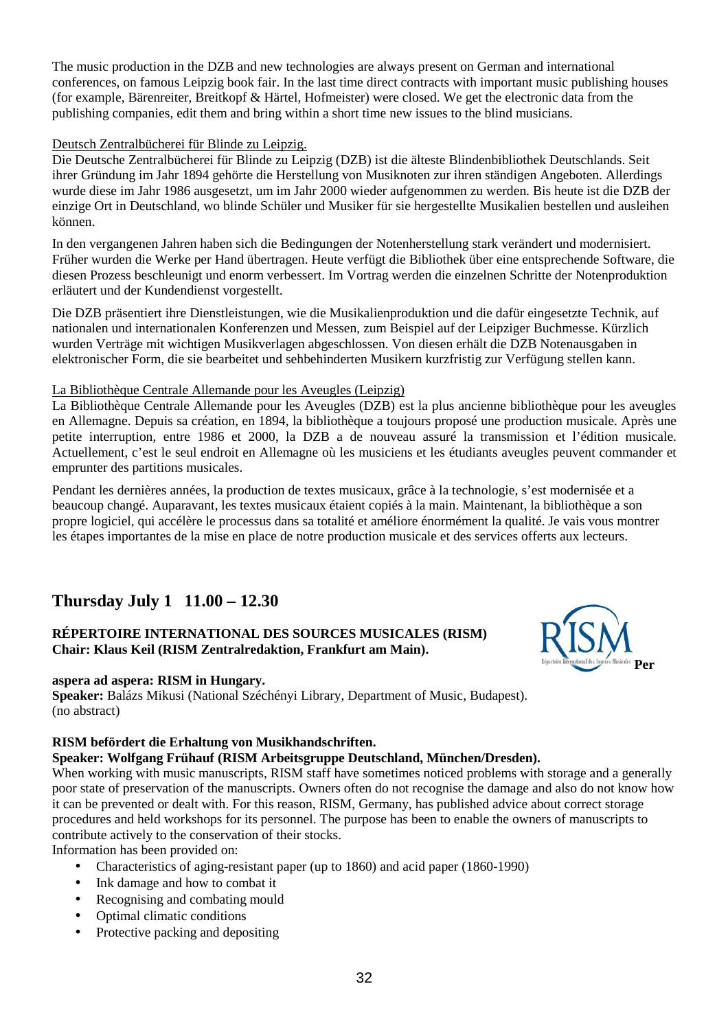The music production in the DZB and new technologies are always present on German and international conferences, on famous Leipzig book fair. In the last time direct contracts with important music publishing houses (for example, Bärenreiter, Breitkopf & Härtel, Hofmeister) were closed. We get the electronic data from the publishing companies, edit them and bring within a short time new issues to the blind musicians.

Deutsch Zentralbücherei für Blinde zu Leipzig.

Die Deutsche Zentralbücherei für Blinde zu Leipzig (DZB) ist die älteste Blindenbibliothek Deutschlands. Seit ihrer Gründung im Jahr 1894 gehörte die Herstellung von Musiknoten zur ihren ständigen Angeboten. Allerdings wurde diese im Jahr 1986 ausgesetzt, um im Jahr 2000 wieder aufgenommen zu werden. Bis heute ist die DZB der einzige Ort in Deutschland, wo blinde Schüler und Musiker für sie hergestellte Musikalien bestellen und ausleihen können.

In den vergangenen Jahren haben sich die Bedingungen der Notenherstellung stark verändert und modernisiert. Früher wurden die Werke per Hand übertragen. Heute verfügt die Bibliothek über eine entsprechende Software, die diesen Prozess beschleunigt und enorm verbessert. Im Vortrag werden die einzelnen Schritte der Notenproduktion erläutert und der Kundendienst vorgestellt.

Die DZB präsentiert ihre Dienstleistungen, wie die Musikalienproduktion und die dafür eingesetzte Technik, auf nationalen und internationalen Konferenzen und Messen, zum Beispiel auf der Leipziger Buchmesse. Kürzlich wurden Verträge mit wichtigen Musikverlagen abgeschlossen. Von diesen erhält die DZB Notenausgaben in elektronischer Form, die sie bearbeitet und sehbehinderten Musikern kurzfristig zur Verfügung stellen kann.

La Bibliothèque Centrale Allemande pour les Aveugles (Leipzig)

La Bibliothèque Centrale Allemande pour les Aveugles (DZB) est la plus ancienne bibliothèque pour les aveugles en Allemagne. Depuis sa création, en 1894, la bibliothèque a toujours proposé une production musicale. Après une petite interruption, entre 1986 et 2000, la DZB a de nouveau assuré la transmission et l'édition musicale. Actuellement, c'est le seul endroit en Allemagne où les musiciens et les étudiants aveugles peuvent commander et emprunter des partitions musicales.

Pendant les dernières années, la production de textes musicaux, grâce à la technologie, s'est modernisée et a beaucoup changé. Auparavant, les textes musicaux étaient copiés à la main. Maintenant, la bibliothèque a son propre logiciel, qui accélère le processus dans sa totalité et améliore énormément la qualité. Je vais vous montrer les étapes importantes de la mise en place de notre production musicale et des services offerts aux lecteurs.

## Thursday July 1 11.00 – 12.30

**RÉPERTOIRE INTERNATIONAL DES SOURCES MUSICALES (RISM)**
**Chair: Klaus Keil (RISM Zentralredaktion, Frankfurt am Main).**

**Per aspera ad aspera: RISM in Hungary.**
**Speaker:** Balázs Mikusi (National Széchényi Library, Department of Music, Budapest).
(no abstract)

**RISM befördert die Erhaltung von Musikhandschriften.**
**Speaker: Wolfgang Frühauf (RISM Arbeitsgruppe Deutschland, München/Dresden).**

When working with music manuscripts, RISM staff have sometimes noticed problems with storage and a generally poor state of preservation of the manuscripts. Owners often do not recognise the damage and also do not know how it can be prevented or dealt with. For this reason, RISM, Germany, has published advice about correct storage procedures and held workshops for its personnel. The purpose has been to enable the owners of manuscripts to contribute actively to the conservation of their stocks.

Information has been provided on:

- Characteristics of aging-resistant paper (up to 1860) and acid paper (1860-1990)
- Ink damage and how to combat it
- Recognising and combating mould
- Optimal climatic conditions
- Protective packing and depositing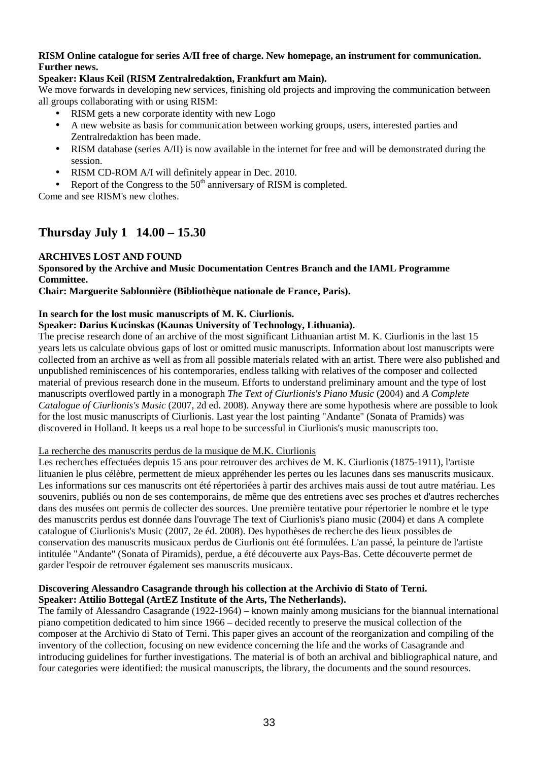**RISM Online catalogue for series A/II free of charge. New homepage, an instrument for communication. Further news.**

**Speaker: Klaus Keil (RISM Zentralredaktion, Frankfurt am Main).**

We move forwards in developing new services, finishing old projects and improving the communication between all groups collaborating with or using RISM:

- RISM gets a new corporate identity with new Logo
- A new website as basis for communication between working groups, users, interested parties and Zentralredaktion has been made.
- RISM database (series A/II) is now available in the internet for free and will be demonstrated during the session.
- RISM CD-ROM A/I will definitely appear in Dec. 2010.
- Report of the Congress to the 50th anniversary of RISM is completed.

Come and see RISM's new clothes.

## Thursday July 1 14.00 – 15.30

**ARCHIVES LOST AND FOUND**

**Sponsored by the Archive and Music Documentation Centres Branch and the IAML Programme Committee.**

**Chair: Marguerite Sablonnière (Bibliothèque nationale de France, Paris).**

**In search for the lost music manuscripts of M. K. Ciurlionis.**

**Speaker: Darius Kucinskas (Kaunas University of Technology, Lithuania).**

The precise research done of an archive of the most significant Lithuanian artist M. K. Ciurlionis in the last 15 years lets us calculate obvious gaps of lost or omitted music manuscripts. Information about lost manuscripts were collected from an archive as well as from all possible materials related with an artist. There were also published and unpublished reminiscences of his contemporaries, endless talking with relatives of the composer and collected material of previous research done in the museum. Efforts to understand preliminary amount and the type of lost manuscripts overflowed partly in a monograph *The Text of Ciurlionis's Piano Music* (2004) and *A Complete Catalogue of Ciurlionis's Music* (2007, 2d ed. 2008). Anyway there are some hypothesis where are possible to look for the lost music manuscripts of Ciurlionis. Last year the lost painting "Andante" (Sonata of Pramids) was discovered in Holland. It keeps us a real hope to be successful in Ciurlionis's music manuscripts too.

La recherche des manuscrits perdus de la musique de M.K. Ciurlionis

Les recherches effectuées depuis 15 ans pour retrouver des archives de M. K. Ciurlionis (1875-1911), l'artiste lituanien le plus célèbre, permettent de mieux appréhender les pertes ou les lacunes dans ses manuscrits musicaux. Les informations sur ces manuscrits ont été répertoriées à partir des archives mais aussi de tout autre matériau. Les souvenirs, publiés ou non de ses contemporains, de même que des entretiens avec ses proches et d'autres recherches dans des musées ont permis de collecter des sources. Une première tentative pour répertorier le nombre et le type des manuscrits perdus est donnée dans l'ouvrage The text of Ciurlionis's piano music (2004) et dans A complete catalogue of Ciurlionis's Music (2007, 2e éd. 2008). Des hypothèses de recherche des lieux possibles de conservation des manuscrits musicaux perdus de Ciurlionis ont été formulées. L'an passé, la peinture de l'artiste intitulée "Andante" (Sonata of Piramids), perdue, a été découverte aux Pays-Bas. Cette découverte permet de garder l'espoir de retrouver également ses manuscrits musicaux.

**Discovering Alessandro Casagrande through his collection at the Archivio di Stato of Terni.**

**Speaker: Attilio Bottegal (ArtEZ Institute of the Arts, The Netherlands).**

The family of Alessandro Casagrande (1922-1964) – known mainly among musicians for the biannual international piano competition dedicated to him since 1966 – decided recently to preserve the musical collection of the composer at the Archivio di Stato of Terni. This paper gives an account of the reorganization and compiling of the inventory of the collection, focusing on new evidence concerning the life and the works of Casagrande and introducing guidelines for further investigations. The material is of both an archival and bibliographical nature, and four categories were identified: the musical manuscripts, the library, the documents and the sound resources.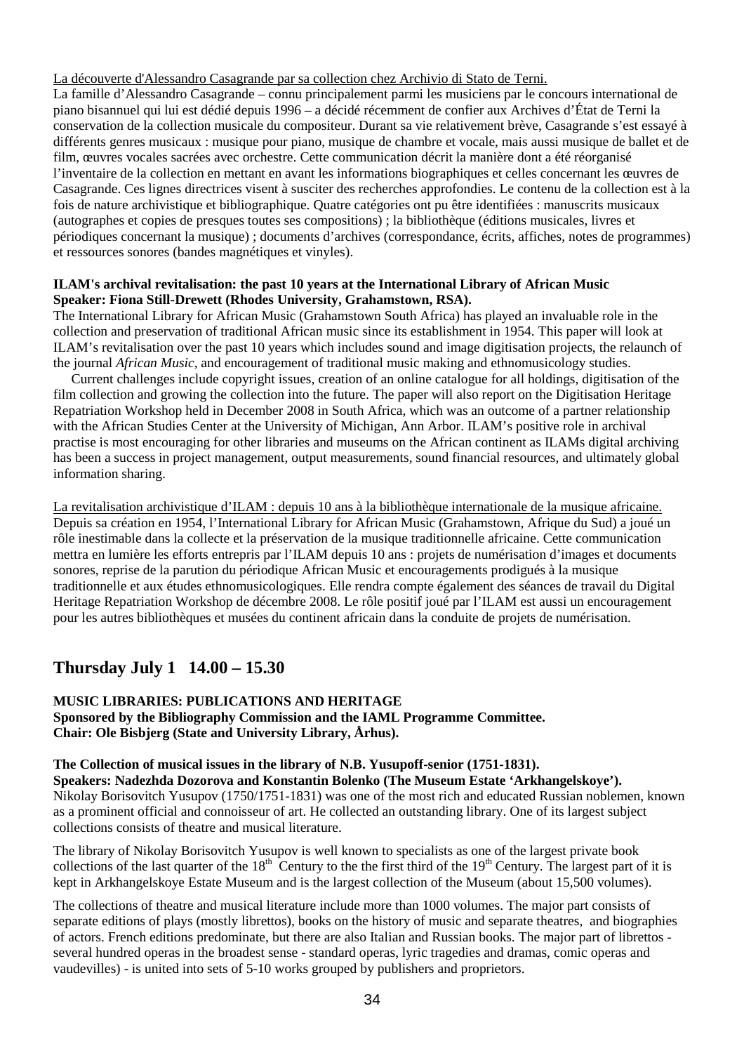La découverte d'Alessandro Casagrande par sa collection chez Archivio di Stato de Terni.

La famille d'Alessandro Casagrande – connu principalement parmi les musiciens par le concours international de piano bisannuel qui lui est dédié depuis 1996 – a décidé récemment de confier aux Archives d'État de Terni la conservation de la collection musicale du compositeur. Durant sa vie relativement brève, Casagrande s'est essayé à différents genres musicaux : musique pour piano, musique de chambre et vocale, mais aussi musique de ballet et de film, œuvres vocales sacrées avec orchestre. Cette communication décrit la manière dont a été réorganisé l'inventaire de la collection en mettant en avant les informations biographiques et celles concernant les œuvres de Casagrande. Ces lignes directrices visent à susciter des recherches approfondies. Le contenu de la collection est à la fois de nature archivistique et bibliographique. Quatre catégories ont pu être identifiées : manuscrits musicaux (autographes et copies de presques toutes ses compositions) ; la bibliothèque (éditions musicales, livres et périodiques concernant la musique) ; documents d'archives (correspondance, écrits, affiches, notes de programmes) et ressources sonores (bandes magnétiques et vinyles).

**ILAM's archival revitalisation: the past 10 years at the International Library of African Music**
**Speaker: Fiona Still-Drewett (Rhodes University, Grahamstown, RSA).**

The International Library for African Music (Grahamstown South Africa) has played an invaluable role in the collection and preservation of traditional African music since its establishment in 1954. This paper will look at ILAM's revitalisation over the past 10 years which includes sound and image digitisation projects, the relaunch of the journal *African Music*, and encouragement of traditional music making and ethnomusicology studies.

Current challenges include copyright issues, creation of an online catalogue for all holdings, digitisation of the film collection and growing the collection into the future. The paper will also report on the Digitisation Heritage Repatriation Workshop held in December 2008 in South Africa, which was an outcome of a partner relationship with the African Studies Center at the University of Michigan, Ann Arbor. ILAM's positive role in archival practise is most encouraging for other libraries and museums on the African continent as ILAMs digital archiving has been a success in project management, output measurements, sound financial resources, and ultimately global information sharing.

La revitalisation archivistique d'ILAM : depuis 10 ans à la bibliothèque internationale de la musique africaine.

Depuis sa création en 1954, l'International Library for African Music (Grahamstown, Afrique du Sud) a joué un rôle inestimable dans la collecte et la préservation de la musique traditionnelle africaine. Cette communication mettra en lumière les efforts entrepris par l'ILAM depuis 10 ans : projets de numérisation d'images et documents sonores, reprise de la parution du périodique African Music et encouragements prodigués à la musique traditionnelle et aux études ethnomusicologiques. Elle rendra compte également des séances de travail du Digital Heritage Repatriation Workshop de décembre 2008. Le rôle positif joué par l'ILAM est aussi un encouragement pour les autres bibliothèques et musées du continent africain dans la conduite de projets de numérisation.

## Thursday July 1 14.00 – 15.30

**MUSIC LIBRARIES: PUBLICATIONS AND HERITAGE**
**Sponsored by the Bibliography Commission and the IAML Programme Committee.**
**Chair: Ole Bisbjerg (State and University Library, Århus).**

**The Collection of musical issues in the library of N.B. Yusupoff-senior (1751-1831).**
**Speakers: Nadezhda Dozorova and Konstantin Bolenko (The Museum Estate 'Arkhangelskoye').**

Nikolay Borisovitch Yusupov (1750/1751-1831) was one of the most rich and educated Russian noblemen, known as a prominent official and connoisseur of art. He collected an outstanding library. One of its largest subject collections consists of theatre and musical literature.

The library of Nikolay Borisovitch Yusupov is well known to specialists as one of the largest private book collections of the last quarter of the 18th Century to the the first third of the 19th Century. The largest part of it is kept in Arkhangelskoye Estate Museum and is the largest collection of the Museum (about 15,500 volumes).

The collections of theatre and musical literature include more than 1000 volumes. The major part consists of separate editions of plays (mostly librettos), books on the history of music and separate theatres, and biographies of actors. French editions predominate, but there are also Italian and Russian books. The major part of librettos - several hundred operas in the broadest sense - standard operas, lyric tragedies and dramas, comic operas and vaudevilles) - is united into sets of 5-10 works grouped by publishers and proprietors.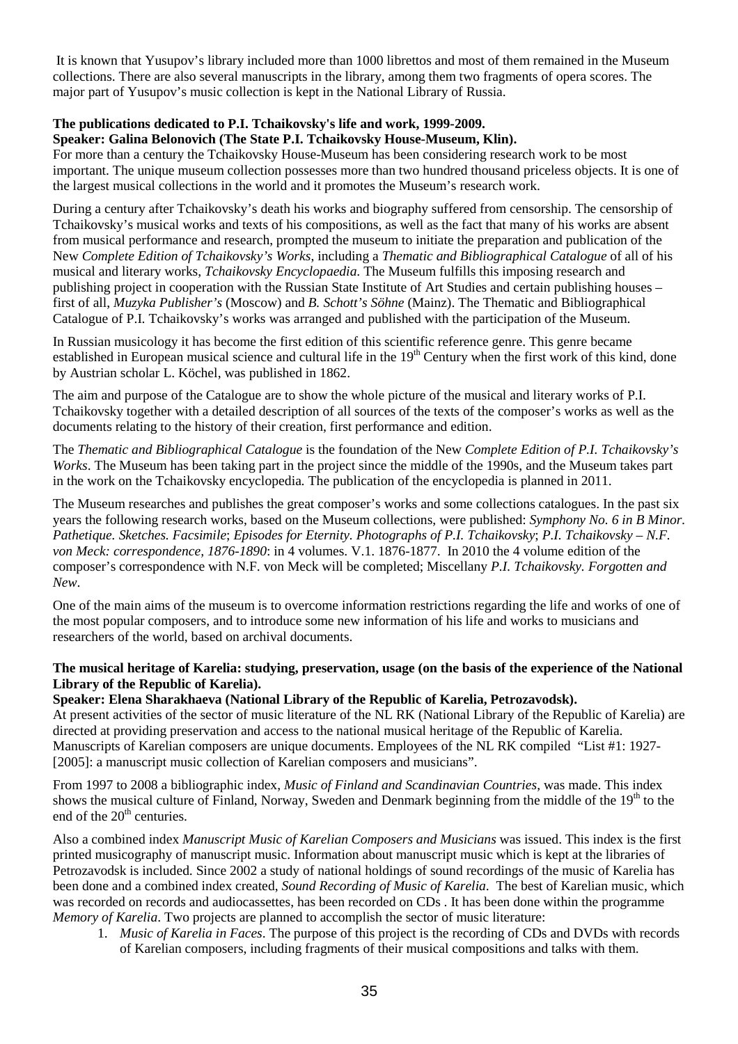It is known that Yusupov's library included more than 1000 librettos and most of them remained in the Museum collections. There are also several manuscripts in the library, among them two fragments of opera scores. The major part of Yusupov's music collection is kept in the National Library of Russia.

**The publications dedicated to P.I. Tchaikovsky's life and work, 1999-2009.**
**Speaker: Galina Belonovich (The State P.I. Tchaikovsky House-Museum, Klin).**

For more than a century the Tchaikovsky House-Museum has been considering research work to be most important. The unique museum collection possesses more than two hundred thousand priceless objects. It is one of the largest musical collections in the world and it promotes the Museum's research work.

During a century after Tchaikovsky's death his works and biography suffered from censorship. The censorship of Tchaikovsky's musical works and texts of his compositions, as well as the fact that many of his works are absent from musical performance and research, prompted the museum to initiate the preparation and publication of the New *Complete Edition of Tchaikovsky's Works*, including a *Thematic and Bibliographical Catalogue* of all of his musical and literary works, *Tchaikovsky Encyclopaedia*. The Museum fulfills this imposing research and publishing project in cooperation with the Russian State Institute of Art Studies and certain publishing houses – first of all, *Muzyka Publisher's* (Moscow) and *B. Schott's Söhne* (Mainz). The Thematic and Bibliographical Catalogue of P.I. Tchaikovsky's works was arranged and published with the participation of the Museum.

In Russian musicology it has become the first edition of this scientific reference genre. This genre became established in European musical science and cultural life in the 19th Century when the first work of this kind, done by Austrian scholar L. Köchel, was published in 1862.

The aim and purpose of the Catalogue are to show the whole picture of the musical and literary works of P.I. Tchaikovsky together with a detailed description of all sources of the texts of the composer's works as well as the documents relating to the history of their creation, first performance and edition.

The *Thematic and Bibliographical Catalogue* is the foundation of the New *Complete Edition of P.I. Tchaikovsky's Works*. The Museum has been taking part in the project since the middle of the 1990s, and the Museum takes part in the work on the Tchaikovsky encyclopedia. The publication of the encyclopedia is planned in 2011.

The Museum researches and publishes the great composer's works and some collections catalogues. In the past six years the following research works, based on the Museum collections, were published: *Symphony No. 6 in B Minor. Pathetique. Sketches. Facsimile*; *Episodes for Eternity. Photographs of P.I. Tchaikovsky*; *P.I. Tchaikovsky – N.F. von Meck: correspondence, 1876-1890*: in 4 volumes. V.1. 1876-1877. In 2010 the 4 volume edition of the composer's correspondence with N.F. von Meck will be completed; Miscellany *P.I. Tchaikovsky. Forgotten and New*.

One of the main aims of the museum is to overcome information restrictions regarding the life and works of one of the most popular composers, and to introduce some new information of his life and works to musicians and researchers of the world, based on archival documents.

**The musical heritage of Karelia: studying, preservation, usage (on the basis of the experience of the National Library of the Republic of Karelia).**
**Speaker: Elena Sharakhaeva (National Library of the Republic of Karelia, Petrozavodsk).**

At present activities of the sector of music literature of the NL RK (National Library of the Republic of Karelia) are directed at providing preservation and access to the national musical heritage of the Republic of Karelia. Manuscripts of Karelian composers are unique documents. Employees of the NL RK compiled "List #1: 1927-[2005]: a manuscript music collection of Karelian composers and musicians".

From 1997 to 2008 a bibliographic index, *Music of Finland and Scandinavian Countries*, was made. This index shows the musical culture of Finland, Norway, Sweden and Denmark beginning from the middle of the 19th to the end of the 20th centuries.

Also a combined index *Manuscript Music of Karelian Composers and Musicians* was issued. This index is the first printed musicography of manuscript music. Information about manuscript music which is kept at the libraries of Petrozavodsk is included. Since 2002 a study of national holdings of sound recordings of the music of Karelia has been done and a combined index created, *Sound Recording of Music of Karelia*. The best of Karelian music, which was recorded on records and audiocassettes, has been recorded on CDs . It has been done within the programme *Memory of Karelia*. Two projects are planned to accomplish the sector of music literature:

1. *Music of Karelia in Faces*. The purpose of this project is the recording of CDs and DVDs with records of Karelian composers, including fragments of their musical compositions and talks with them.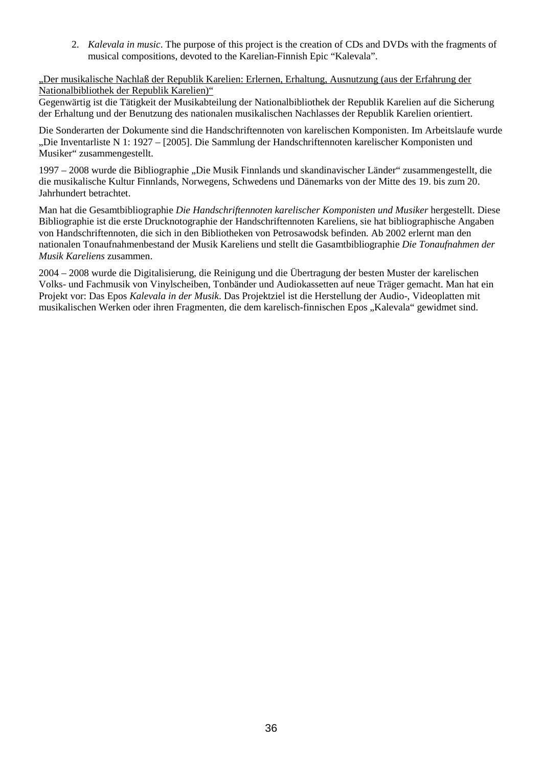2. *Kalevala in music*. The purpose of this project is the creation of CDs and DVDs with the fragments of musical compositions, devoted to the Karelian-Finnish Epic "Kalevala".

„Der musikalische Nachlaß der Republik Karelien: Erlernen, Erhaltung, Ausnutzung (aus der Erfahrung der Nationalbibliothek der Republik Karelien)"

Gegenwärtig ist die Tätigkeit der Musikabteilung der Nationalbibliothek der Republik Karelien auf die Sicherung der Erhaltung und der Benutzung des nationalen musikalischen Nachlasses der Republik Karelien orientiert.

Die Sonderarten der Dokumente sind die Handschriftennoten von karelischen Komponisten. Im Arbeitslaufe wurde „Die Inventarliste N 1: 1927 – [2005]. Die Sammlung der Handschriftennoten karelischer Komponisten und Musiker" zusammengestellt.

1997 – 2008 wurde die Bibliographie „Die Musik Finnlands und skandinavischer Länder" zusammengestellt, die die musikalische Kultur Finnlands, Norwegens, Schwedens und Dänemarks von der Mitte des 19. bis zum 20. Jahrhundert betrachtet.

Man hat die Gesamtbibliographie *Die Handschriftennoten karelischer Komponisten und Musiker* hergestellt. Diese Bibliographie ist die erste Drucknotographie der Handschriftennoten Kareliens, sie hat bibliographische Angaben von Handschriftennoten, die sich in den Bibliotheken von Petrosawodsk befinden. Ab 2002 erlernt man den nationalen Tonaufnahmenbestand der Musik Kareliens und stellt die Gasamtbibliographie *Die Tonaufnahmen der Musik Kareliens* zusammen.

2004 – 2008 wurde die Digitalisierung, die Reinigung und die Übertragung der besten Muster der karelischen Volks- und Fachmusik von Vinylscheiben, Tonbänder und Audiokassetten auf neue Träger gemacht. Man hat ein Projekt vor: Das Epos *Kalevala in der Musik*. Das Projektziel ist die Herstellung der Audio-, Videoplatten mit musikalischen Werken oder ihren Fragmenten, die dem karelisch-finnischen Epos „Kalevala" gewidmet sind.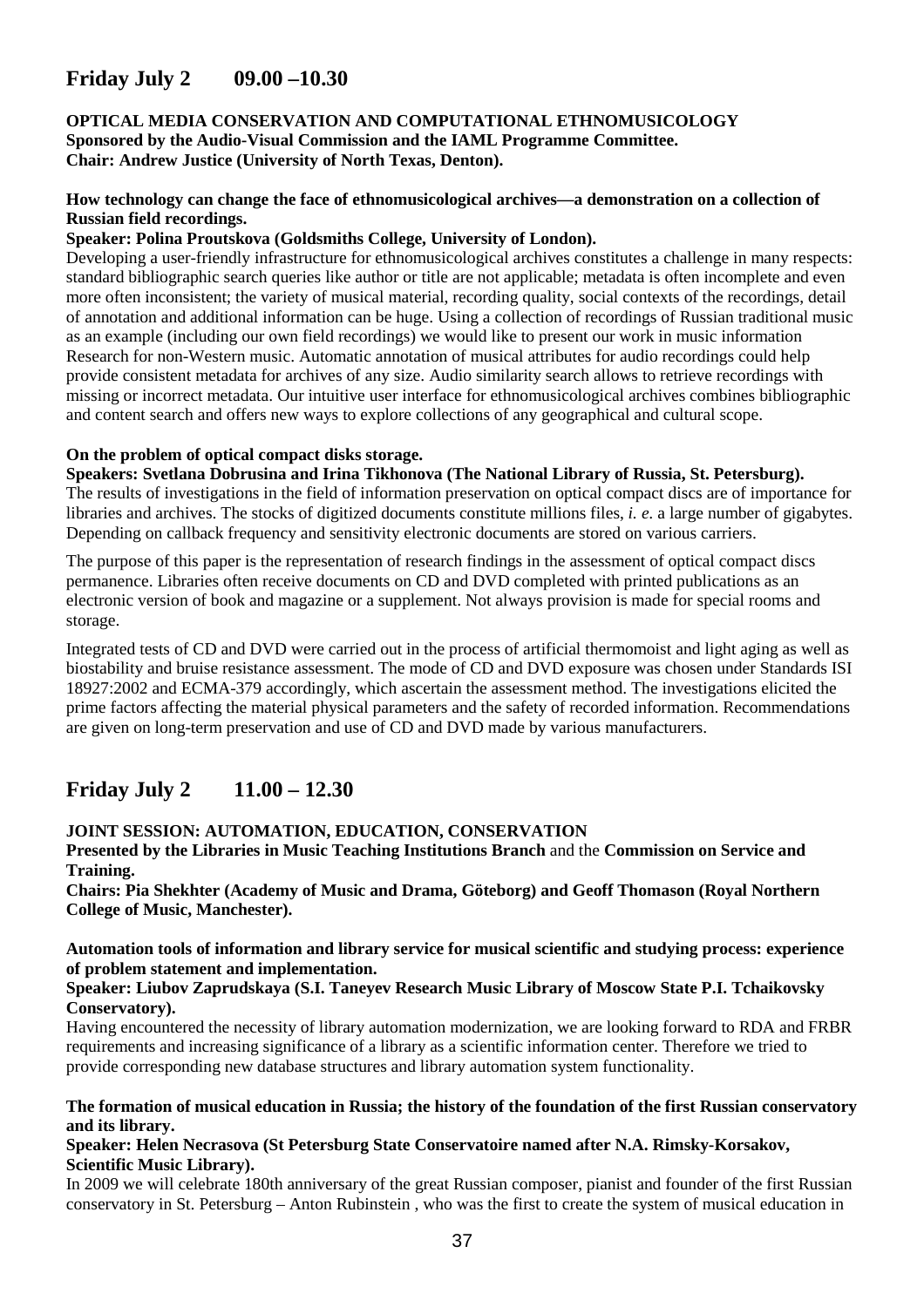## Friday July 2 09.00 –10.30

**OPTICAL MEDIA CONSERVATION AND COMPUTATIONAL ETHNOMUSICOLOGY**
**Sponsored by the Audio-Visual Commission and the IAML Programme Committee.**
**Chair: Andrew Justice (University of North Texas, Denton).**

**How technology can change the face of ethnomusicological archives—a demonstration on a collection of Russian field recordings.**
**Speaker: Polina Proutskova (Goldsmiths College, University of London).**
Developing a user-friendly infrastructure for ethnomusicological archives constitutes a challenge in many respects: standard bibliographic search queries like author or title are not applicable; metadata is often incomplete and even more often inconsistent; the variety of musical material, recording quality, social contexts of the recordings, detail of annotation and additional information can be huge. Using a collection of recordings of Russian traditional music as an example (including our own field recordings) we would like to present our work in music information Research for non-Western music. Automatic annotation of musical attributes for audio recordings could help provide consistent metadata for archives of any size. Audio similarity search allows to retrieve recordings with missing or incorrect metadata. Our intuitive user interface for ethnomusicological archives combines bibliographic and content search and offers new ways to explore collections of any geographical and cultural scope.

**On the problem of optical compact disks storage.**
**Speakers: Svetlana Dobrusina and Irina Tikhonova (The National Library of Russia, St. Petersburg).**
The results of investigations in the field of information preservation on optical compact discs are of importance for libraries and archives. The stocks of digitized documents constitute millions files, *i. e.* a large number of gigabytes. Depending on callback frequency and sensitivity electronic documents are stored on various carriers.

The purpose of this paper is the representation of research findings in the assessment of optical compact discs permanence. Libraries often receive documents on CD and DVD completed with printed publications as an electronic version of book and magazine or a supplement. Not always provision is made for special rooms and storage.

Integrated tests of CD and DVD were carried out in the process of artificial thermomoist and light aging as well as biostability and bruise resistance assessment. The mode of CD and DVD exposure was chosen under Standards ISI 18927:2002 and ECMA-379 accordingly, which ascertain the assessment method. The investigations elicited the prime factors affecting the material physical parameters and the safety of recorded information. Recommendations are given on long-term preservation and use of CD and DVD made by various manufacturers.

## Friday July 2 11.00 – 12.30

**JOINT SESSION: AUTOMATION, EDUCATION, CONSERVATION**
**Presented by the Libraries in Music Teaching Institutions Branch** and the **Commission on Service and Training.**
**Chairs: Pia Shekhter (Academy of Music and Drama, Göteborg) and Geoff Thomason (Royal Northern College of Music, Manchester).**

**Automation tools of information and library service for musical scientific and studying process: experience of problem statement and implementation.**
**Speaker: Liubov Zaprudskaya (S.I. Taneyev Research Music Library of Moscow State P.I. Tchaikovsky Conservatory).**
Having encountered the necessity of library automation modernization, we are looking forward to RDA and FRBR requirements and increasing significance of a library as a scientific information center. Therefore we tried to provide corresponding new database structures and library automation system functionality.

**The formation of musical education in Russia; the history of the foundation of the first Russian conservatory and its library.**
**Speaker: Helen Necrasova (St Petersburg State Conservatoire named after N.A. Rimsky-Korsakov, Scientific Music Library).**
In 2009 we will celebrate 180th anniversary of the great Russian composer, pianist and founder of the first Russian conservatory in St. Petersburg – Anton Rubinstein , who was the first to create the system of musical education in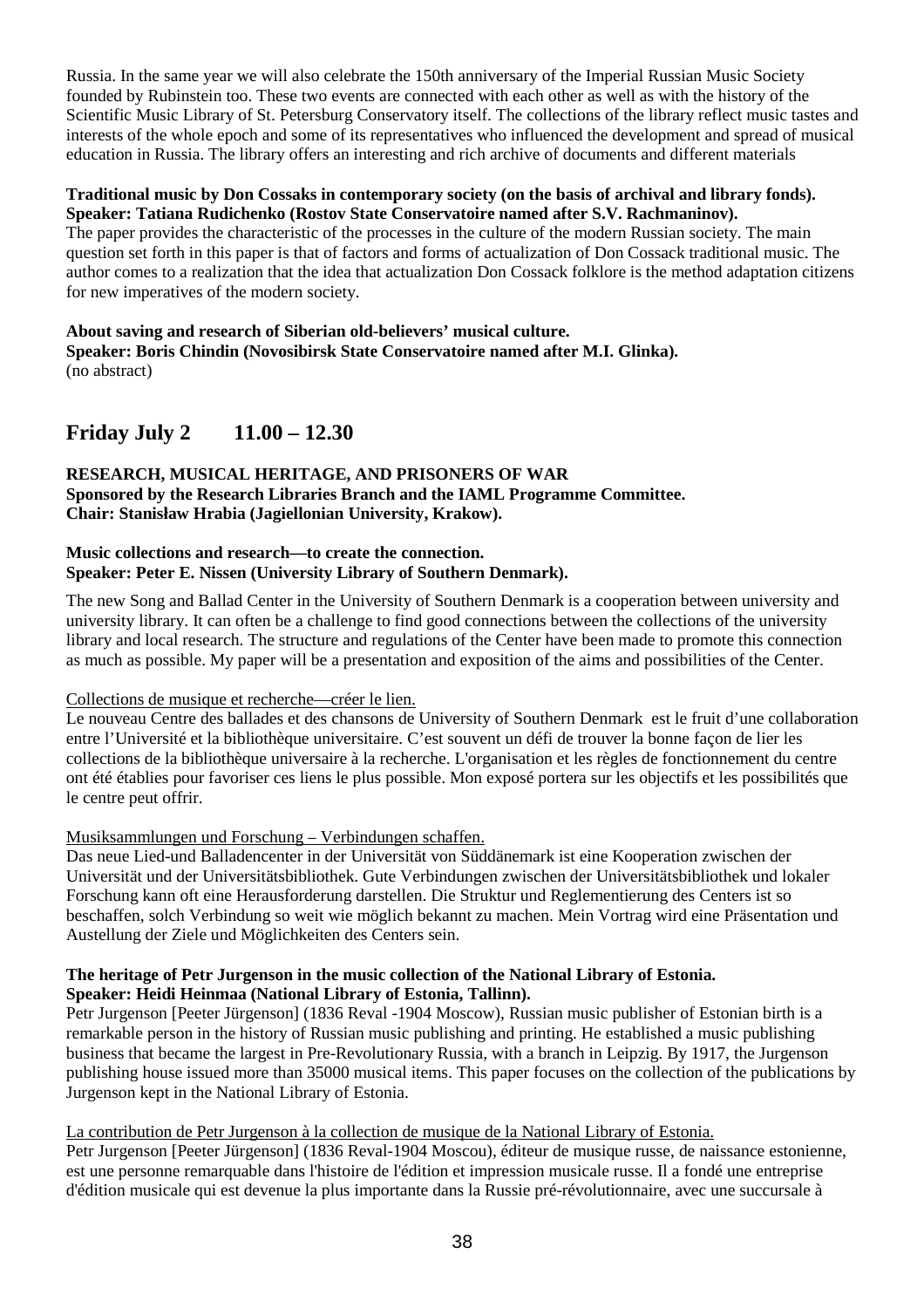Russia. In the same year we will also celebrate the 150th anniversary of the Imperial Russian Music Society founded by Rubinstein too. These two events are connected with each other as well as with the history of the Scientific Music Library of St. Petersburg Conservatory itself. The collections of the library reflect music tastes and interests of the whole epoch and some of its representatives who influenced the development and spread of musical education in Russia. The library offers an interesting and rich archive of documents and different materials

**Traditional music by Don Cossaks in contemporary society (on the basis of archival and library fonds).**
**Speaker: Tatiana Rudichenko (Rostov State Conservatoire named after S.V. Rachmaninov).**
The paper provides the characteristic of the processes in the culture of the modern Russian society. The main question set forth in this paper is that of factors and forms of actualization of Don Cossack traditional music. The author comes to a realization that the idea that actualization Don Cossack folklore is the method adaptation citizens for new imperatives of the modern society.

**About saving and research of Siberian old-believers' musical culture.**
**Speaker: Boris Chindin (Novosibirsk State Conservatoire named after M.I. Glinka).**
(no abstract)

## Friday July 2 11.00 – 12.30

**RESEARCH, MUSICAL HERITAGE, AND PRISONERS OF WAR**
**Sponsored by the Research Libraries Branch and the IAML Programme Committee.**
**Chair: Stanisław Hrabia (Jagiellonian University, Krakow).**

**Music collections and research—to create the connection.**
**Speaker: Peter E. Nissen (University Library of Southern Denmark).**

The new Song and Ballad Center in the University of Southern Denmark is a cooperation between university and university library. It can often be a challenge to find good connections between the collections of the university library and local research. The structure and regulations of the Center have been made to promote this connection as much as possible. My paper will be a presentation and exposition of the aims and possibilities of the Center.

Collections de musique et recherche—créer le lien.
Le nouveau Centre des ballades et des chansons de University of Southern Denmark est le fruit d'une collaboration entre l'Université et la bibliothèque universitaire. C'est souvent un défi de trouver la bonne façon de lier les collections de la bibliothèque universaire à la recherche. L'organisation et les règles de fonctionnement du centre ont été établies pour favoriser ces liens le plus possible. Mon exposé portera sur les objectifs et les possibilités que le centre peut offrir.

Musiksammlungen und Forschung – Verbindungen schaffen.
Das neue Lied-und Balladencenter in der Universität von Süddänemark ist eine Kooperation zwischen der Universität und der Universitätsbibliothek. Gute Verbindungen zwischen der Universitätsbibliothek und lokaler Forschung kann oft eine Herausforderung darstellen. Die Struktur und Reglementierung des Centers ist so beschaffen, solch Verbindung so weit wie möglich bekannt zu machen. Mein Vortrag wird eine Präsentation und Austellung der Ziele und Möglichkeiten des Centers sein.

**The heritage of Petr Jurgenson in the music collection of the National Library of Estonia.**
**Speaker: Heidi Heinmaa (National Library of Estonia, Tallinn).**
Petr Jurgenson [Peeter Jürgenson] (1836 Reval -1904 Moscow), Russian music publisher of Estonian birth is a remarkable person in the history of Russian music publishing and printing. He established a music publishing business that became the largest in Pre-Revolutionary Russia, with a branch in Leipzig. By 1917, the Jurgenson publishing house issued more than 35000 musical items. This paper focuses on the collection of the publications by Jurgenson kept in the National Library of Estonia.

La contribution de Petr Jurgenson à la collection de musique de la National Library of Estonia.
Petr Jurgenson [Peeter Jürgenson] (1836 Reval-1904 Moscou), éditeur de musique russe, de naissance estonienne, est une personne remarquable dans l'histoire de l'édition et impression musicale russe. Il a fondé une entreprise d'édition musicale qui est devenue la plus importante dans la Russie pré-révolutionnaire, avec une succursale à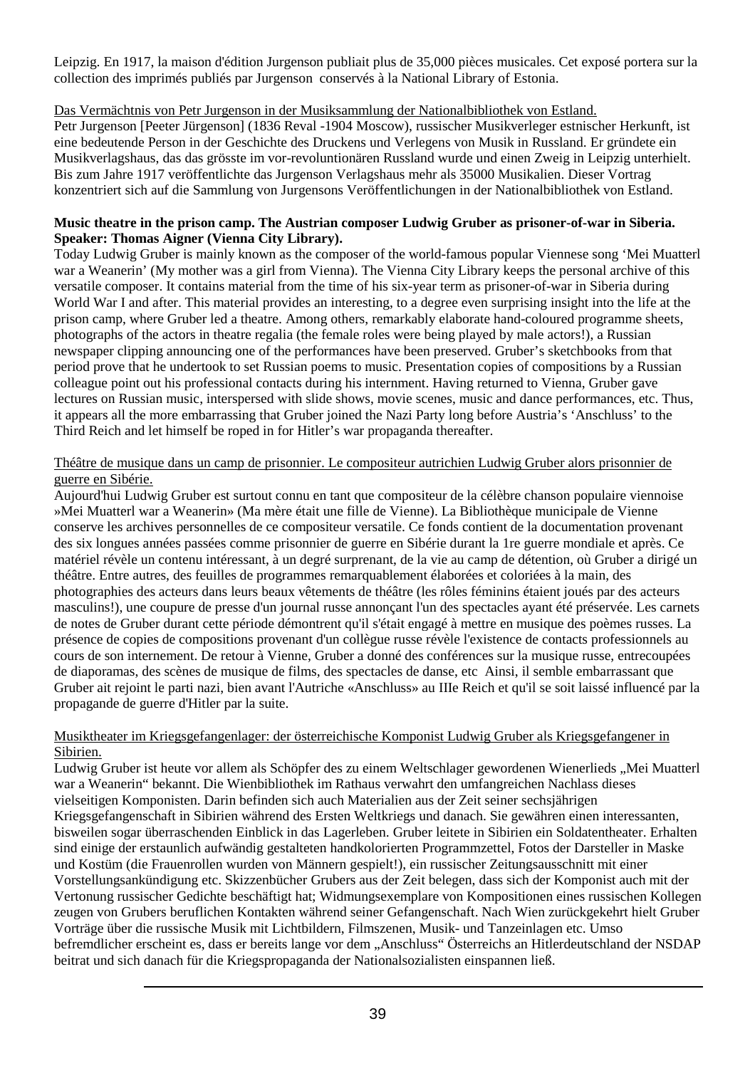Leipzig. En 1917, la maison d'édition Jurgenson publiait plus de 35,000 pièces musicales. Cet exposé portera sur la collection des imprimés publiés par Jurgenson conservés à la National Library of Estonia.

Das Vermächtnis von Petr Jurgenson in der Musiksammlung der Nationalbibliothek von Estland.

Petr Jurgenson [Peeter Jürgenson] (1836 Reval -1904 Moscow), russischer Musikverleger estnischer Herkunft, ist eine bedeutende Person in der Geschichte des Druckens und Verlegens von Musik in Russland. Er gründete ein Musikverlagshaus, das das grösste im vor-revoluntionären Russland wurde und einen Zweig in Leipzig unterhielt. Bis zum Jahre 1917 veröffentlichte das Jurgenson Verlagshaus mehr als 35000 Musikalien. Dieser Vortrag konzentriert sich auf die Sammlung von Jurgensons Veröffentlichungen in der Nationalbibliothek von Estland.

**Music theatre in the prison camp. The Austrian composer Ludwig Gruber as prisoner-of-war in Siberia. Speaker: Thomas Aigner (Vienna City Library).**

Today Ludwig Gruber is mainly known as the composer of the world-famous popular Viennese song 'Mei Muatterl war a Weanerin' (My mother was a girl from Vienna). The Vienna City Library keeps the personal archive of this versatile composer. It contains material from the time of his six-year term as prisoner-of-war in Siberia during World War I and after. This material provides an interesting, to a degree even surprising insight into the life at the prison camp, where Gruber led a theatre. Among others, remarkably elaborate hand-coloured programme sheets, photographs of the actors in theatre regalia (the female roles were being played by male actors!), a Russian newspaper clipping announcing one of the performances have been preserved. Gruber's sketchbooks from that period prove that he undertook to set Russian poems to music. Presentation copies of compositions by a Russian colleague point out his professional contacts during his internment. Having returned to Vienna, Gruber gave lectures on Russian music, interspersed with slide shows, movie scenes, music and dance performances, etc. Thus, it appears all the more embarrassing that Gruber joined the Nazi Party long before Austria's 'Anschluss' to the Third Reich and let himself be roped in for Hitler's war propaganda thereafter.

Théâtre de musique dans un camp de prisonnier. Le compositeur autrichien Ludwig Gruber alors prisonnier de guerre en Sibérie.

Aujourd'hui Ludwig Gruber est surtout connu en tant que compositeur de la célèbre chanson populaire viennoise »Mei Muatterl war a Weanerin» (Ma mère était une fille de Vienne). La Bibliothèque municipale de Vienne conserve les archives personnelles de ce compositeur versatile. Ce fonds contient de la documentation provenant des six longues années passées comme prisonnier de guerre en Sibérie durant la 1re guerre mondiale et après. Ce matériel révèle un contenu intéressant, à un degré surprenant, de la vie au camp de détention, où Gruber a dirigé un théâtre. Entre autres, des feuilles de programmes remarquablement élaborées et coloriées à la main, des photographies des acteurs dans leurs beaux vêtements de théâtre (les rôles féminins étaient joués par des acteurs masculins!), une coupure de presse d'un journal russe annonçant l'un des spectacles ayant été préservée. Les carnets de notes de Gruber durant cette période démontrent qu'il s'était engagé à mettre en musique des poèmes russes. La présence de copies de compositions provenant d'un collègue russe révèle l'existence de contacts professionnels au cours de son internement. De retour à Vienne, Gruber a donné des conférences sur la musique russe, entrecoupées de diaporamas, des scènes de musique de films, des spectacles de danse, etc Ainsi, il semble embarrassant que Gruber ait rejoint le parti nazi, bien avant l'Autriche «Anschluss» au IIIe Reich et qu'il se soit laissé influencé par la propagande de guerre d'Hitler par la suite.

Musiktheater im Kriegsgefangenlager: der österreichische Komponist Ludwig Gruber als Kriegsgefangener in Sibirien.

Ludwig Gruber ist heute vor allem als Schöpfer des zu einem Weltschlager gewordenen Wienerlieds „Mei Muatterl war a Weanerin" bekannt. Die Wienbibliothek im Rathaus verwahrt den umfangreichen Nachlass dieses vielseitigen Komponisten. Darin befinden sich auch Materialien aus der Zeit seiner sechsjährigen Kriegsgefangenschaft in Sibirien während des Ersten Weltkriegs und danach. Sie gewähren einen interessanten, bisweilen sogar überraschenden Einblick in das Lagerleben. Gruber leitete in Sibirien ein Soldatentheater. Erhalten sind einige der erstaunlich aufwändig gestalteten handkolorierten Programmzettel, Fotos der Darsteller in Maske und Kostüm (die Frauenrollen wurden von Männern gespielt!), ein russischer Zeitungsausschnitt mit einer Vorstellungsankündigung etc. Skizzenbücher Grubers aus der Zeit belegen, dass sich der Komponist auch mit der Vertonung russischer Gedichte beschäftigt hat; Widmungsexemplare von Kompositionen eines russischen Kollegen zeugen von Grubers beruflichen Kontakten während seiner Gefangenschaft. Nach Wien zurückgekehrt hielt Gruber Vorträge über die russische Musik mit Lichtbildern, Filmszenen, Musik- und Tanzeinlagen etc. Umso befremdlicher erscheint es, dass er bereits lange vor dem „Anschluss" Österreichs an Hitlerdeutschland der NSDAP beitrat und sich danach für die Kriegspropaganda der Nationalsozialisten einspannen ließ.